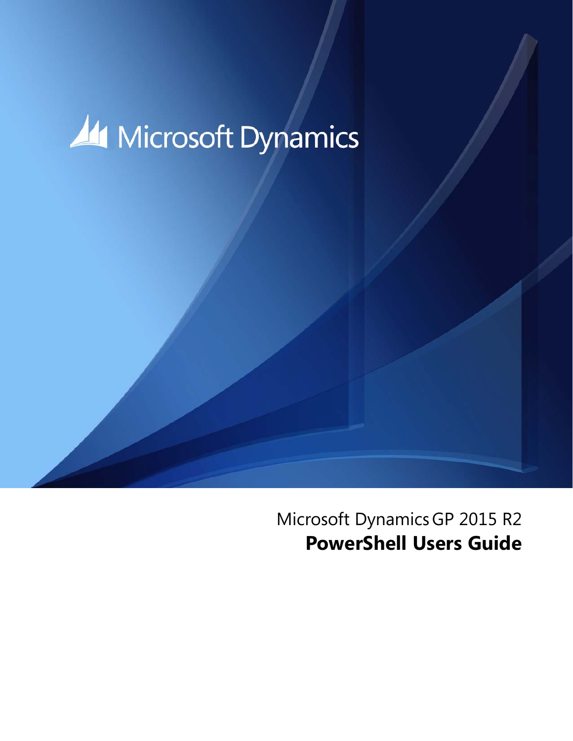Microsoft Dynamics

Microsoft Dynamics GP 2015 R2

# PowerShell Users Guide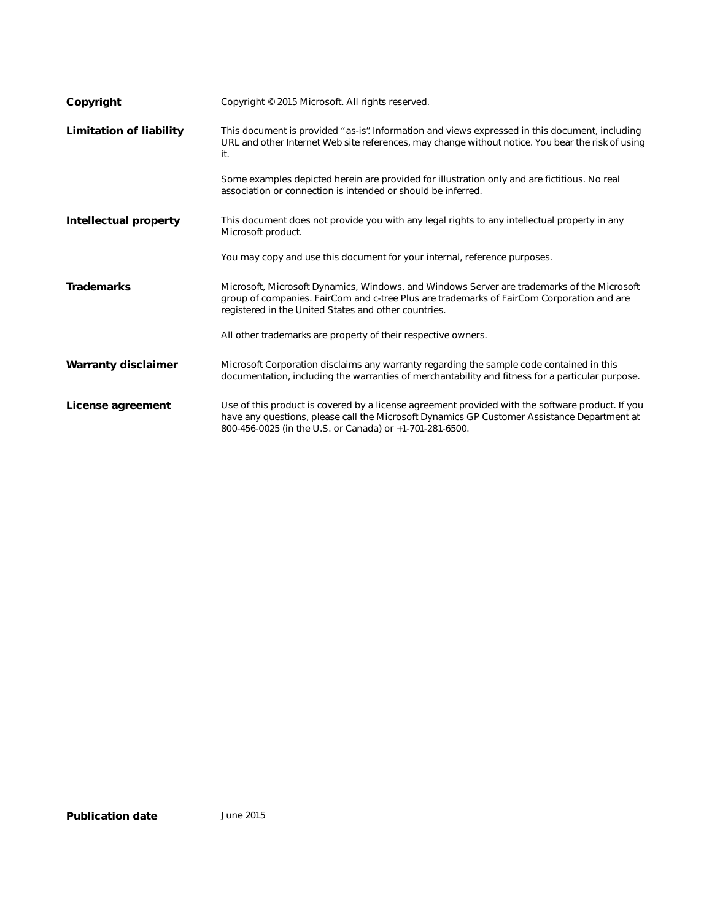**Copyright**

Copyright © 2015 Microsoft. All rights reserved.

**Limitation of liability**

This document is provided "as-is". Information and views expressed in this document, including URL and other Internet Web site references, may change without notice. You bear the risk of using it.

Some examples depicted herein are provided for illustration only and are fictitious. No real association or connection is intended or should be inferred.

**Intellectual property**

This document does not provide you with any legal rights to any intellectual property in any Microsoft product.

You may copy and use this document for your internal, reference purposes.

**Trademarks**

Microsoft, Microsoft Dynamics, Windows, and Windows Server are trademarks of the Microsoft group of companies. FairCom and c-tree Plus are trademarks of FairCom Corporation and are registered in the United States and other countries.

All other trademarks are property of their respective owners.

**Warranty disclaimer**

Microsoft Corporation disclaims any warranty regarding the sample code contained in this documentation, including the warranties of merchantability and fitness for a particular purpose.

**License agreement**

Use of this product is covered by a license agreement provided with the software product. If you have any questions, please call the Microsoft Dynamics GP Customer Assistance Department at 800-456-0025 (in the U.S. or Canada) or +1-701-281-6500.

**Publication date**

June 2015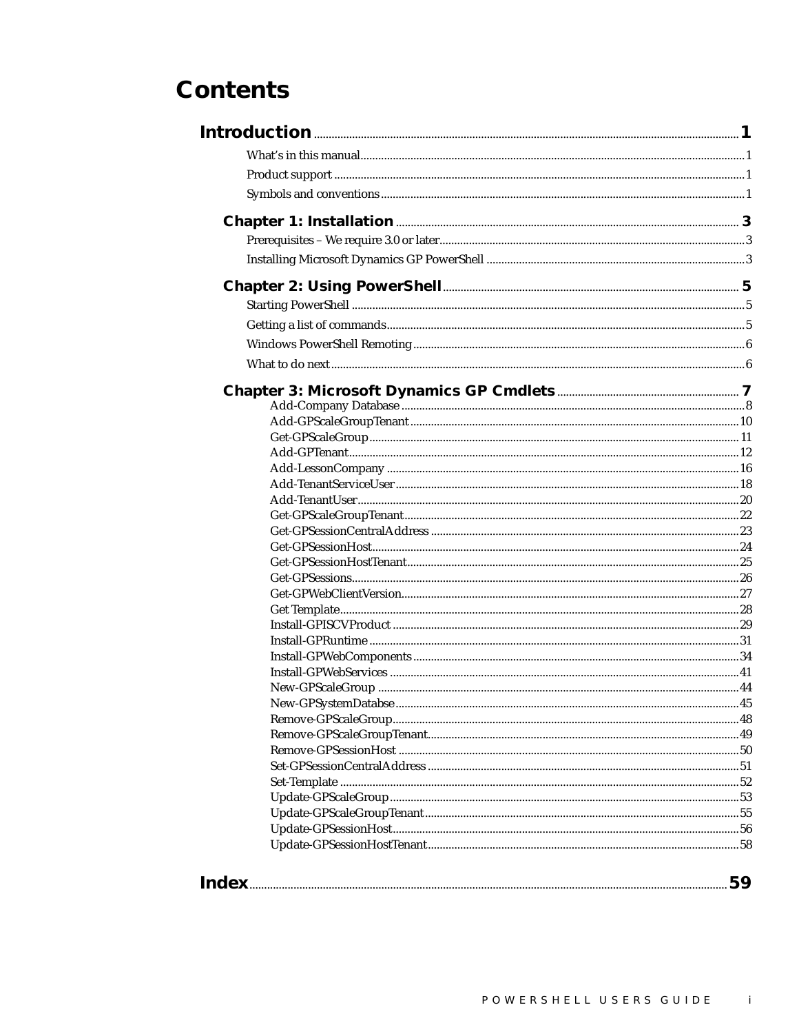# Contents

## Introduction ............ 1

What's in this manual ............ 1
Product support ............ 1
Symbols and conventions ............ 1

### Chapter 1: Installation ............ 3

Prerequisites – We require 3.0 or later ............ 3
Installing Microsoft Dynamics GP PowerShell ............ 3

### Chapter 2: Using PowerShell ............ 5

Starting PowerShell ............ 5
Getting a list of commands ............ 5
Windows PowerShell Remoting ............ 6
What to do next ............ 6

### Chapter 3: Microsoft Dynamics GP Cmdlets ............ 7

Add-Company Database ............ 8
Add-GPScaleGroupTenant ............ 10
Get-GPScaleGroup ............ 11
Add-GPTenant ............ 12
Add-LessonCompany ............ 16
Add-TenantServiceUser ............ 18
Add-TenantUser ............ 20
Get-GPScaleGroupTenant ............ 22
Get-GPSessionCentralAddress ............ 23
Get-GPSessionHost ............ 24
Get-GPSessionHostTenant ............ 25
Get-GPSessions ............ 26
Get-GPWebClientVersion ............ 27
Get Template ............ 28
Install-GPISCVProduct ............ 29
Install-GPRuntime ............ 31
Install-GPWebComponents ............ 34
Install-GPWebServices ............ 41
New-GPScaleGroup ............ 44
New-GPSystemDatabse ............ 45
Remove-GPScaleGroup ............ 48
Remove-GPScaleGroupTenant ............ 49
Remove-GPSessionHost ............ 50
Set-GPSessionCentralAddress ............ 51
Set-Template ............ 52
Update-GPScaleGroup ............ 53
Update-GPScaleGroupTenant ............ 55
Update-GPSessionHost ............ 56
Update-GPSessionHostTenant ............ 58

## Index ............ 59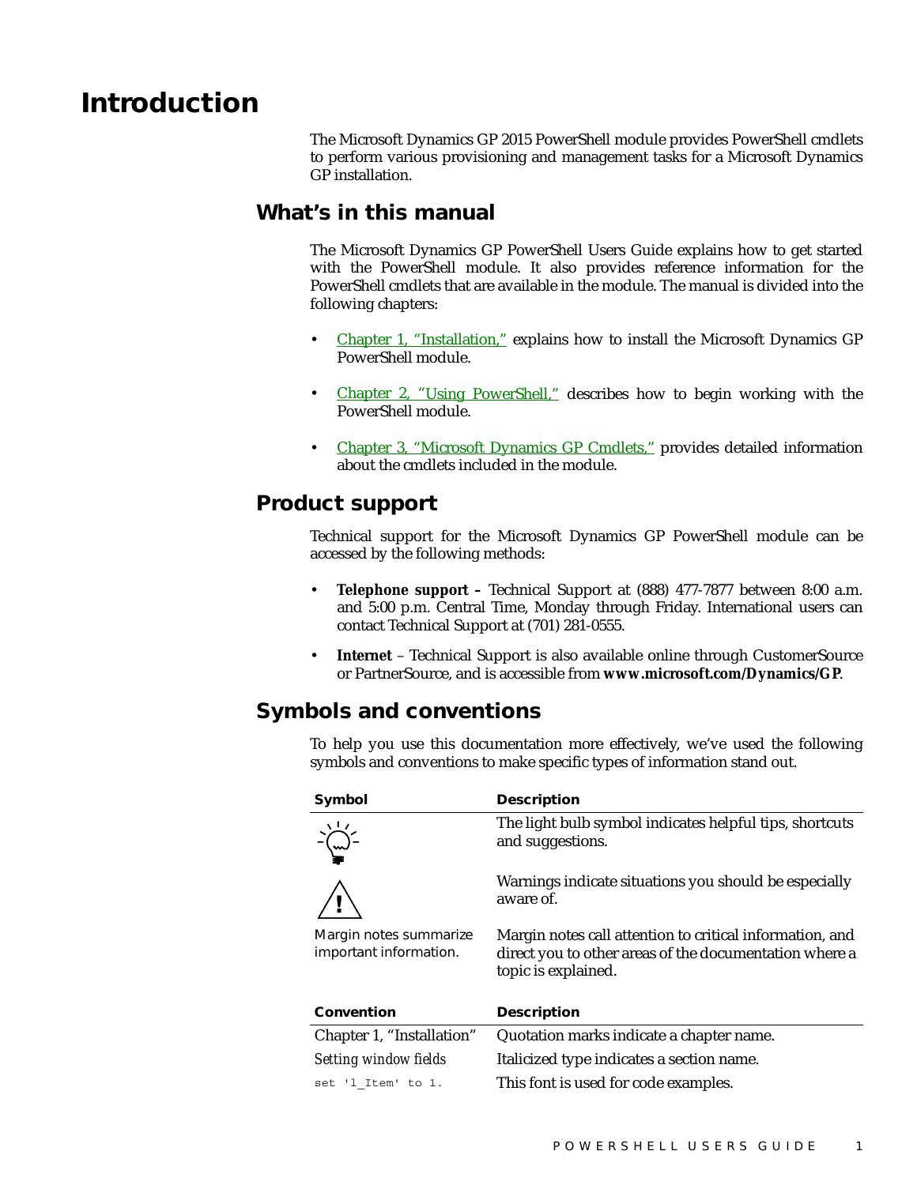# Introduction

The Microsoft Dynamics GP 2015 PowerShell module provides PowerShell cmdlets to perform various provisioning and management tasks for a Microsoft Dynamics GP installation.

## What's in this manual

The Microsoft Dynamics GP PowerShell Users Guide explains how to get started with the PowerShell module. It also provides reference information for the PowerShell cmdlets that are available in the module. The manual is divided into the following chapters:

- Chapter 1, "Installation," explains how to install the Microsoft Dynamics GP PowerShell module.
- Chapter 2, "Using PowerShell," describes how to begin working with the PowerShell module.
- Chapter 3, "Microsoft Dynamics GP Cmdlets," provides detailed information about the cmdlets included in the module.

## Product support

Technical support for the Microsoft Dynamics GP PowerShell module can be accessed by the following methods:

- **Telephone support –** Technical Support at (888) 477-7877 between 8:00 a.m. and 5:00 p.m. Central Time, Monday through Friday. International users can contact Technical Support at (701) 281-0555.
- **Internet** – Technical Support is also available online through CustomerSource or PartnerSource, and is accessible from ***www.microsoft.com/Dynamics/GP***.

## Symbols and conventions

To help you use this documentation more effectively, we've used the following symbols and conventions to make specific types of information stand out.

| Symbol | Description |
|---|---|
| (light bulb) | The light bulb symbol indicates helpful tips, shortcuts and suggestions. |
| (warning) | Warnings indicate situations you should be especially aware of. |
| Margin notes summarize important information. | Margin notes call attention to critical information, and direct you to other areas of the documentation where a topic is explained. |

| Convention | Description |
|---|---|
| Chapter 1, "Installation" | Quotation marks indicate a chapter name. |
| *Setting window fields* | Italicized type indicates a section name. |
| `set 'l_Item' to 1.` | This font is used for code examples. |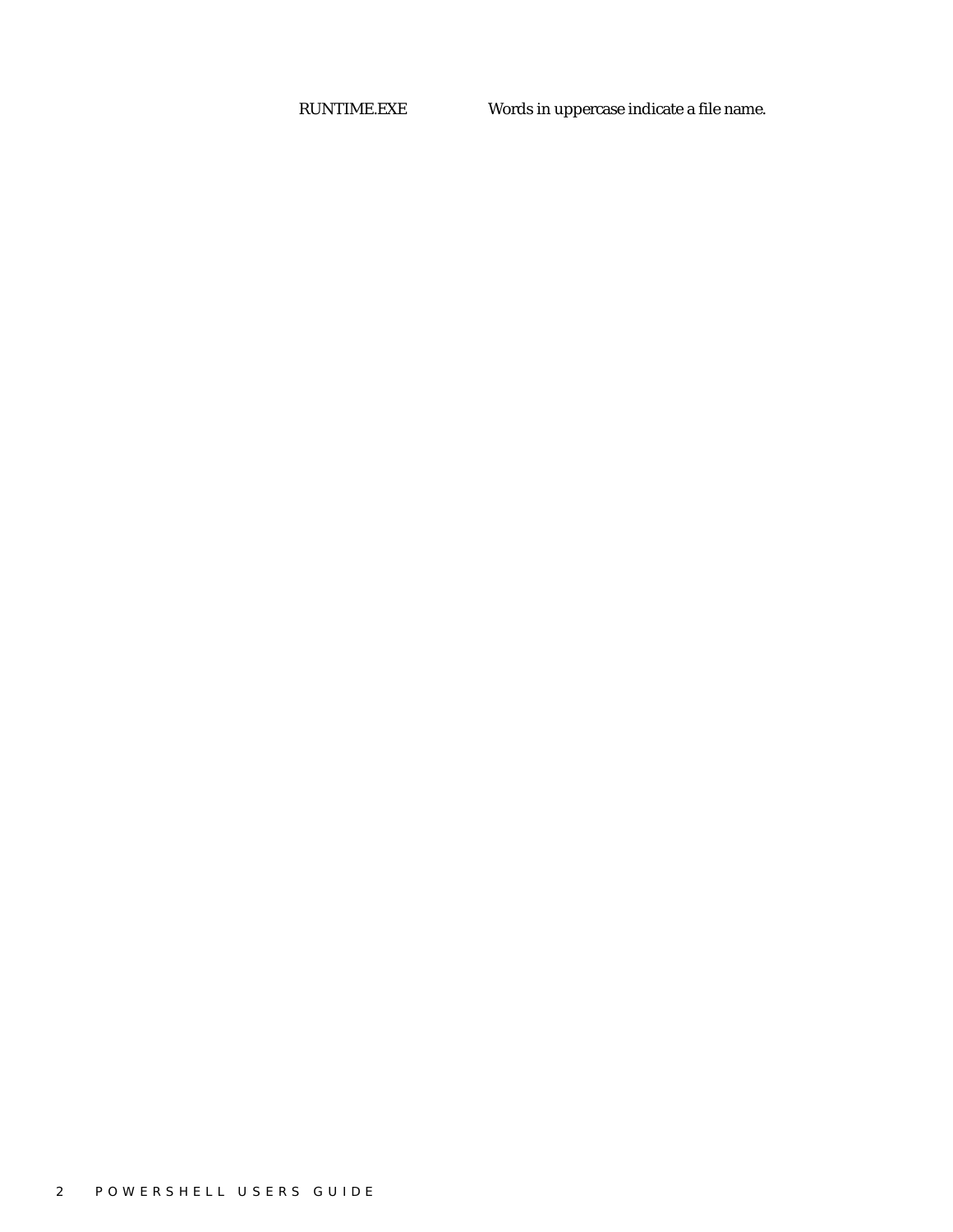| | |
|---|---|
| RUNTIME.EXE | Words in uppercase indicate a file name. |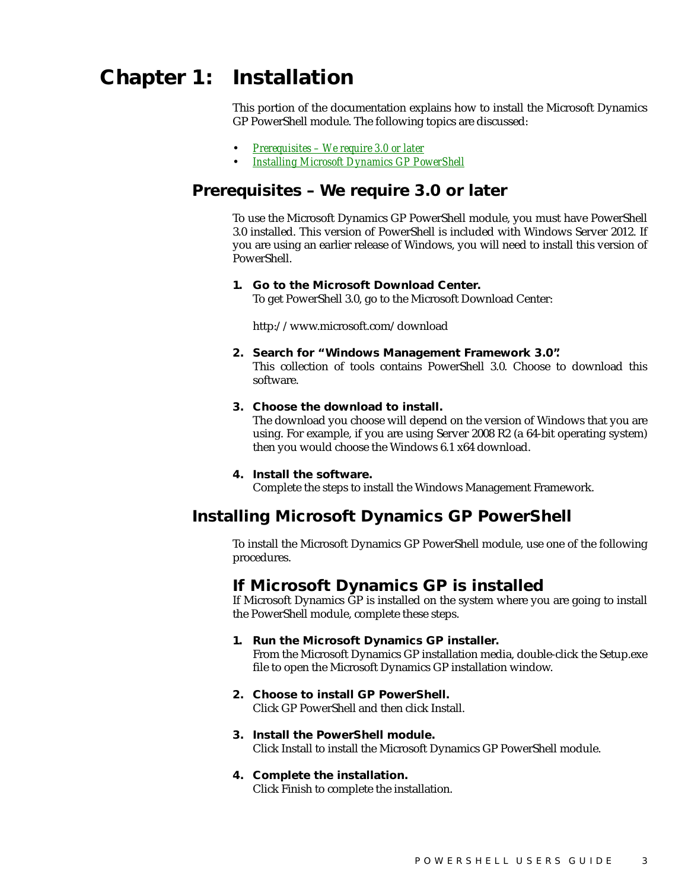# Chapter 1: Installation

This portion of the documentation explains how to install the Microsoft Dynamics GP PowerShell module. The following topics are discussed:

- *Prerequisites – We require 3.0 or later*
- *Installing Microsoft Dynamics GP PowerShell*

## Prerequisites – We require 3.0 or later

To use the Microsoft Dynamics GP PowerShell module, you must have PowerShell 3.0 installed. This version of PowerShell is included with Windows Server 2012. If you are using an earlier release of Windows, you will need to install this version of PowerShell.

1. **Go to the Microsoft Download Center.**
   To get PowerShell 3.0, go to the Microsoft Download Center:

   http://www.microsoft.com/download

2. **Search for “Windows Management Framework 3.0”.**
   This collection of tools contains PowerShell 3.0. Choose to download this software.

3. **Choose the download to install.**
   The download you choose will depend on the version of Windows that you are using. For example, if you are using Server 2008 R2 (a 64-bit operating system) then you would choose the Windows 6.1 x64 download.

4. **Install the software.**
   Complete the steps to install the Windows Management Framework.

## Installing Microsoft Dynamics GP PowerShell

To install the Microsoft Dynamics GP PowerShell module, use one of the following procedures.

### If Microsoft Dynamics GP is installed

If Microsoft Dynamics GP is installed on the system where you are going to install the PowerShell module, complete these steps.

1. **Run the Microsoft Dynamics GP installer.**
   From the Microsoft Dynamics GP installation media, double-click the Setup.exe file to open the Microsoft Dynamics GP installation window.

2. **Choose to install GP PowerShell.**
   Click GP PowerShell and then click Install.

3. **Install the PowerShell module.**
   Click Install to install the Microsoft Dynamics GP PowerShell module.

4. **Complete the installation.**
   Click Finish to complete the installation.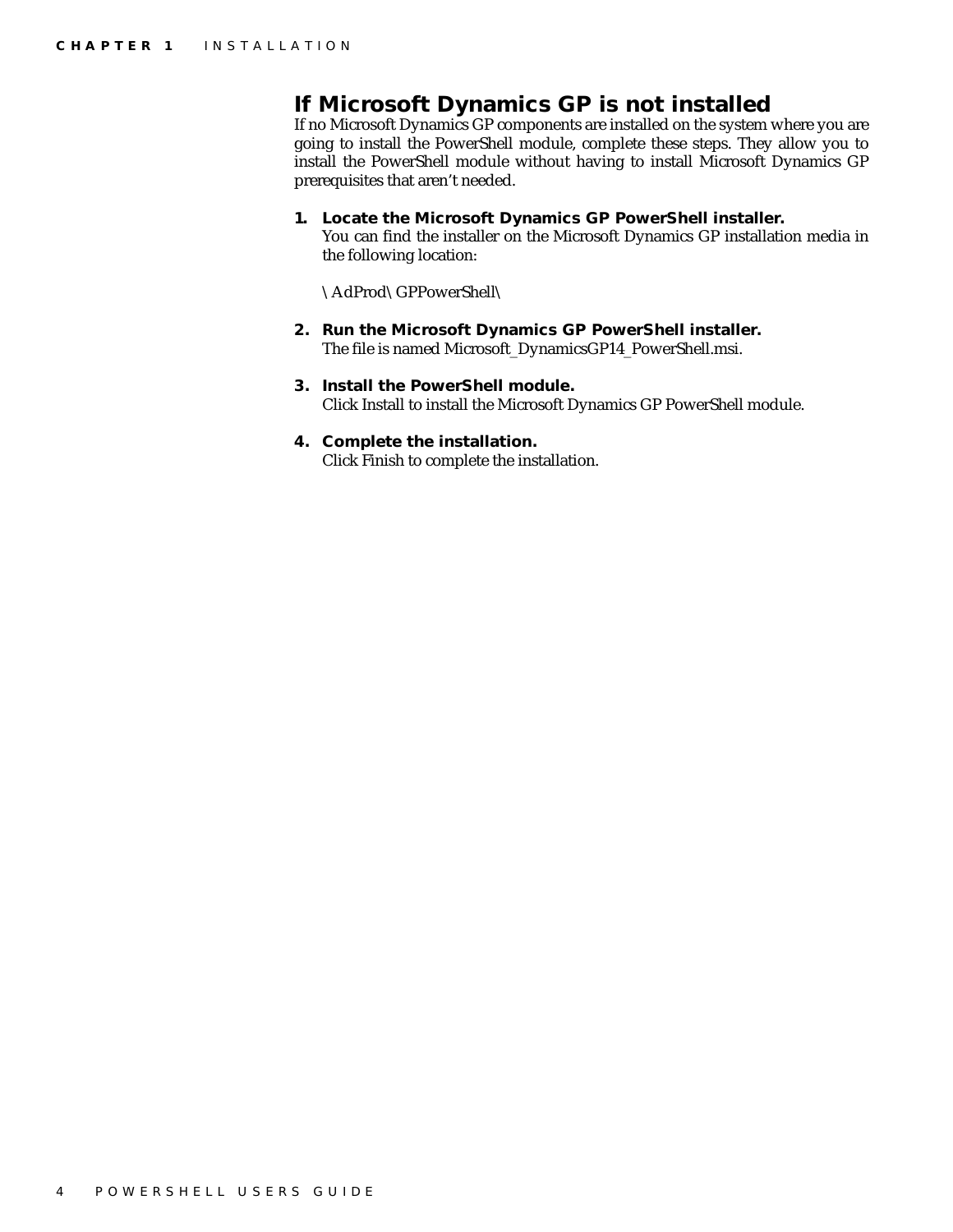## If Microsoft Dynamics GP is not installed

If no Microsoft Dynamics GP components are installed on the system where you are going to install the PowerShell module, complete these steps. They allow you to install the PowerShell module without having to install Microsoft Dynamics GP prerequisites that aren't needed.

1. **Locate the Microsoft Dynamics GP PowerShell installer.**
   You can find the installer on the Microsoft Dynamics GP installation media in the following location:

   \AdProd\GPPowerShell\

2. **Run the Microsoft Dynamics GP PowerShell installer.**
   The file is named Microsoft_DynamicsGP14_PowerShell.msi.

3. **Install the PowerShell module.**
   Click Install to install the Microsoft Dynamics GP PowerShell module.

4. **Complete the installation.**
   Click Finish to complete the installation.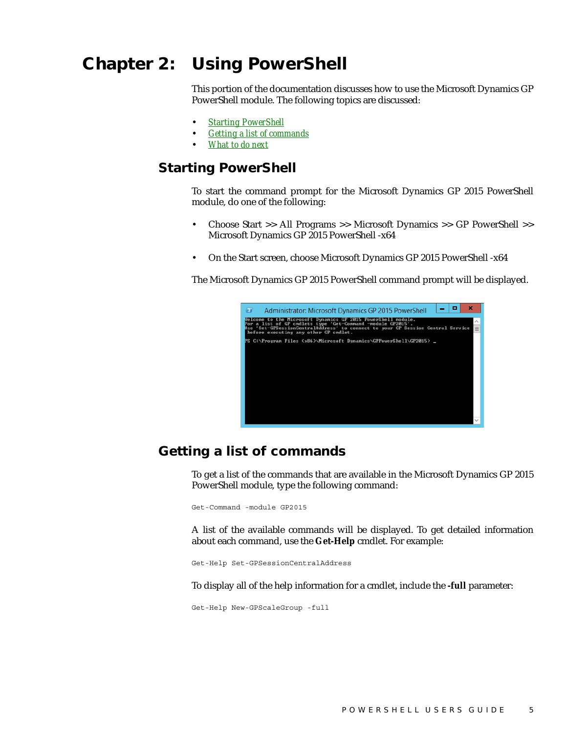# Chapter 2: Using PowerShell

This portion of the documentation discusses how to use the Microsoft Dynamics GP PowerShell module. The following topics are discussed:

- Starting PowerShell
- Getting a list of commands
- What to do next

## Starting PowerShell

To start the command prompt for the Microsoft Dynamics GP 2015 PowerShell module, do one of the following:

- Choose Start >> All Programs >> Microsoft Dynamics >> GP PowerShell >> Microsoft Dynamics GP 2015 PowerShell -x64
- On the Start screen, choose Microsoft Dynamics GP 2015 PowerShell -x64

The Microsoft Dynamics GP 2015 PowerShell command prompt will be displayed.

## Getting a list of commands

To get a list of the commands that are available in the Microsoft Dynamics GP 2015 PowerShell module, type the following command:

```
Get-Command -module GP2015
```

A list of the available commands will be displayed. To get detailed information about each command, use the **Get-Help** cmdlet. For example:

```
Get-Help Set-GPSessionCentralAddress
```

To display all of the help information for a cmdlet, include the **-full** parameter:

```
Get-Help New-GPScaleGroup -full
```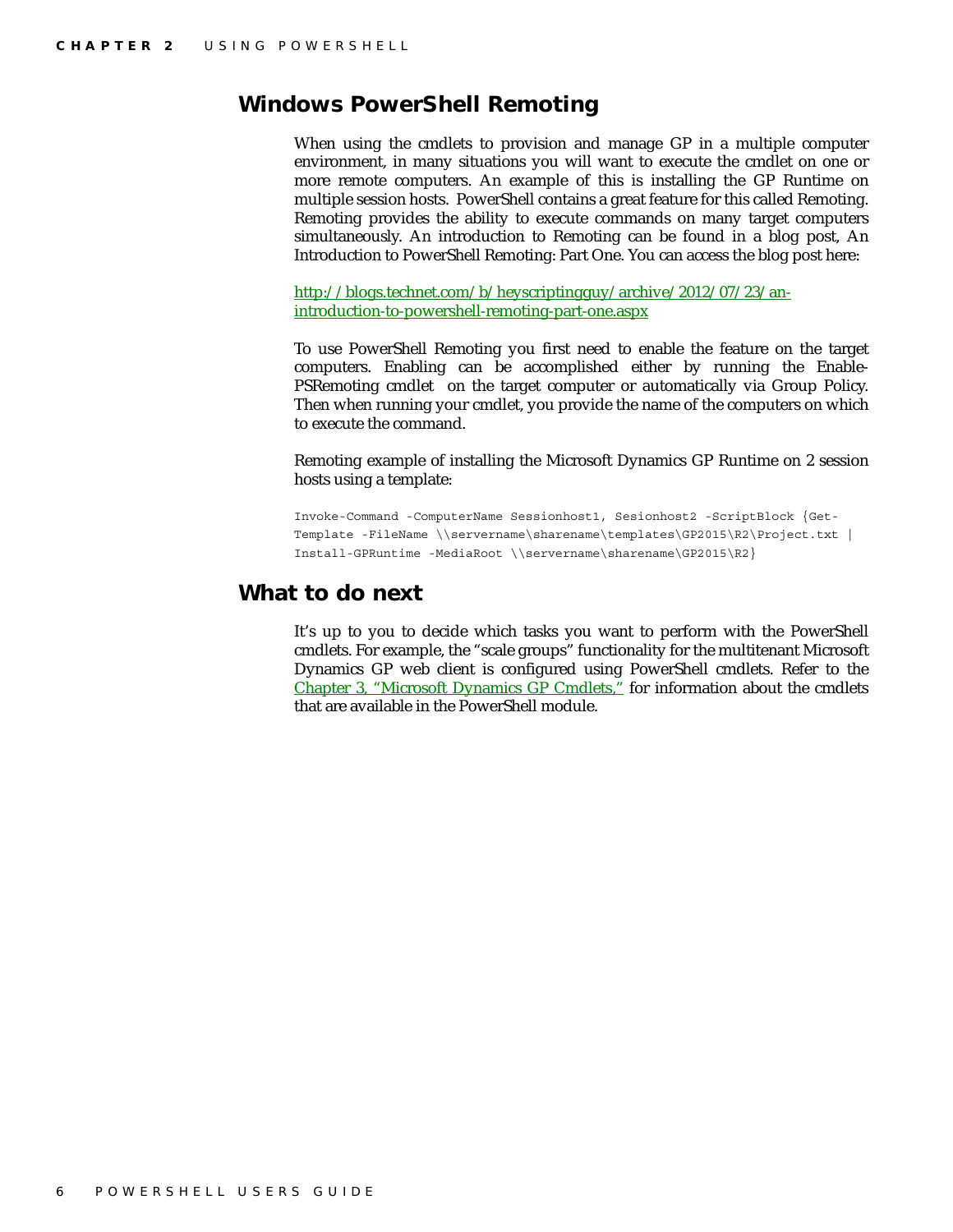## Windows PowerShell Remoting

When using the cmdlets to provision and manage GP in a multiple computer environment, in many situations you will want to execute the cmdlet on one or more remote computers. An example of this is installing the GP Runtime on multiple session hosts. PowerShell contains a great feature for this called Remoting. Remoting provides the ability to execute commands on many target computers simultaneously. An introduction to Remoting can be found in a blog post, An Introduction to PowerShell Remoting: Part One. You can access the blog post here:

http://blogs.technet.com/b/heyscriptingguy/archive/2012/07/23/an-introduction-to-powershell-remoting-part-one.aspx

To use PowerShell Remoting you first need to enable the feature on the target computers. Enabling can be accomplished either by running the Enable-PSRemoting cmdlet on the target computer or automatically via Group Policy. Then when running your cmdlet, you provide the name of the computers on which to execute the command.

Remoting example of installing the Microsoft Dynamics GP Runtime on 2 session hosts using a template:

```
Invoke-Command -ComputerName Sessionhost1, Sesionhost2 -ScriptBlock {Get-Template -FileName \\servername\sharename\templates\GP2015\R2\Project.txt | Install-GPRuntime -MediaRoot \\servername\sharename\GP2015\R2}
```

## What to do next

It's up to you to decide which tasks you want to perform with the PowerShell cmdlets. For example, the "scale groups" functionality for the multitenant Microsoft Dynamics GP web client is configured using PowerShell cmdlets. Refer to the Chapter 3, "Microsoft Dynamics GP Cmdlets," for information about the cmdlets that are available in the PowerShell module.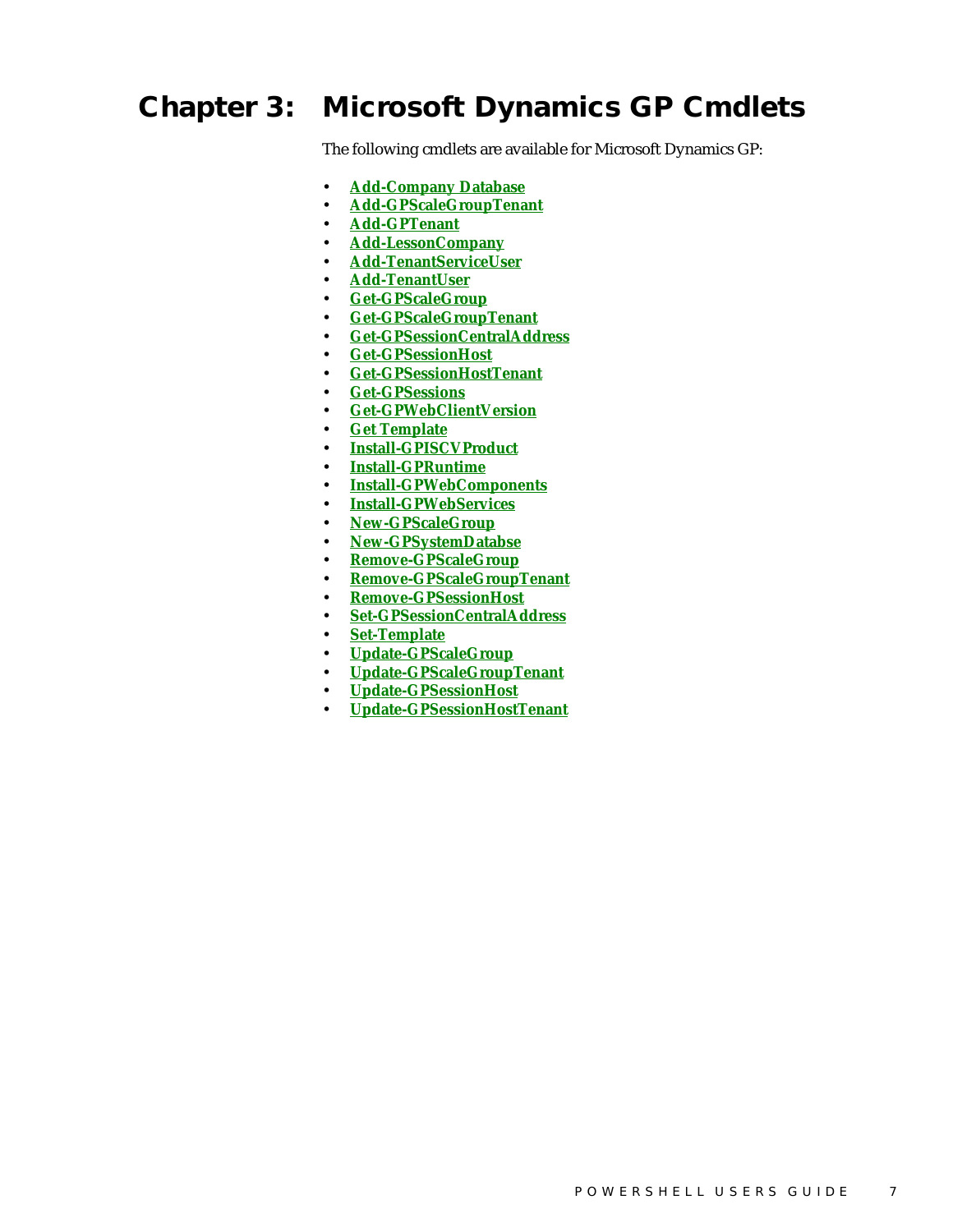# Chapter 3: Microsoft Dynamics GP Cmdlets

The following cmdlets are available for Microsoft Dynamics GP:

- **Add-Company Database**
- **Add-GPScaleGroupTenant**
- **Add-GPTenant**
- **Add-LessonCompany**
- **Add-TenantServiceUser**
- **Add-TenantUser**
- **Get-GPScaleGroup**
- **Get-GPScaleGroupTenant**
- **Get-GPSessionCentralAddress**
- **Get-GPSessionHost**
- **Get-GPSessionHostTenant**
- **Get-GPSessions**
- **Get-GPWebClientVersion**
- **Get Template**
- **Install-GPISCVProduct**
- **Install-GPRuntime**
- **Install-GPWebComponents**
- **Install-GPWebServices**
- **New-GPScaleGroup**
- **New-GPSystemDatabse**
- **Remove-GPScaleGroup**
- **Remove-GPScaleGroupTenant**
- **Remove-GPSessionHost**
- **Set-GPSessionCentralAddress**
- **Set-Template**
- **Update-GPScaleGroup**
- **Update-GPScaleGroupTenant**
- **Update-GPSessionHost**
- **Update-GPSessionHostTenant**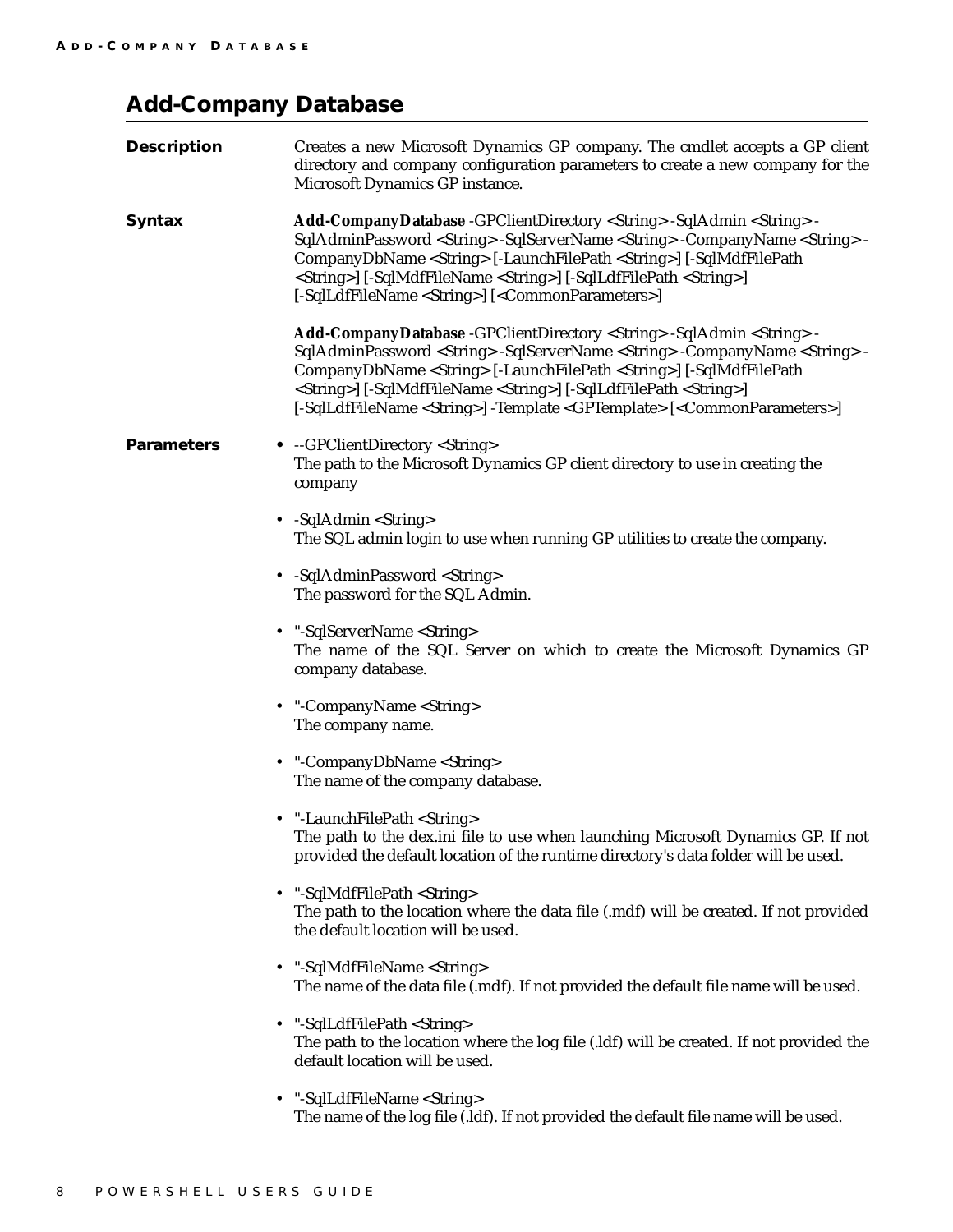# Add-Company Database

**Description**

Creates a new Microsoft Dynamics GP company. The cmdlet accepts a GP client directory and company configuration parameters to create a new company for the Microsoft Dynamics GP instance.

**Syntax**

**Add-CompanyDatabase** -GPClientDirectory <String> -SqlAdmin <String> -SqlAdminPassword <String> -SqlServerName <String> -CompanyName <String> -CompanyDbName <String> [-LaunchFilePath <String>] [-SqlMdfFilePath <String>] [-SqlMdfFileName <String>] [-SqlLdfFilePath <String>] [-SqlLdfFileName <String>] [<CommonParameters>]

**Add-CompanyDatabase** -GPClientDirectory <String> -SqlAdmin <String> -SqlAdminPassword <String> -SqlServerName <String> -CompanyName <String> -CompanyDbName <String> [-LaunchFilePath <String>] [-SqlMdfFilePath <String>] [-SqlMdfFileName <String>] [-SqlLdfFilePath <String>] [-SqlLdfFileName <String>] -Template <GPTemplate> [<CommonParameters>]

**Parameters**

- --GPClientDirectory <String>
  The path to the Microsoft Dynamics GP client directory to use in creating the company
- -SqlAdmin <String>
  The SQL admin login to use when running GP utilities to create the company.
- -SqlAdminPassword <String>
  The password for the SQL Admin.
- "-SqlServerName <String>
  The name of the SQL Server on which to create the Microsoft Dynamics GP company database.
- "-CompanyName <String>
  The company name.
- "-CompanyDbName <String>
  The name of the company database.
- "-LaunchFilePath <String>
  The path to the dex.ini file to use when launching Microsoft Dynamics GP. If not provided the default location of the runtime directory's data folder will be used.
- "-SqlMdfFilePath <String>
  The path to the location where the data file (.mdf) will be created. If not provided the default location will be used.
- "-SqlMdfFileName <String>
  The name of the data file (.mdf). If not provided the default file name will be used.
- "-SqlLdfFilePath <String>
  The path to the location where the log file (.ldf) will be created. If not provided the default location will be used.
- "-SqlLdfFileName <String>
  The name of the log file (.ldf). If not provided the default file name will be used.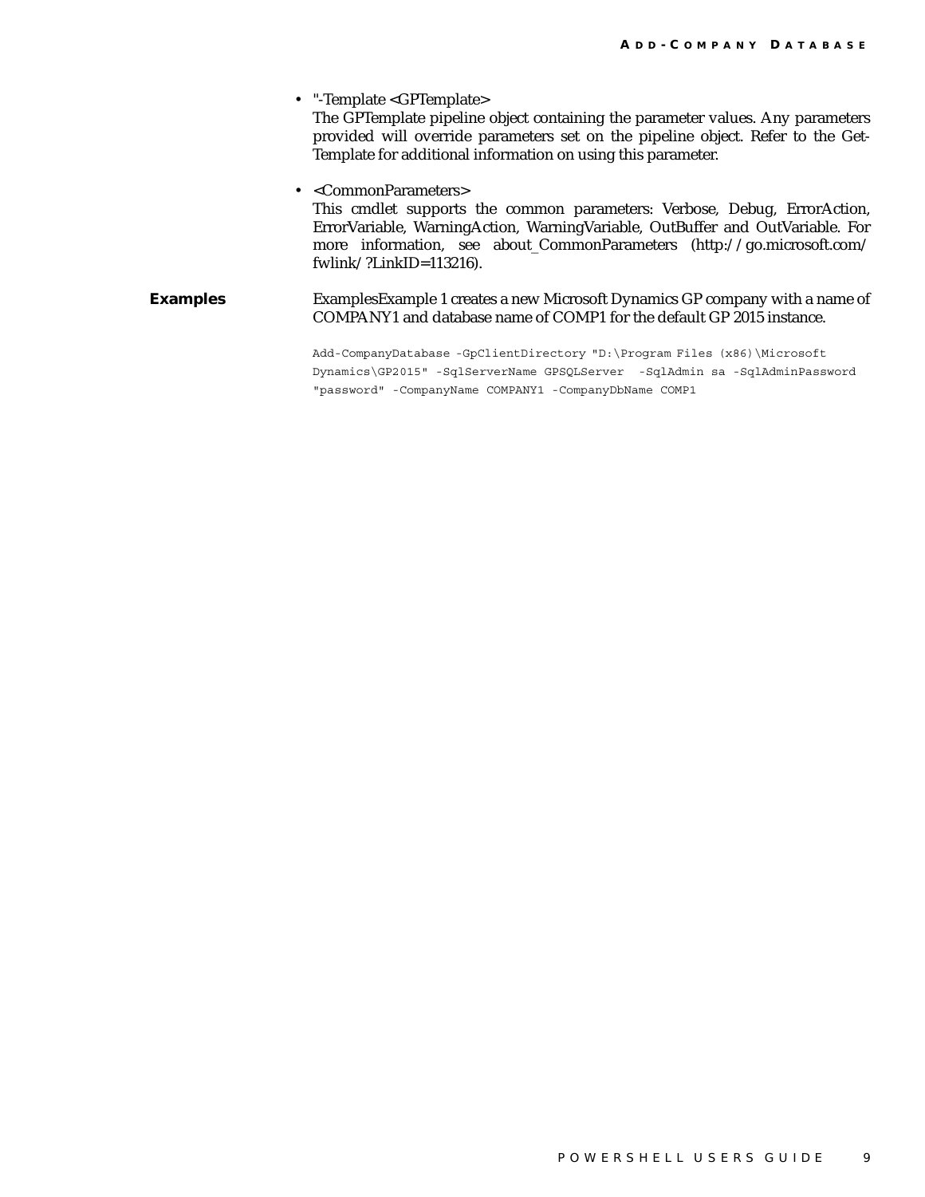- "-Template <GPTemplate>
  The GPTemplate pipeline object containing the parameter values. Any parameters provided will override parameters set on the pipeline object. Refer to the Get-Template for additional information on using this parameter.

- <CommonParameters>
  This cmdlet supports the common parameters: Verbose, Debug, ErrorAction, ErrorVariable, WarningAction, WarningVariable, OutBuffer and OutVariable. For more information, see about_CommonParameters (http://go.microsoft.com/fwlink/?LinkID=113216).

**Examples**

ExamplesExample 1 creates a new Microsoft Dynamics GP company with a name of COMPANY1 and database name of COMP1 for the default GP 2015 instance.

```
Add-CompanyDatabase -GpClientDirectory "D:\Program Files (x86)\Microsoft
Dynamics\GP2015" -SqlServerName GPSQLServer  -SqlAdmin sa -SqlAdminPassword
"password" -CompanyName COMPANY1 -CompanyDbName COMP1
```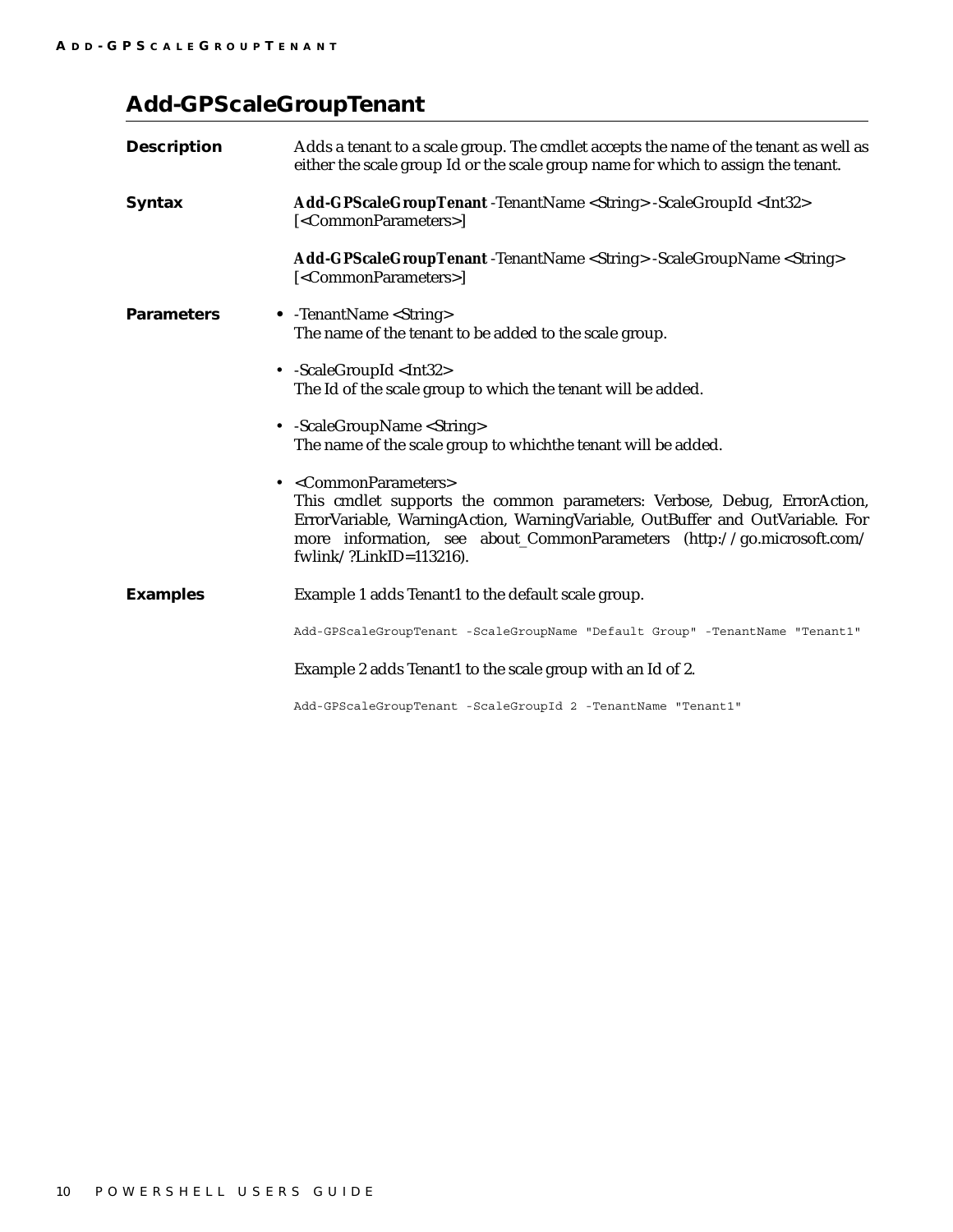# Add-GPScaleGroupTenant

**Description**

Adds a tenant to a scale group. The cmdlet accepts the name of the tenant as well as either the scale group Id or the scale group name for which to assign the tenant.

**Syntax**

**Add-GPScaleGroupTenant** -TenantName <String> -ScaleGroupId <Int32> [<CommonParameters>]

**Add-GPScaleGroupTenant** -TenantName <String> -ScaleGroupName <String> [<CommonParameters>]

**Parameters**

- -TenantName <String>
  The name of the tenant to be added to the scale group.
- -ScaleGroupId <Int32>
  The Id of the scale group to which the tenant will be added.
- -ScaleGroupName <String>
  The name of the scale group to whichthe tenant will be added.
- <CommonParameters>
  This cmdlet supports the common parameters: Verbose, Debug, ErrorAction, ErrorVariable, WarningAction, WarningVariable, OutBuffer and OutVariable. For more information, see about_CommonParameters (http://go.microsoft.com/fwlink/?LinkID=113216).

**Examples**

Example 1 adds Tenant1 to the default scale group.

```
Add-GPScaleGroupTenant -ScaleGroupName "Default Group" -TenantName "Tenant1"
```

Example 2 adds Tenant1 to the scale group with an Id of 2.

```
Add-GPScaleGroupTenant -ScaleGroupId 2 -TenantName "Tenant1"
```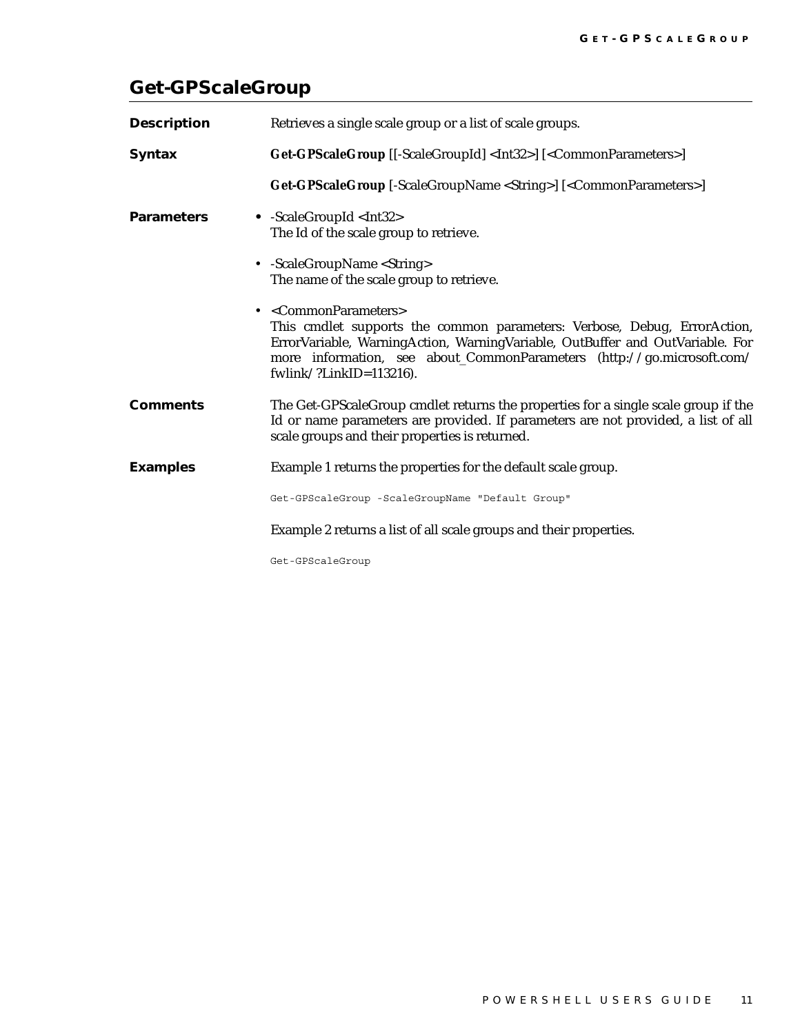## Get-GPScaleGroup

**Description**

Retrieves a single scale group or a list of scale groups.

**Syntax**

**Get-GPScaleGroup** [[-ScaleGroupId] <Int32>] [<CommonParameters>]

**Get-GPScaleGroup** [-ScaleGroupName <String>] [<CommonParameters>]

**Parameters**

- -ScaleGroupId <Int32>
  The Id of the scale group to retrieve.
- -ScaleGroupName <String>
  The name of the scale group to retrieve.
- <CommonParameters>
  This cmdlet supports the common parameters: Verbose, Debug, ErrorAction, ErrorVariable, WarningAction, WarningVariable, OutBuffer and OutVariable. For more information, see about_CommonParameters (http://go.microsoft.com/fwlink/?LinkID=113216).

**Comments**

The Get-GPScaleGroup cmdlet returns the properties for a single scale group if the Id or name parameters are provided. If parameters are not provided, a list of all scale groups and their properties is returned.

**Examples**

Example 1 returns the properties for the default scale group.

```
Get-GPScaleGroup -ScaleGroupName "Default Group"
```

Example 2 returns a list of all scale groups and their properties.

```
Get-GPScaleGroup
```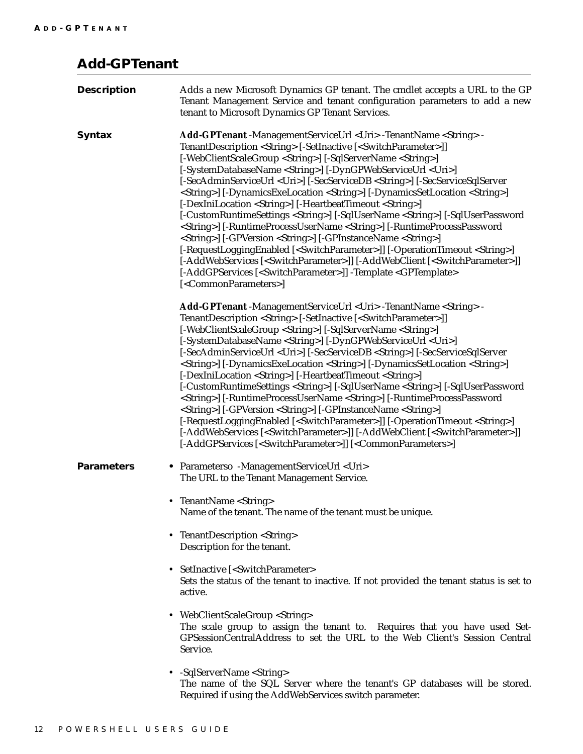# Add-GPTenant

**Description**

Adds a new Microsoft Dynamics GP tenant. The cmdlet accepts a URL to the GP Tenant Management Service and tenant configuration parameters to add a new tenant to Microsoft Dynamics GP Tenant Services.

**Syntax**

**Add-GPTenant** -ManagementServiceUrl <Uri> -TenantName <String> -TenantDescription <String> [-SetInactive [<SwitchParameter>]] [-WebClientScaleGroup <String>] [-SqlServerName <String>] [-SystemDatabaseName <String>] [-DynGPWebServiceUrl <Uri>] [-SecAdminServiceUrl <Uri>] [-SecServiceDB <String>] [-SecServiceSqlServer <String>] [-DynamicsExeLocation <String>] [-DynamicsSetLocation <String>] [-DexIniLocation <String>] [-HeartbeatTimeout <String>] [-CustomRuntimeSettings <String>] [-SqlUserName <String>] [-SqlUserPassword <String>] [-RuntimeProcessUserName <String>] [-RuntimeProcessPassword <String>] [-GPVersion <String>] [-GPInstanceName <String>] [-RequestLoggingEnabled [<SwitchParameter>]] [-OperationTimeout <String>] [-AddWebServices [<SwitchParameter>]] [-AddWebClient [<SwitchParameter>]] [-AddGPServices [<SwitchParameter>]] -Template <GPTemplate> [<CommonParameters>]

**Add-GPTenant** -ManagementServiceUrl <Uri> -TenantName <String> -TenantDescription <String> [-SetInactive [<SwitchParameter>]] [-WebClientScaleGroup <String>] [-SqlServerName <String>] [-SystemDatabaseName <String>] [-DynGPWebServiceUrl <Uri>] [-SecAdminServiceUrl <Uri>] [-SecServiceDB <String>] [-SecServiceSqlServer <String>] [-DynamicsExeLocation <String>] [-DynamicsSetLocation <String>] [-DexIniLocation <String>] [-HeartbeatTimeout <String>] [-CustomRuntimeSettings <String>] [-SqlUserName <String>] [-SqlUserPassword <String>] [-RuntimeProcessUserName <String>] [-RuntimeProcessPassword <String>] [-GPVersion <String>] [-GPInstanceName <String>] [-RequestLoggingEnabled [<SwitchParameter>]] [-OperationTimeout <String>] [-AddWebServices [<SwitchParameter>]] [-AddWebClient [<SwitchParameter>]] [-AddGPServices [<SwitchParameter>]] [<CommonParameters>]

**Parameters**

- Parameterso -ManagementServiceUrl <Uri>
  The URL to the Tenant Management Service.
- TenantName <String>
  Name of the tenant. The name of the tenant must be unique.
- TenantDescription <String>
  Description for the tenant.
- SetInactive [<SwitchParameter>
  Sets the status of the tenant to inactive. If not provided the tenant status is set to active.
- WebClientScaleGroup <String>
  The scale group to assign the tenant to. Requires that you have used Set-GPSessionCentralAddress to set the URL to the Web Client's Session Central Service.
- -SqlServerName <String>
  The name of the SQL Server where the tenant's GP databases will be stored. Required if using the AddWebServices switch parameter.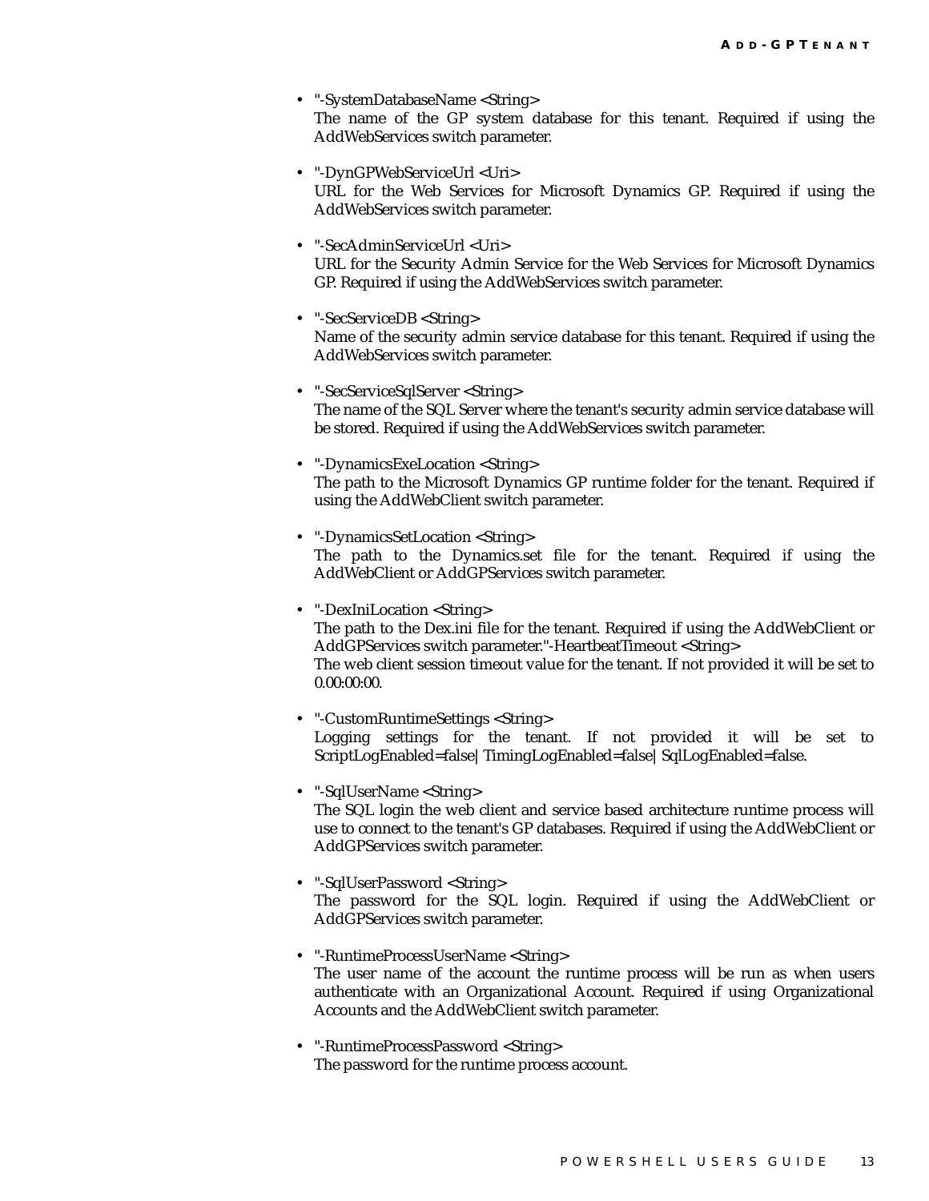- "-SystemDatabaseName <String>
  The name of the GP system database for this tenant. Required if using the AddWebServices switch parameter.

- "-DynGPWebServiceUrl <Uri>
  URL for the Web Services for Microsoft Dynamics GP. Required if using the AddWebServices switch parameter.

- "-SecAdminServiceUrl <Uri>
  URL for the Security Admin Service for the Web Services for Microsoft Dynamics GP. Required if using the AddWebServices switch parameter.

- "-SecServiceDB <String>
  Name of the security admin service database for this tenant. Required if using the AddWebServices switch parameter.

- "-SecServiceSqlServer <String>
  The name of the SQL Server where the tenant's security admin service database will be stored. Required if using the AddWebServices switch parameter.

- "-DynamicsExeLocation <String>
  The path to the Microsoft Dynamics GP runtime folder for the tenant. Required if using the AddWebClient switch parameter.

- "-DynamicsSetLocation <String>
  The path to the Dynamics.set file for the tenant. Required if using the AddWebClient or AddGPServices switch parameter.

- "-DexIniLocation <String>
  The path to the Dex.ini file for the tenant. Required if using the AddWebClient or AddGPServices switch parameter."-HeartbeatTimeout <String>
  The web client session timeout value for the tenant. If not provided it will be set to 0.00:00:00.

- "-CustomRuntimeSettings <String>
  Logging settings for the tenant. If not provided it will be set to ScriptLogEnabled=false| TimingLogEnabled=false| SqlLogEnabled=false.

- "-SqlUserName <String>
  The SQL login the web client and service based architecture runtime process will use to connect to the tenant's GP databases. Required if using the AddWebClient or AddGPServices switch parameter.

- "-SqlUserPassword <String>
  The password for the SQL login. Required if using the AddWebClient or AddGPServices switch parameter.

- "-RuntimeProcessUserName <String>
  The user name of the account the runtime process will be run as when users authenticate with an Organizational Account. Required if using Organizational Accounts and the AddWebClient switch parameter.

- "-RuntimeProcessPassword <String>
  The password for the runtime process account.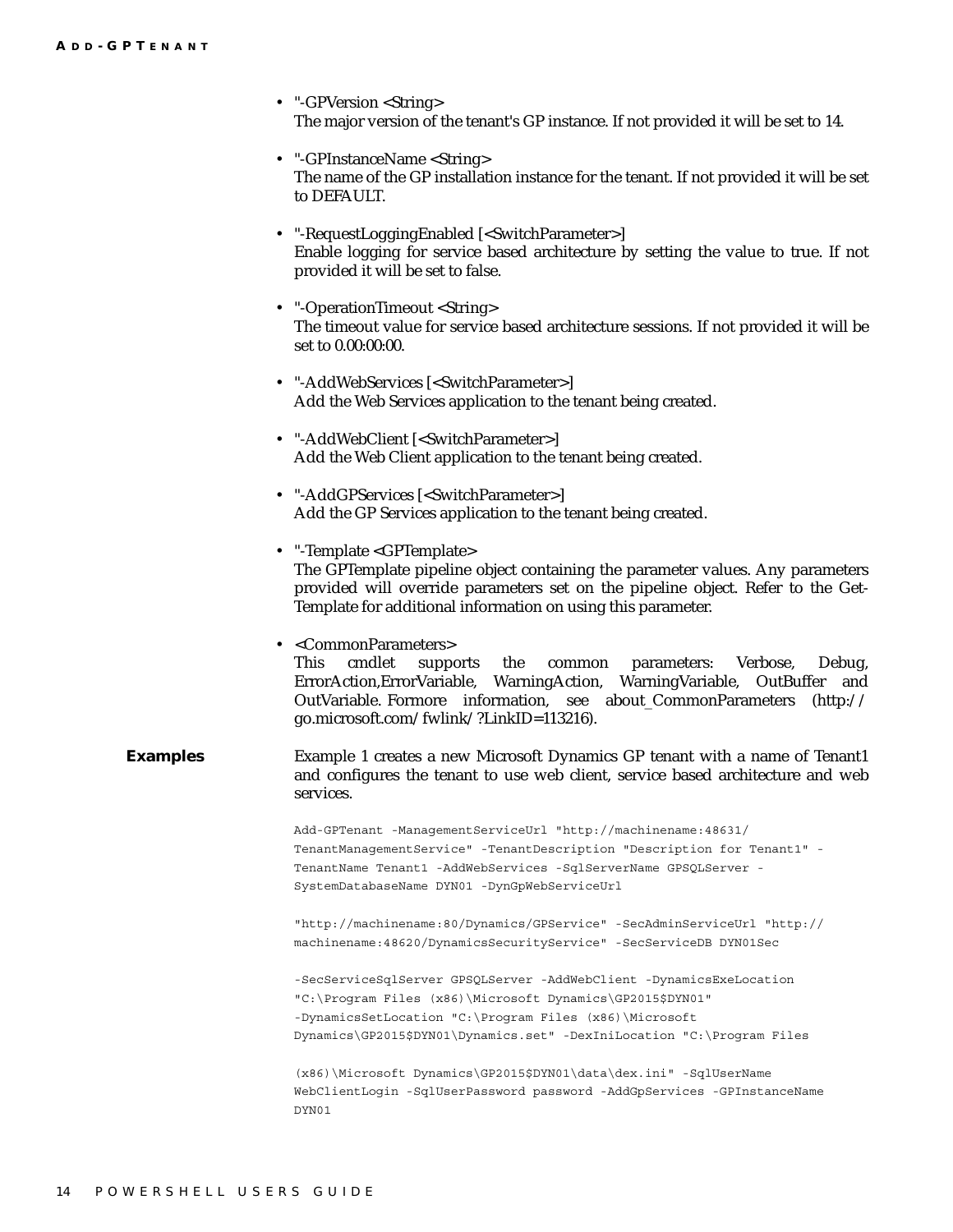- "-GPVersion <String>
  The major version of the tenant's GP instance. If not provided it will be set to 14.

- "-GPInstanceName <String>
  The name of the GP installation instance for the tenant. If not provided it will be set to DEFAULT.

- "-RequestLoggingEnabled [<SwitchParameter>]
  Enable logging for service based architecture by setting the value to true. If not provided it will be set to false.

- "-OperationTimeout <String>
  The timeout value for service based architecture sessions. If not provided it will be set to 0.00:00:00.

- "-AddWebServices [<SwitchParameter>]
  Add the Web Services application to the tenant being created.

- "-AddWebClient [<SwitchParameter>]
  Add the Web Client application to the tenant being created.

- "-AddGPServices [<SwitchParameter>]
  Add the GP Services application to the tenant being created.

- "-Template <GPTemplate>
  The GPTemplate pipeline object containing the parameter values. Any parameters provided will override parameters set on the pipeline object. Refer to the Get-Template for additional information on using this parameter.

- <CommonParameters>
  This cmdlet supports the common parameters: Verbose, Debug, ErrorAction,ErrorVariable, WarningAction, WarningVariable, OutBuffer and OutVariable. Formore information, see about_CommonParameters (http://go.microsoft.com/fwlink/?LinkID=113216).

**Examples**

Example 1 creates a new Microsoft Dynamics GP tenant with a name of Tenant1 and configures the tenant to use web client, service based architecture and web services.

```
Add-GPTenant -ManagementServiceUrl "http://machinename:48631/
TenantManagementService" -TenantDescription "Description for Tenant1" -
TenantName Tenant1 -AddWebServices -SqlServerName GPSQLServer -
SystemDatabaseName DYN01 -DynGpWebServiceUrl

"http://machinename:80/Dynamics/GPService" -SecAdminServiceUrl "http://
machinename:48620/DynamicsSecurityService" -SecServiceDB DYN01Sec

-SecServiceSqlServer GPSQLServer -AddWebClient -DynamicsExeLocation
"C:\Program Files (x86)\Microsoft Dynamics\GP2015$DYN01"
-DynamicsSetLocation "C:\Program Files (x86)\Microsoft
Dynamics\GP2015$DYN01\Dynamics.set" -DexIniLocation "C:\Program Files

(x86)\Microsoft Dynamics\GP2015$DYN01\data\dex.ini" -SqlUserName
WebClientLogin -SqlUserPassword password -AddGpServices -GPInstanceName
DYN01
```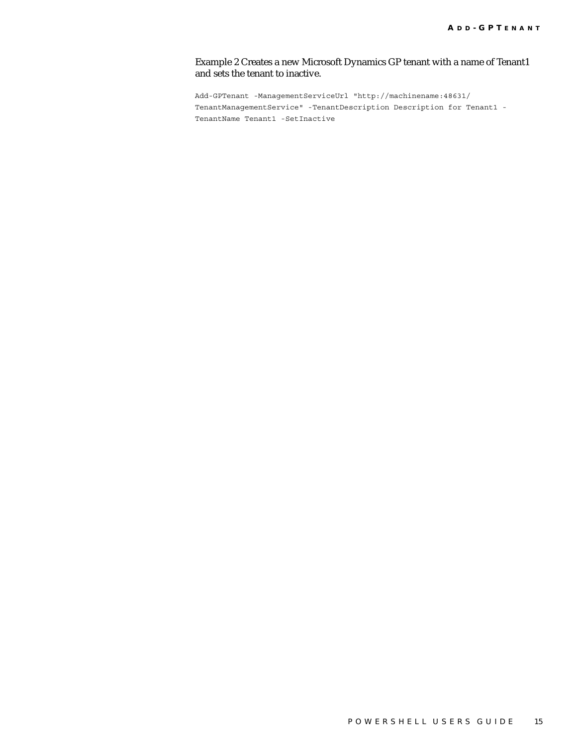Example 2 Creates a new Microsoft Dynamics GP tenant with a name of Tenant1 and sets the tenant to inactive.

```
Add-GPTenant -ManagementServiceUrl "http://machinename:48631/
TenantManagementService" -TenantDescription Description for Tenant1 -
TenantName Tenant1 -SetInactive
```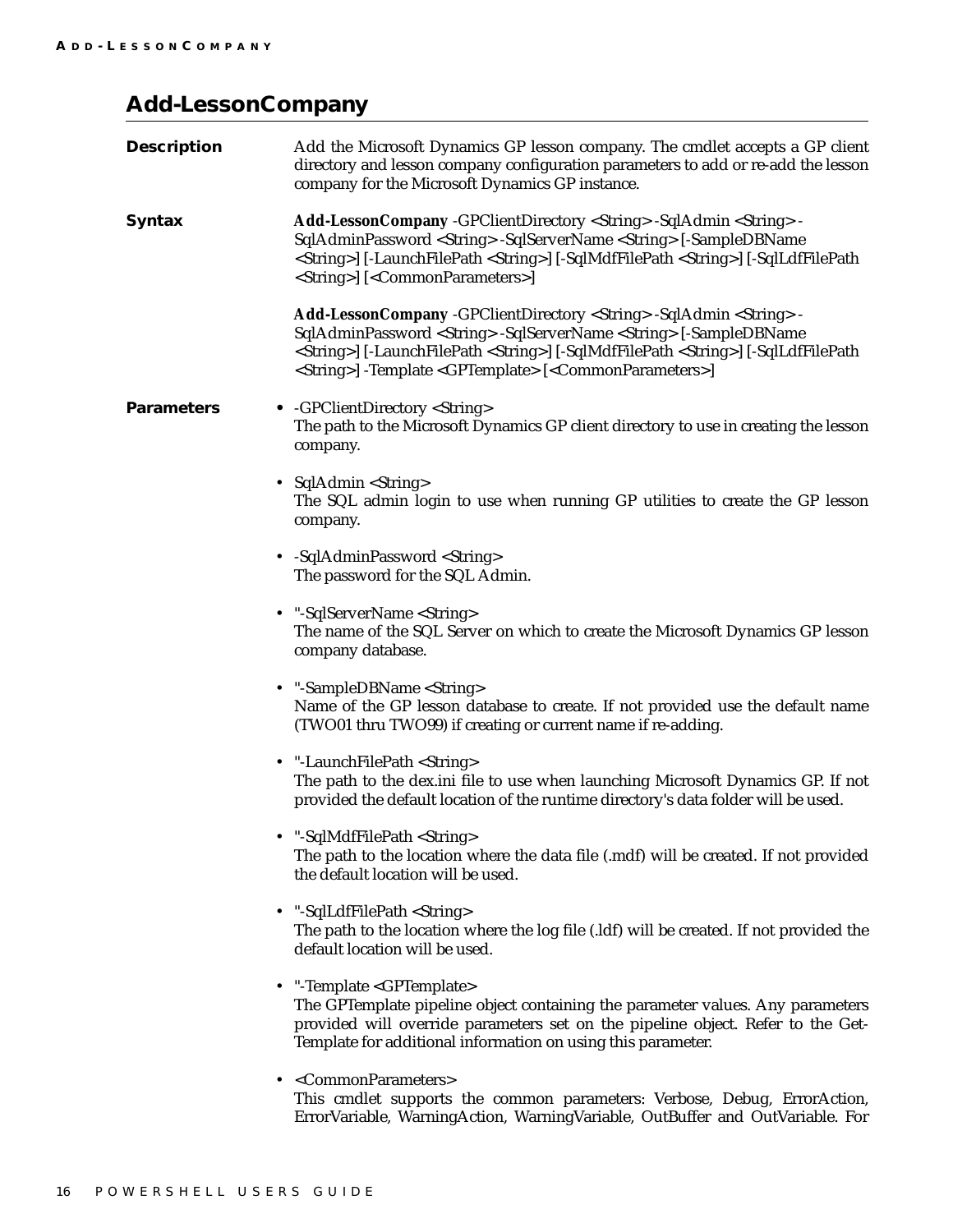# Add-LessonCompany

**Description**

Add the Microsoft Dynamics GP lesson company. The cmdlet accepts a GP client directory and lesson company configuration parameters to add or re-add the lesson company for the Microsoft Dynamics GP instance.

**Syntax**

**Add-LessonCompany** -GPClientDirectory <String> -SqlAdmin <String> -SqlAdminPassword <String> -SqlServerName <String> [-SampleDBName <String>] [-LaunchFilePath <String>] [-SqlMdfFilePath <String>] [-SqlLdfFilePath <String>] [<CommonParameters>]

**Add-LessonCompany** -GPClientDirectory <String> -SqlAdmin <String> -SqlAdminPassword <String> -SqlServerName <String> [-SampleDBName <String>] [-LaunchFilePath <String>] [-SqlMdfFilePath <String>] [-SqlLdfFilePath <String>] -Template <GPTemplate> [<CommonParameters>]

**Parameters**

- -GPClientDirectory <String>
  The path to the Microsoft Dynamics GP client directory to use in creating the lesson company.

- SqlAdmin <String>
  The SQL admin login to use when running GP utilities to create the GP lesson company.

- -SqlAdminPassword <String>
  The password for the SQL Admin.

- "-SqlServerName <String>
  The name of the SQL Server on which to create the Microsoft Dynamics GP lesson company database.

- "-SampleDBName <String>
  Name of the GP lesson database to create. If not provided use the default name (TWO01 thru TWO99) if creating or current name if re-adding.

- "-LaunchFilePath <String>
  The path to the dex.ini file to use when launching Microsoft Dynamics GP. If not provided the default location of the runtime directory's data folder will be used.

- "-SqlMdfFilePath <String>
  The path to the location where the data file (.mdf) will be created. If not provided the default location will be used.

- "-SqlLdfFilePath <String>
  The path to the location where the log file (.ldf) will be created. If not provided the default location will be used.

- "-Template <GPTemplate>
  The GPTemplate pipeline object containing the parameter values. Any parameters provided will override parameters set on the pipeline object. Refer to the Get-Template for additional information on using this parameter.

- <CommonParameters>
  This cmdlet supports the common parameters: Verbose, Debug, ErrorAction, ErrorVariable, WarningAction, WarningVariable, OutBuffer and OutVariable. For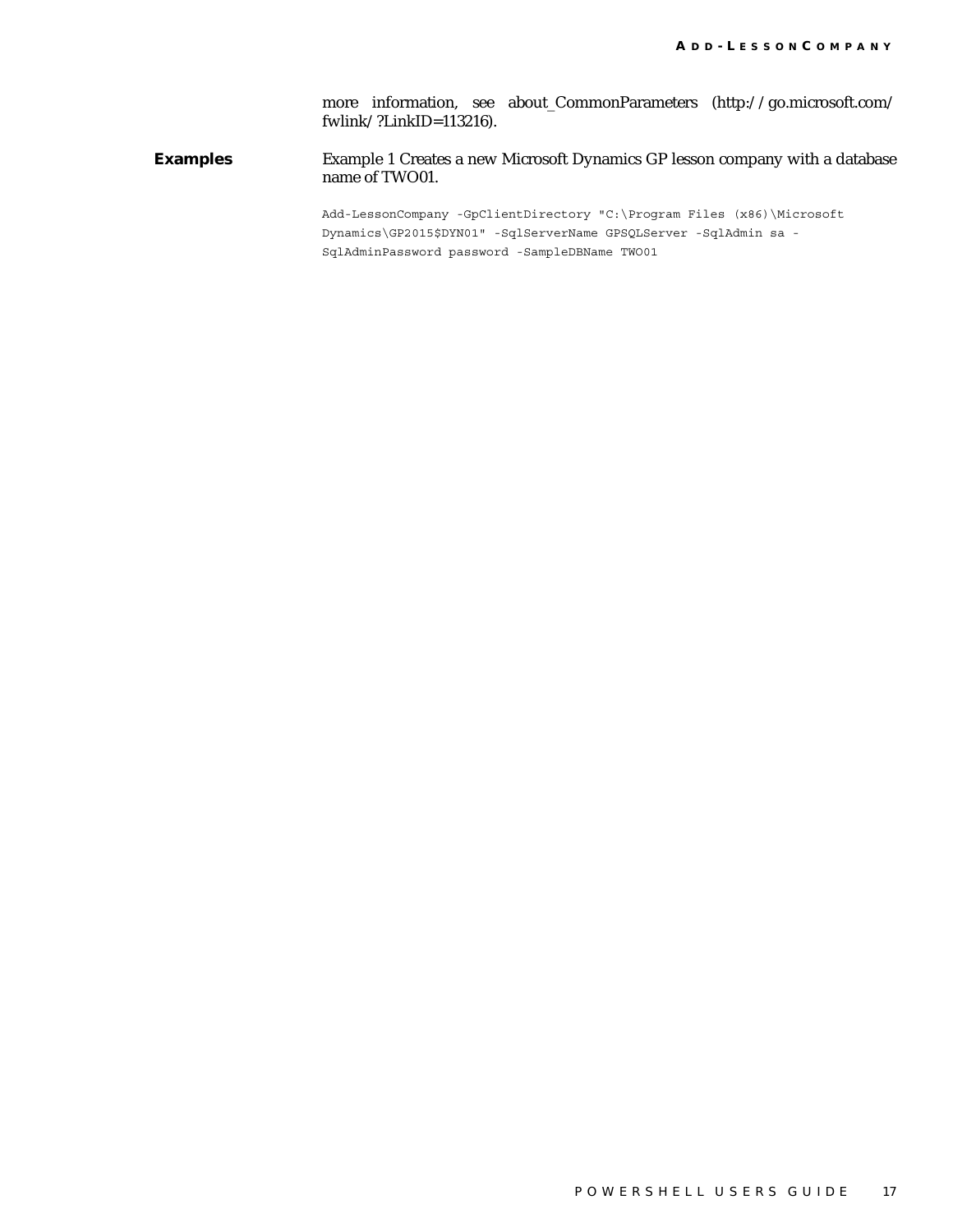more information, see about_CommonParameters (http://go.microsoft.com/fwlink/?LinkID=113216).

**Examples**

Example 1 Creates a new Microsoft Dynamics GP lesson company with a database name of TWO01.

```
Add-LessonCompany -GpClientDirectory "C:\Program Files (x86)\Microsoft
Dynamics\GP2015$DYN01" -SqlServerName GPSQLServer -SqlAdmin sa -
SqlAdminPassword password -SampleDBName TWO01
```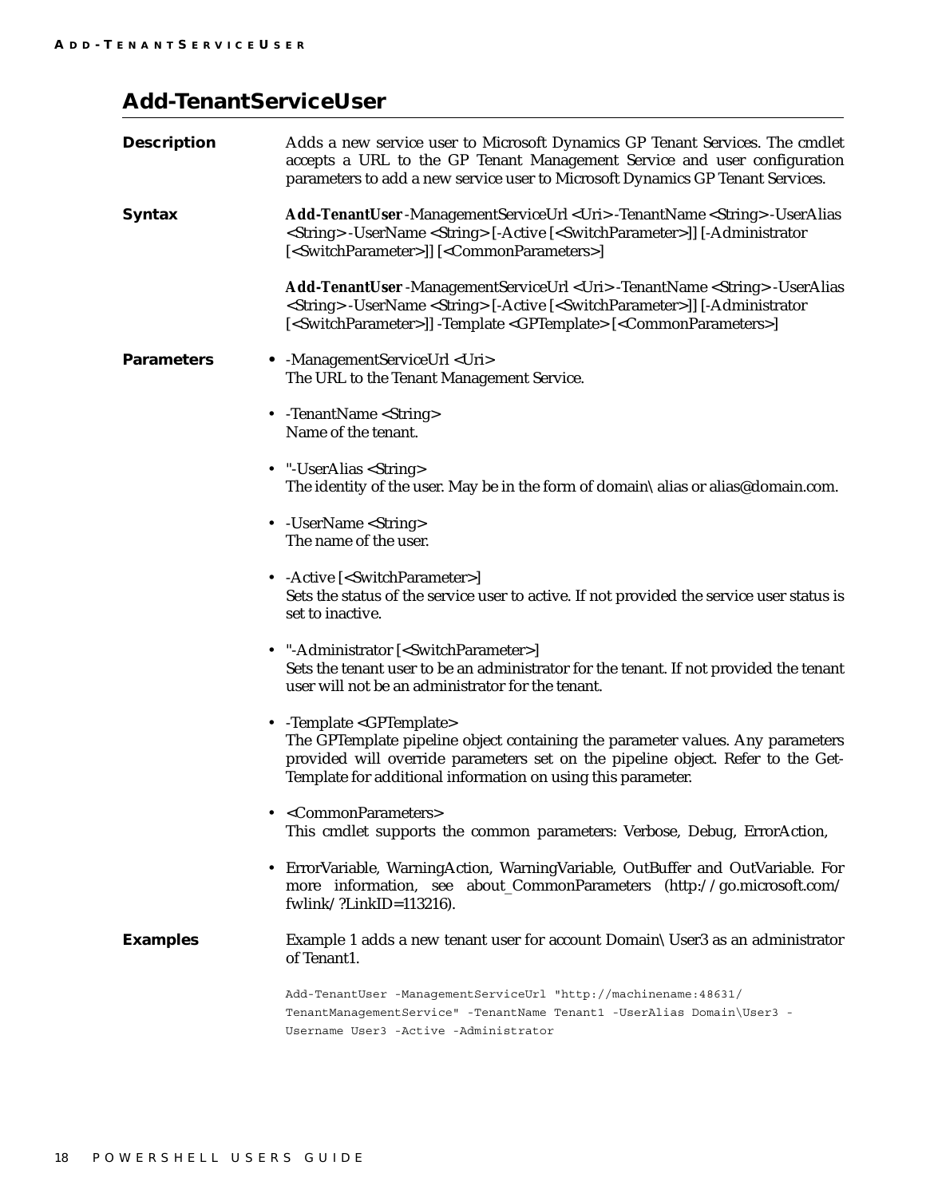## Add-TenantServiceUser

**Description**

Adds a new service user to Microsoft Dynamics GP Tenant Services. The cmdlet accepts a URL to the GP Tenant Management Service and user configuration parameters to add a new service user to Microsoft Dynamics GP Tenant Services.

**Syntax**

**Add-TenantUser** -ManagementServiceUrl <Uri> -TenantName <String> -UserAlias <String> -UserName <String> [-Active [<SwitchParameter>]] [-Administrator [<SwitchParameter>]] [<CommonParameters>]

**Add-TenantUser** -ManagementServiceUrl <Uri> -TenantName <String> -UserAlias <String> -UserName <String> [-Active [<SwitchParameter>]] [-Administrator [<SwitchParameter>]] -Template <GPTemplate> [<CommonParameters>]

**Parameters**

- -ManagementServiceUrl <Uri>
  The URL to the Tenant Management Service.
- -TenantName <String>
  Name of the tenant.
- "-UserAlias <String>
  The identity of the user. May be in the form of domain\alias or alias@domain.com.
- -UserName <String>
  The name of the user.
- -Active [<SwitchParameter>]
  Sets the status of the service user to active. If not provided the service user status is set to inactive.
- "-Administrator [<SwitchParameter>]
  Sets the tenant user to be an administrator for the tenant. If not provided the tenant user will not be an administrator for the tenant.
- -Template <GPTemplate>
  The GPTemplate pipeline object containing the parameter values. Any parameters provided will override parameters set on the pipeline object. Refer to the Get-Template for additional information on using this parameter.
- <CommonParameters>
  This cmdlet supports the common parameters: Verbose, Debug, ErrorAction,
- ErrorVariable, WarningAction, WarningVariable, OutBuffer and OutVariable. For more information, see about_CommonParameters (http://go.microsoft.com/fwlink/?LinkID=113216).

**Examples**

Example 1 adds a new tenant user for account Domain\User3 as an administrator of Tenant1.

```
Add-TenantUser -ManagementServiceUrl "http://machinename:48631/
TenantManagementService" -TenantName Tenant1 -UserAlias Domain\User3 -
Username User3 -Active -Administrator
```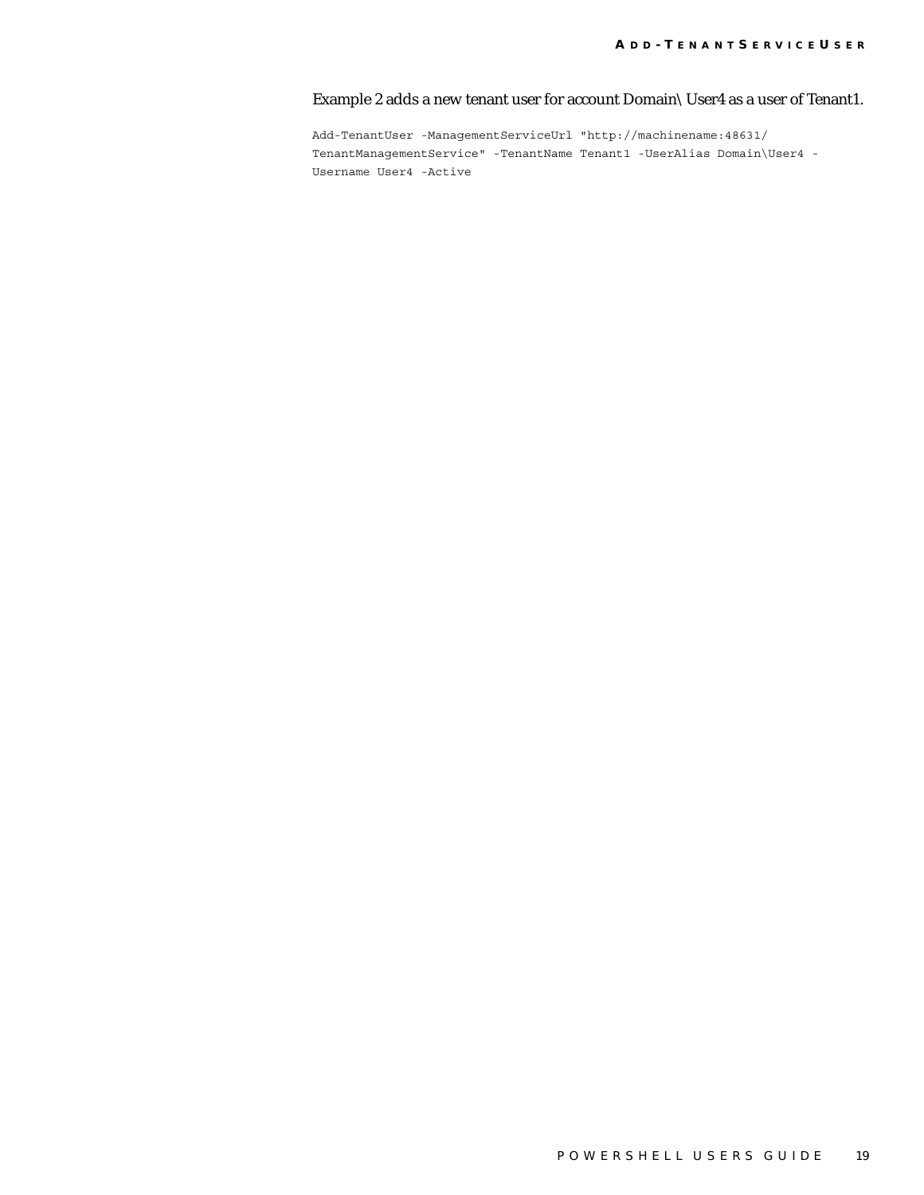Example 2 adds a new tenant user for account Domain\ User4 as a user of Tenant1.

```
Add-TenantUser -ManagementServiceUrl "http://machinename:48631/
TenantManagementService" -TenantName Tenant1 -UserAlias Domain\User4 -
Username User4 -Active
```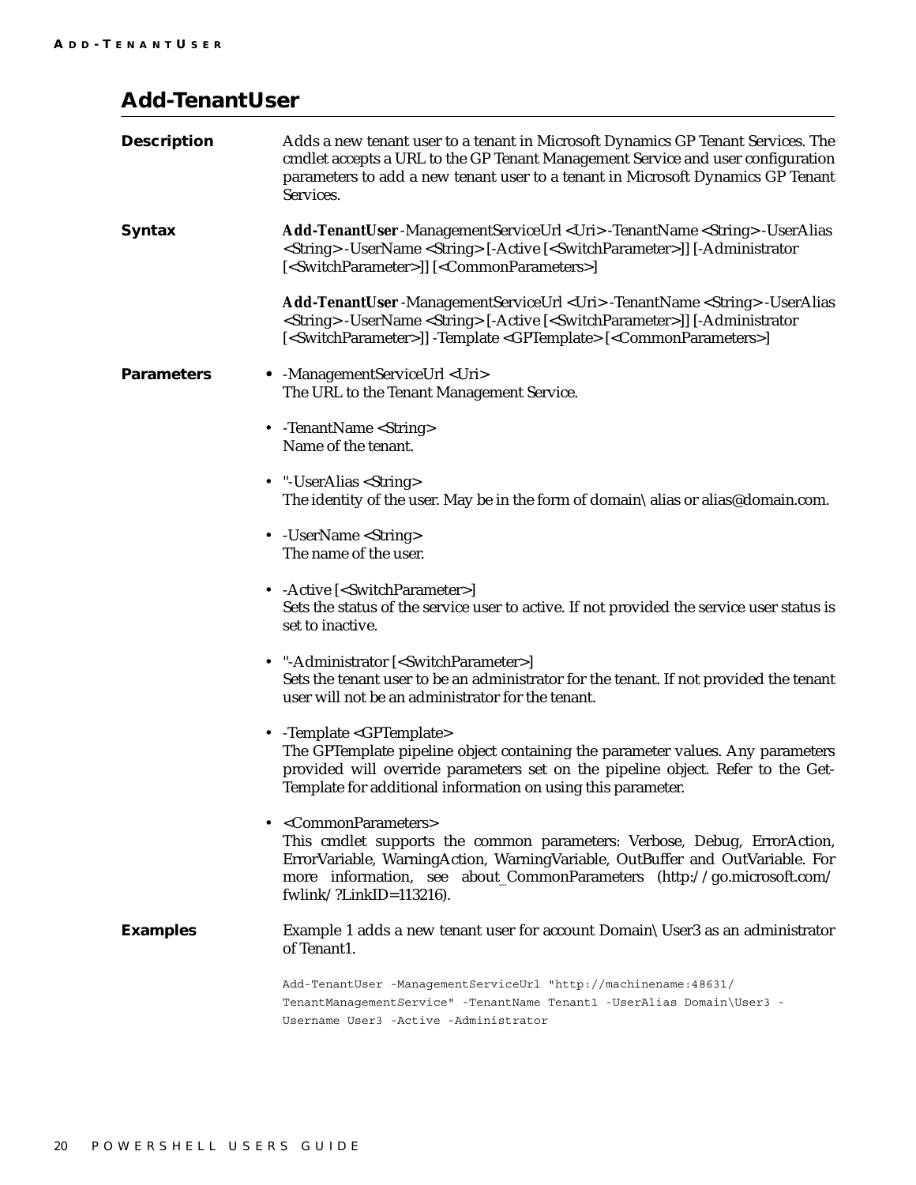## Add-TenantUser

**Description**

Adds a new tenant user to a tenant in Microsoft Dynamics GP Tenant Services. The cmdlet accepts a URL to the GP Tenant Management Service and user configuration parameters to add a new tenant user to a tenant in Microsoft Dynamics GP Tenant Services.

**Syntax**

**Add-TenantUser** -ManagementServiceUrl <Uri> -TenantName <String> -UserAlias <String> -UserName <String> [-Active [<SwitchParameter>]] [-Administrator [<SwitchParameter>]] [<CommonParameters>]

**Add-TenantUser** -ManagementServiceUrl <Uri> -TenantName <String> -UserAlias <String> -UserName <String> [-Active [<SwitchParameter>]] [-Administrator [<SwitchParameter>]] -Template <GPTemplate> [<CommonParameters>]

**Parameters**

- -ManagementServiceUrl <Uri>
  The URL to the Tenant Management Service.
- -TenantName <String>
  Name of the tenant.
- "-UserAlias <String>
  The identity of the user. May be in the form of domain\alias or alias@domain.com.
- -UserName <String>
  The name of the user.
- -Active [<SwitchParameter>]
  Sets the status of the service user to active. If not provided the service user status is set to inactive.
- "-Administrator [<SwitchParameter>]
  Sets the tenant user to be an administrator for the tenant. If not provided the tenant user will not be an administrator for the tenant.
- -Template <GPTemplate>
  The GPTemplate pipeline object containing the parameter values. Any parameters provided will override parameters set on the pipeline object. Refer to the Get-Template for additional information on using this parameter.
- <CommonParameters>
  This cmdlet supports the common parameters: Verbose, Debug, ErrorAction, ErrorVariable, WarningAction, WarningVariable, OutBuffer and OutVariable. For more information, see about_CommonParameters (http://go.microsoft.com/fwlink/?LinkID=113216).

**Examples**

Example 1 adds a new tenant user for account Domain\User3 as an administrator of Tenant1.

```
Add-TenantUser -ManagementServiceUrl "http://machinename:48631/
TenantManagementService" -TenantName Tenant1 -UserAlias Domain\User3 -
Username User3 -Active -Administrator
```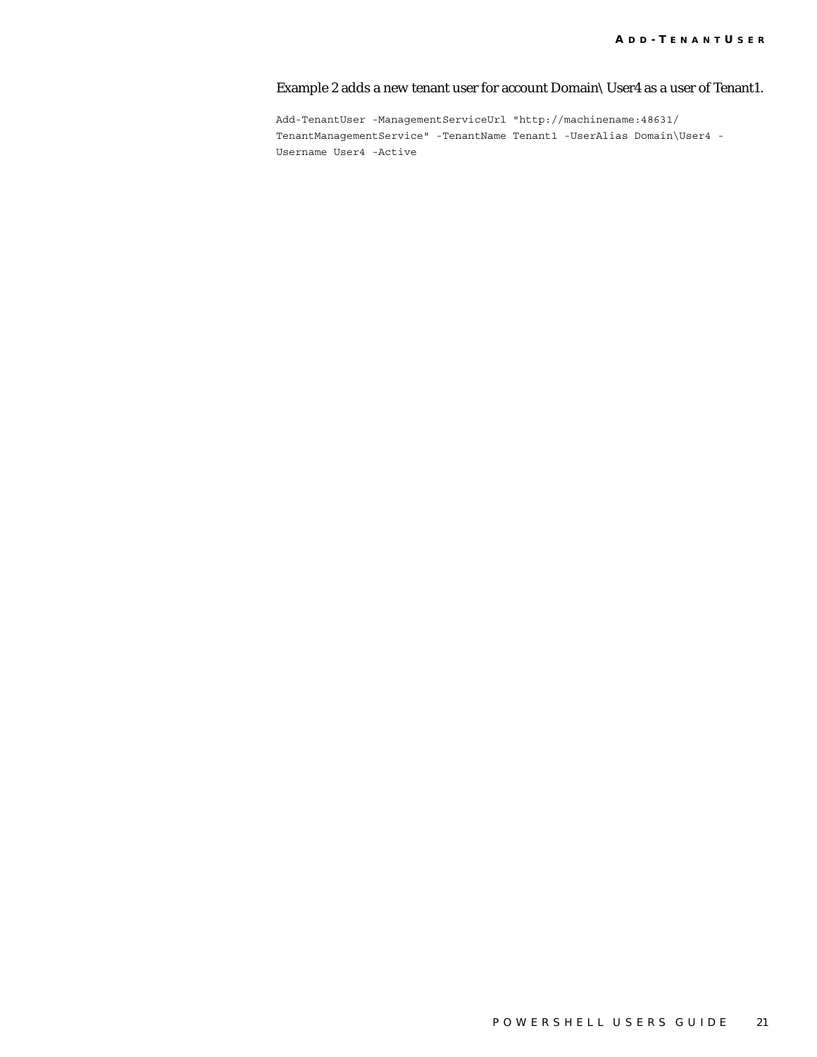Example 2 adds a new tenant user for account Domain\ User4 as a user of Tenant1.

```
Add-TenantUser -ManagementServiceUrl "http://machinename:48631/
TenantManagementService" -TenantName Tenant1 -UserAlias Domain\User4 -
Username User4 -Active
```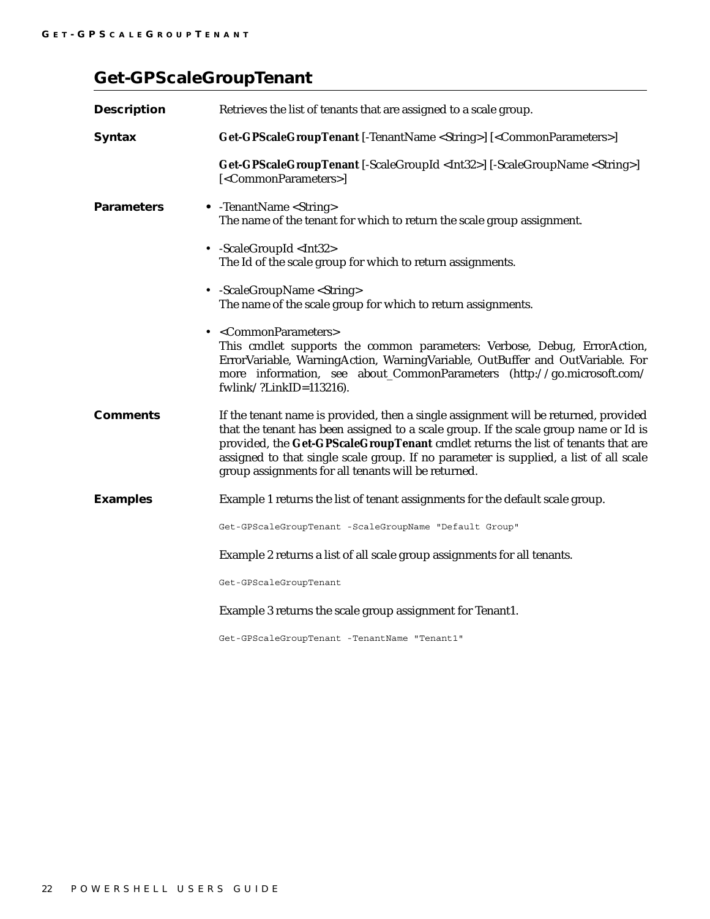## Get-GPScaleGroupTenant

**Description**

Retrieves the list of tenants that are assigned to a scale group.

**Syntax**

**Get-GPScaleGroupTenant** [-TenantName <String>] [<CommonParameters>]

**Get-GPScaleGroupTenant** [-ScaleGroupId <Int32>] [-ScaleGroupName <String>] [<CommonParameters>]

**Parameters**

- -TenantName <String>
  The name of the tenant for which to return the scale group assignment.
- -ScaleGroupId <Int32>
  The Id of the scale group for which to return assignments.
- -ScaleGroupName <String>
  The name of the scale group for which to return assignments.
- <CommonParameters>
  This cmdlet supports the common parameters: Verbose, Debug, ErrorAction, ErrorVariable, WarningAction, WarningVariable, OutBuffer and OutVariable. For more information, see about_CommonParameters (http://go.microsoft.com/fwlink/?LinkID=113216).

**Comments**

If the tenant name is provided, then a single assignment will be returned, provided that the tenant has been assigned to a scale group. If the scale group name or Id is provided, the **Get-GPScaleGroupTenant** cmdlet returns the list of tenants that are assigned to that single scale group. If no parameter is supplied, a list of all scale group assignments for all tenants will be returned.

**Examples**

Example 1 returns the list of tenant assignments for the default scale group.

```
Get-GPScaleGroupTenant -ScaleGroupName "Default Group"
```

Example 2 returns a list of all scale group assignments for all tenants.

```
Get-GPScaleGroupTenant
```

Example 3 returns the scale group assignment for Tenant1.

```
Get-GPScaleGroupTenant -TenantName "Tenant1"
```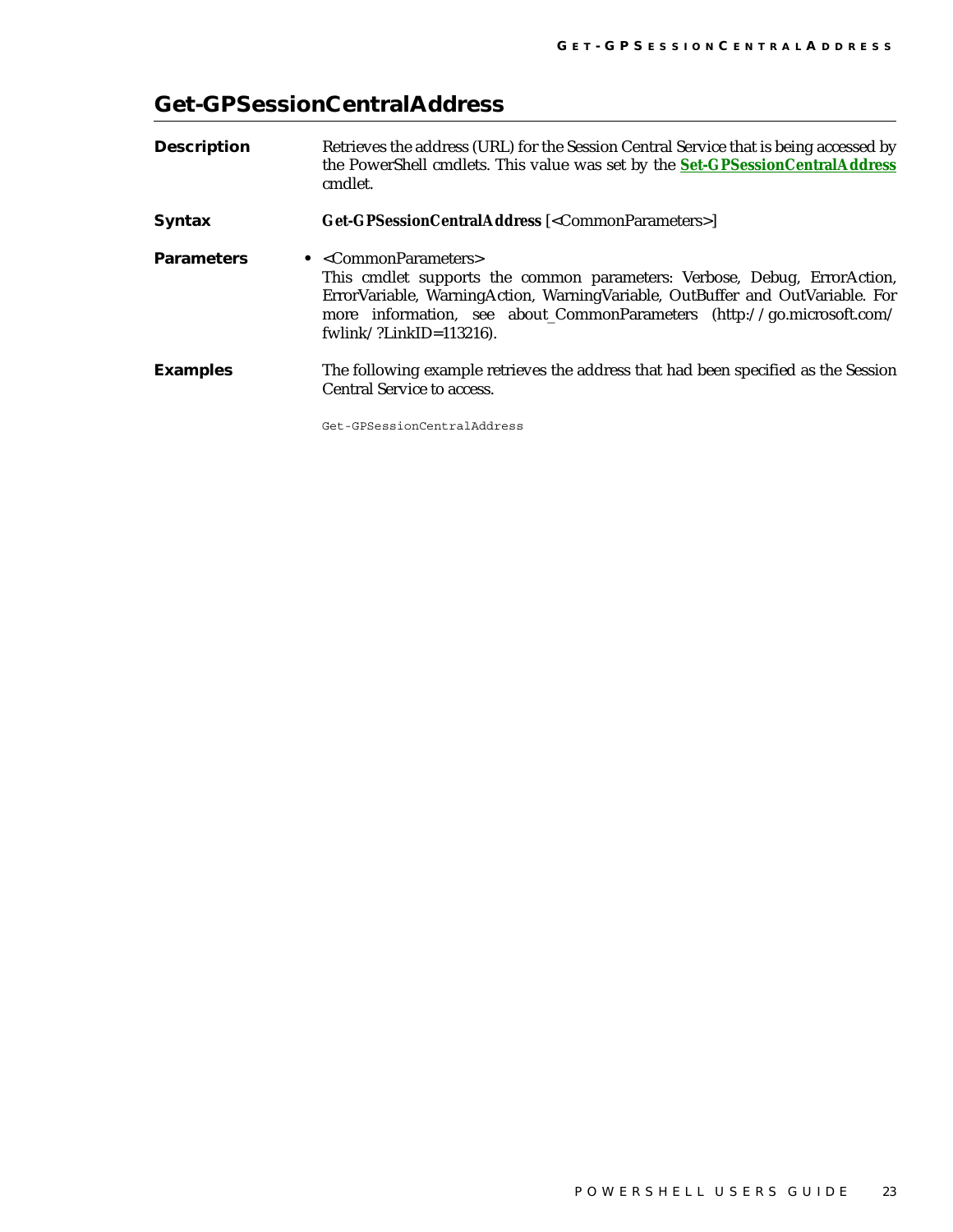## Get-GPSessionCentralAddress

**Description**

Retrieves the address (URL) for the Session Central Service that is being accessed by the PowerShell cmdlets. This value was set by the **Set-GPSessionCentralAddress** cmdlet.

**Syntax**

**Get-GPSessionCentralAddress** [<CommonParameters>]

**Parameters**

- <CommonParameters>
  This cmdlet supports the common parameters: Verbose, Debug, ErrorAction, ErrorVariable, WarningAction, WarningVariable, OutBuffer and OutVariable. For more information, see about_CommonParameters (http://go.microsoft.com/fwlink/?LinkID=113216).

**Examples**

The following example retrieves the address that had been specified as the Session Central Service to access.

```
Get-GPSessionCentralAddress
```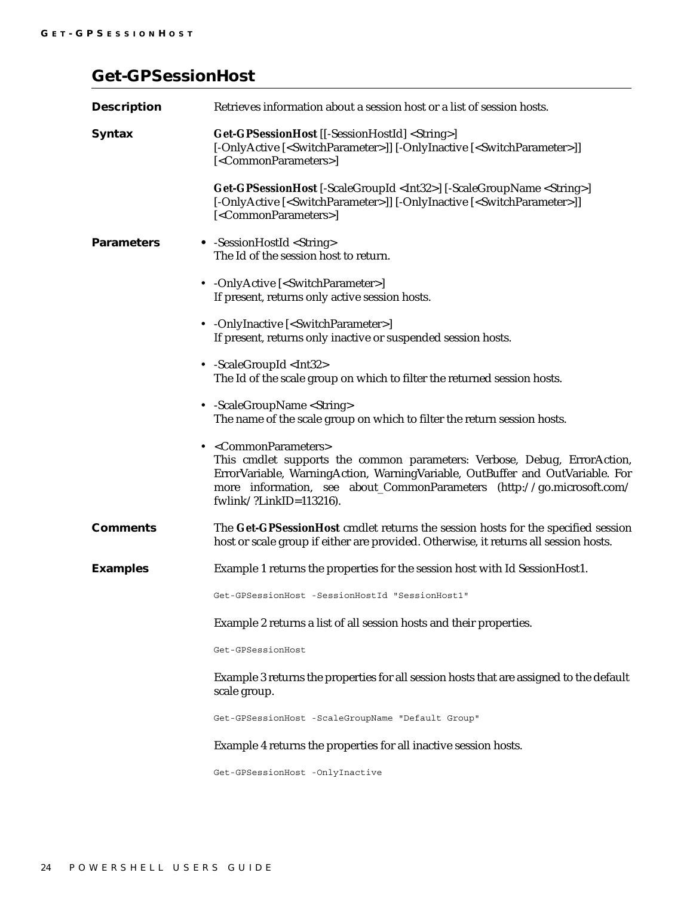## Get-GPSessionHost

**Description**

Retrieves information about a session host or a list of session hosts.

**Syntax**

**Get-GPSessionHost** [[-SessionHostId] <String>] [-OnlyActive [<SwitchParameter>]] [-OnlyInactive [<SwitchParameter>]] [<CommonParameters>]

**Get-GPSessionHost** [-ScaleGroupId <Int32>] [-ScaleGroupName <String>] [-OnlyActive [<SwitchParameter>]] [-OnlyInactive [<SwitchParameter>]] [<CommonParameters>]

**Parameters**

- -SessionHostId <String>
  The Id of the session host to return.
- -OnlyActive [<SwitchParameter>]
  If present, returns only active session hosts.
- -OnlyInactive [<SwitchParameter>]
  If present, returns only inactive or suspended session hosts.
- -ScaleGroupId <Int32>
  The Id of the scale group on which to filter the returned session hosts.
- -ScaleGroupName <String>
  The name of the scale group on which to filter the return session hosts.
- <CommonParameters>
  This cmdlet supports the common parameters: Verbose, Debug, ErrorAction, ErrorVariable, WarningAction, WarningVariable, OutBuffer and OutVariable. For more information, see about_CommonParameters (http://go.microsoft.com/fwlink/?LinkID=113216).

**Comments**

The **Get-GPSessionHost** cmdlet returns the session hosts for the specified session host or scale group if either are provided. Otherwise, it returns all session hosts.

**Examples**

Example 1 returns the properties for the session host with Id SessionHost1.

```
Get-GPSessionHost -SessionHostId "SessionHost1"
```

Example 2 returns a list of all session hosts and their properties.

```
Get-GPSessionHost
```

Example 3 returns the properties for all session hosts that are assigned to the default scale group.

```
Get-GPSessionHost -ScaleGroupName "Default Group"
```

Example 4 returns the properties for all inactive session hosts.

```
Get-GPSessionHost -OnlyInactive
```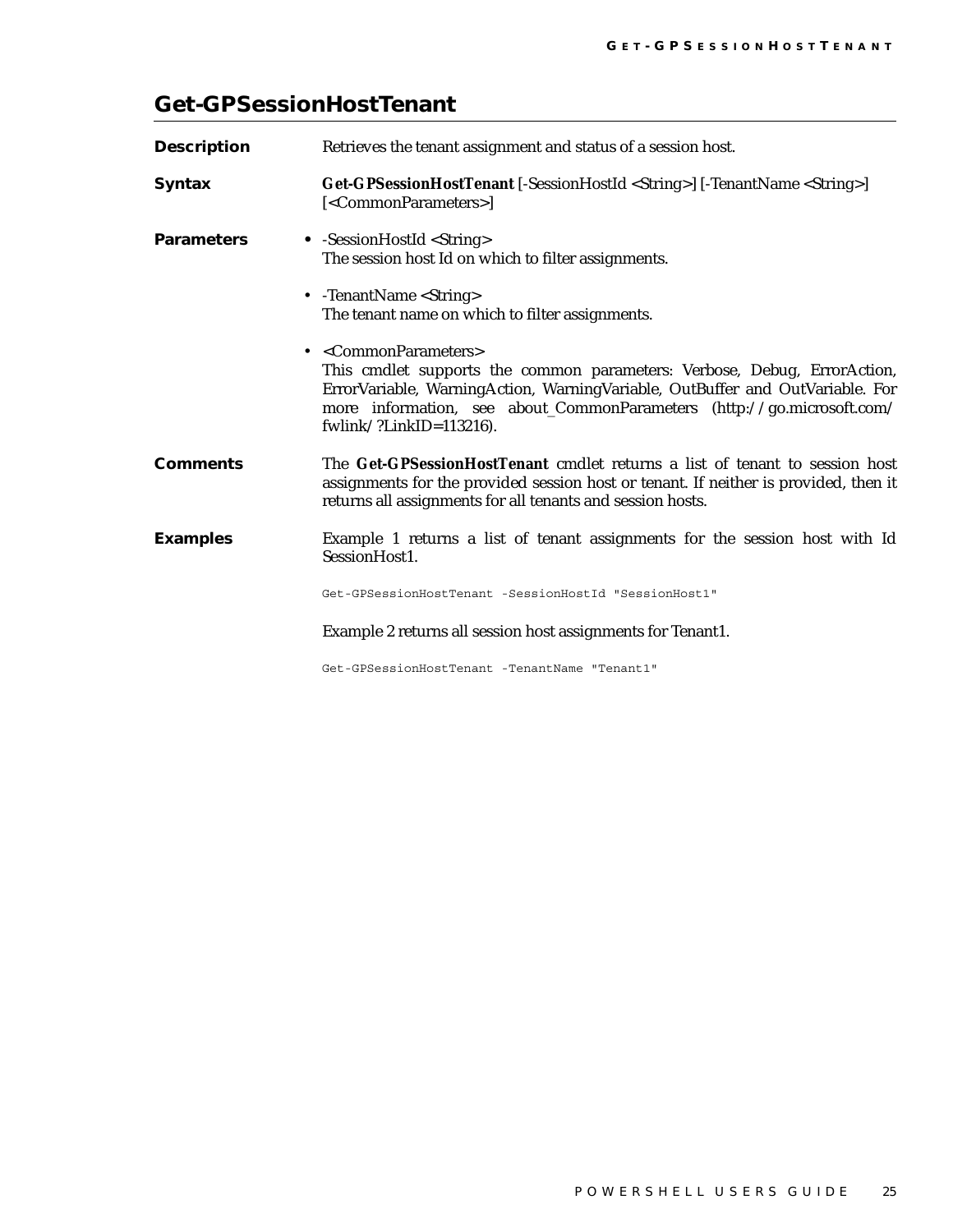## Get-GPSessionHostTenant

**Description**

Retrieves the tenant assignment and status of a session host.

**Syntax**

**Get-GPSessionHostTenant** [-SessionHostId <String>] [-TenantName <String>] [<CommonParameters>]

**Parameters**

- -SessionHostId <String>
  The session host Id on which to filter assignments.
- -TenantName <String>
  The tenant name on which to filter assignments.
- <CommonParameters>
  This cmdlet supports the common parameters: Verbose, Debug, ErrorAction, ErrorVariable, WarningAction, WarningVariable, OutBuffer and OutVariable. For more information, see about_CommonParameters (http://go.microsoft.com/fwlink/?LinkID=113216).

**Comments**

The **Get-GPSessionHostTenant** cmdlet returns a list of tenant to session host assignments for the provided session host or tenant. If neither is provided, then it returns all assignments for all tenants and session hosts.

**Examples**

Example 1 returns a list of tenant assignments for the session host with Id SessionHost1.

```
Get-GPSessionHostTenant -SessionHostId "SessionHost1"
```

Example 2 returns all session host assignments for Tenant1.

```
Get-GPSessionHostTenant -TenantName "Tenant1"
```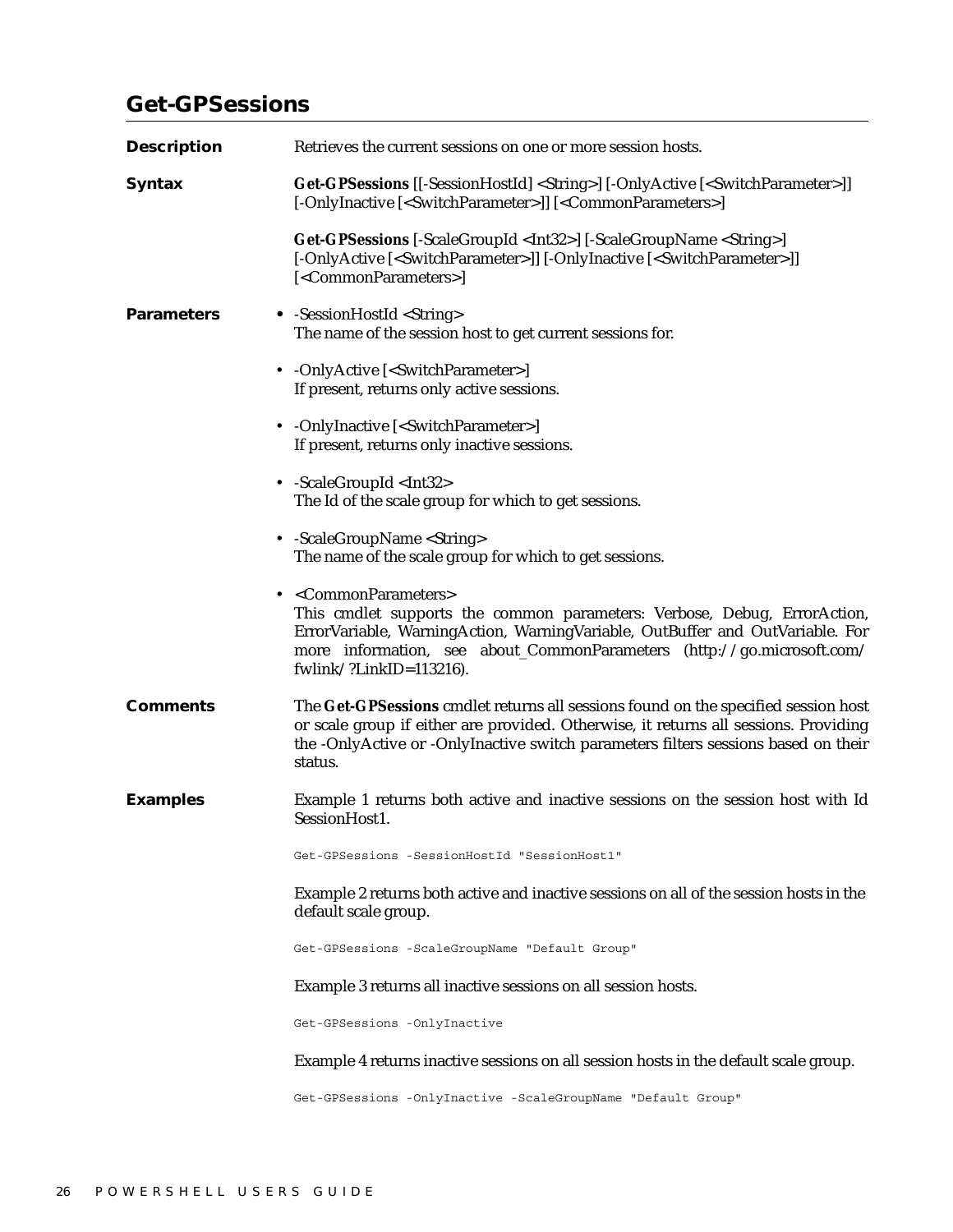## Get-GPSessions

**Description**

Retrieves the current sessions on one or more session hosts.

**Syntax**

**Get-GPSessions** [[-SessionHostId] <String>] [-OnlyActive [<SwitchParameter>]] [-OnlyInactive [<SwitchParameter>]] [<CommonParameters>]

**Get-GPSessions** [-ScaleGroupId <Int32>] [-ScaleGroupName <String>] [-OnlyActive [<SwitchParameter>]] [-OnlyInactive [<SwitchParameter>]] [<CommonParameters>]

**Parameters**

- -SessionHostId <String>
  The name of the session host to get current sessions for.
- -OnlyActive [<SwitchParameter>]
  If present, returns only active sessions.
- -OnlyInactive [<SwitchParameter>]
  If present, returns only inactive sessions.
- -ScaleGroupId <Int32>
  The Id of the scale group for which to get sessions.
- -ScaleGroupName <String>
  The name of the scale group for which to get sessions.
- <CommonParameters>
  This cmdlet supports the common parameters: Verbose, Debug, ErrorAction, ErrorVariable, WarningAction, WarningVariable, OutBuffer and OutVariable. For more information, see about_CommonParameters (http://go.microsoft.com/fwlink/?LinkID=113216).

**Comments**

The **Get-GPSessions** cmdlet returns all sessions found on the specified session host or scale group if either are provided. Otherwise, it returns all sessions. Providing the -OnlyActive or -OnlyInactive switch parameters filters sessions based on their status.

**Examples**

Example 1 returns both active and inactive sessions on the session host with Id SessionHost1.

```
Get-GPSessions -SessionHostId "SessionHost1"
```

Example 2 returns both active and inactive sessions on all of the session hosts in the default scale group.

```
Get-GPSessions -ScaleGroupName "Default Group"
```

Example 3 returns all inactive sessions on all session hosts.

```
Get-GPSessions -OnlyInactive
```

Example 4 returns inactive sessions on all session hosts in the default scale group.

```
Get-GPSessions -OnlyInactive -ScaleGroupName "Default Group"
```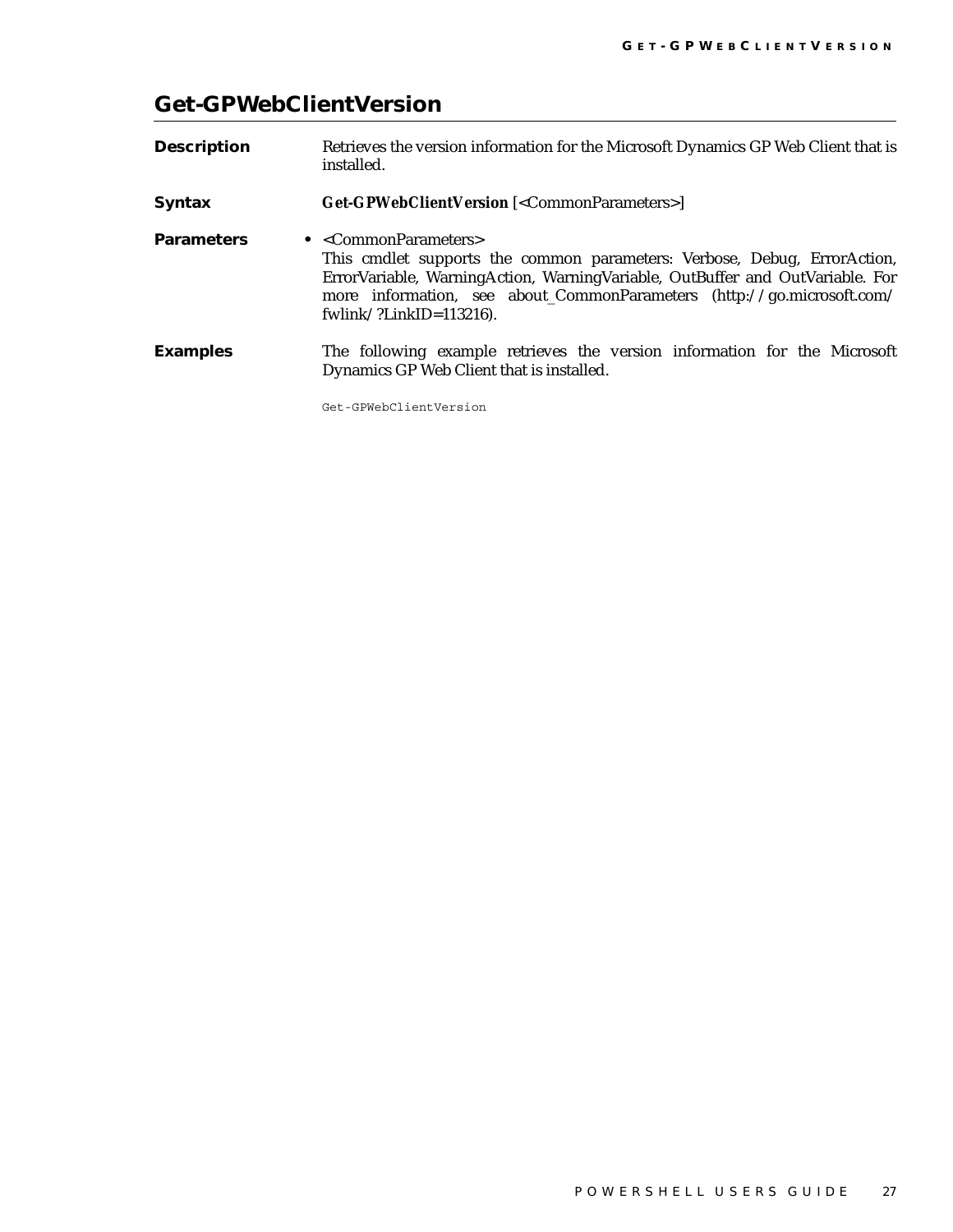## Get-GPWebClientVersion

**Description**

Retrieves the version information for the Microsoft Dynamics GP Web Client that is installed.

**Syntax**

**Get-GPWebClientVersion** [<CommonParameters>]

**Parameters**

- <CommonParameters>
  This cmdlet supports the common parameters: Verbose, Debug, ErrorAction, ErrorVariable, WarningAction, WarningVariable, OutBuffer and OutVariable. For more information, see about_CommonParameters (http://go.microsoft.com/fwlink/?LinkID=113216).

**Examples**

The following example retrieves the version information for the Microsoft Dynamics GP Web Client that is installed.

```
Get-GPWebClientVersion
```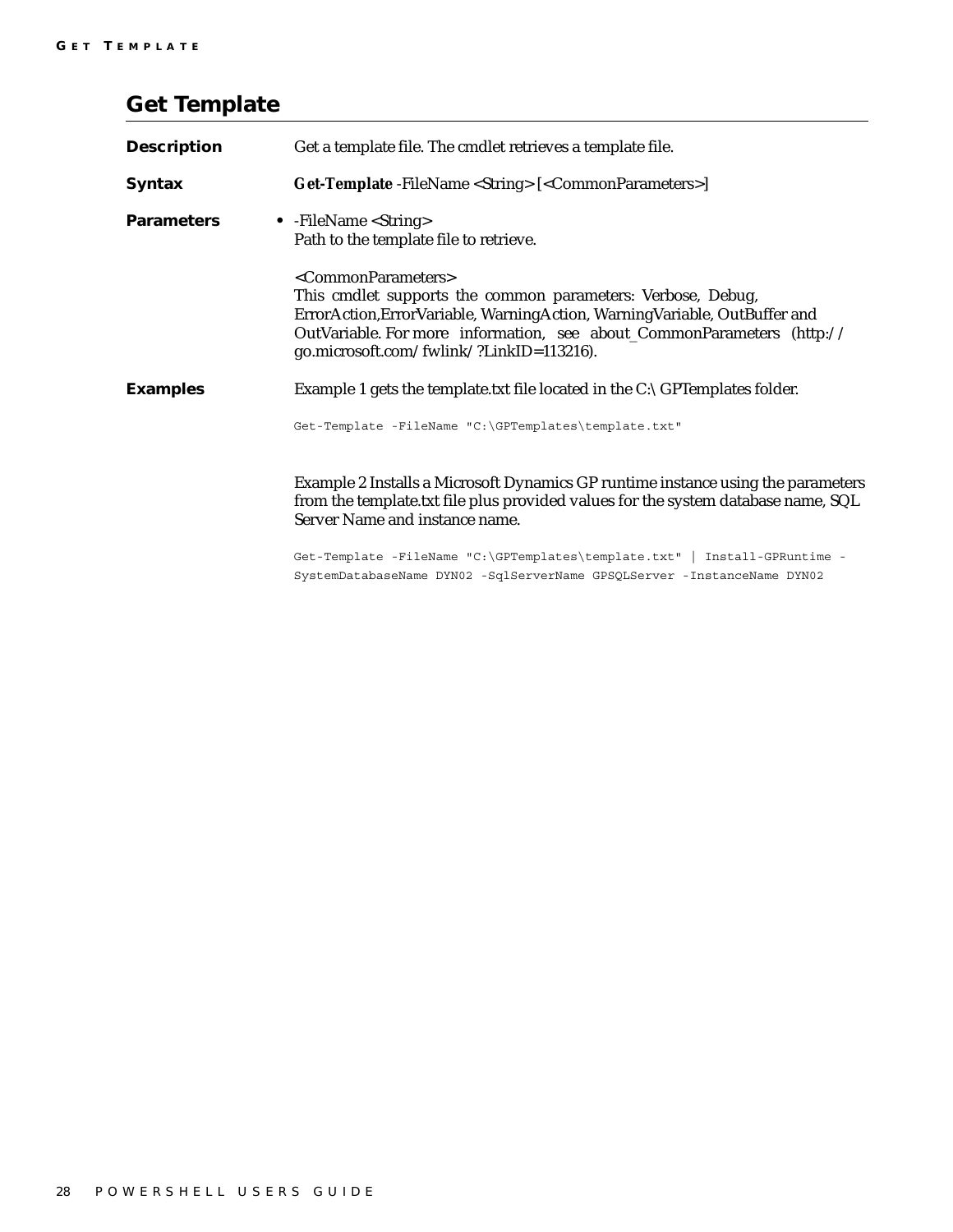## Get Template

**Description**

Get a template file. The cmdlet retrieves a template file.

**Syntax**

**Get-Template** -FileName <String> [<CommonParameters>]

**Parameters**

- -FileName <String>
  Path to the template file to retrieve.

  <CommonParameters>
  This cmdlet supports the common parameters: Verbose, Debug, ErrorAction,ErrorVariable, WarningAction, WarningVariable, OutBuffer and OutVariable. For more information, see about_CommonParameters (http://go.microsoft.com/fwlink/?LinkID=113216).

**Examples**

Example 1 gets the template.txt file located in the C:\GPTemplates folder.

```
Get-Template -FileName "C:\GPTemplates\template.txt"
```

Example 2 Installs a Microsoft Dynamics GP runtime instance using the parameters from the template.txt file plus provided values for the system database name, SQL Server Name and instance name.

```
Get-Template -FileName "C:\GPTemplates\template.txt" | Install-GPRuntime -
SystemDatabaseName DYN02 -SqlServerName GPSQLServer -InstanceName DYN02
```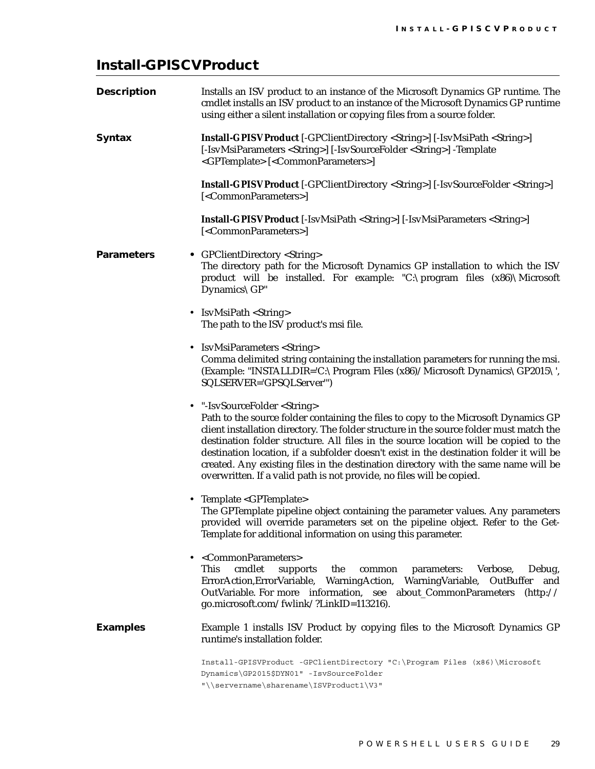## Install-GPISCVProduct

**Description**

Installs an ISV product to an instance of the Microsoft Dynamics GP runtime. The cmdlet installs an ISV product to an instance of the Microsoft Dynamics GP runtime using either a silent installation or copying files from a source folder.

**Syntax**

**Install-GPISVProduct** [-GPClientDirectory <String>] [-IsvMsiPath <String>] [-IsvMsiParameters <String>] [-IsvSourceFolder <String>] -Template <GPTemplate> [<CommonParameters>]

**Install-GPISVProduct** [-GPClientDirectory <String>] [-IsvSourceFolder <String>] [<CommonParameters>]

**Install-GPISVProduct** [-IsvMsiPath <String>] [-IsvMsiParameters <String>] [<CommonParameters>]

**Parameters**

- GPClientDirectory <String>
  The directory path for the Microsoft Dynamics GP installation to which the ISV product will be installed. For example: "C:\program files (x86)\Microsoft Dynamics\GP"
- IsvMsiPath <String>
  The path to the ISV product's msi file.
- IsvMsiParameters <String>
  Comma delimited string containing the installation parameters for running the msi. (Example: "INSTALLDIR='C:\Program Files (x86)/Microsoft Dynamics\GP2015\', SQLSERVER='GPSQLServer'")
- "-IsvSourceFolder <String>
  Path to the source folder containing the files to copy to the Microsoft Dynamics GP client installation directory. The folder structure in the source folder must match the destination folder structure. All files in the source location will be copied to the destination location, if a subfolder doesn't exist in the destination folder it will be created. Any existing files in the destination directory with the same name will be overwritten. If a valid path is not provide, no files will be copied.
- Template <GPTemplate>
  The GPTemplate pipeline object containing the parameter values. Any parameters provided will override parameters set on the pipeline object. Refer to the Get-Template for additional information on using this parameter.
- <CommonParameters>
  This cmdlet supports the common parameters: Verbose, Debug, ErrorAction,ErrorVariable, WarningAction, WarningVariable, OutBuffer and OutVariable. For more information, see about_CommonParameters (http://go.microsoft.com/fwlink/?LinkID=113216).

**Examples**

Example 1 installs ISV Product by copying files to the Microsoft Dynamics GP runtime's installation folder.

```
Install-GPISVProduct -GPClientDirectory "C:\Program Files (x86)\Microsoft
Dynamics\GP2015$DYN01" -IsvSourceFolder
"\\servername\sharename\ISVProduct1\V3"
```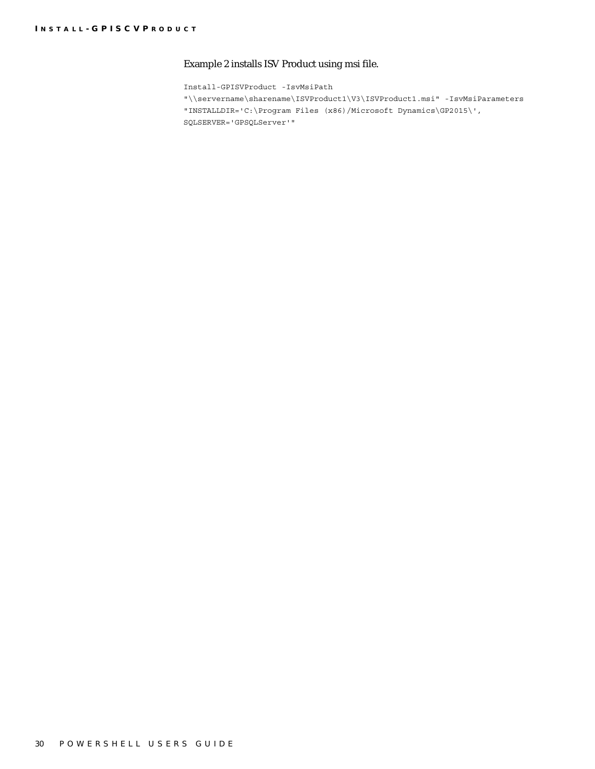Example 2 installs ISV Product using msi file.

```
Install-GPISVProduct -IsvMsiPath 
"\\servername\sharename\ISVProduct1\V3\ISVProduct1.msi" -IsvMsiParameters 
"INSTALLDIR='C:\Program Files (x86)/Microsoft Dynamics\GP2015\', 
SQLSERVER='GPSQLServer'"
```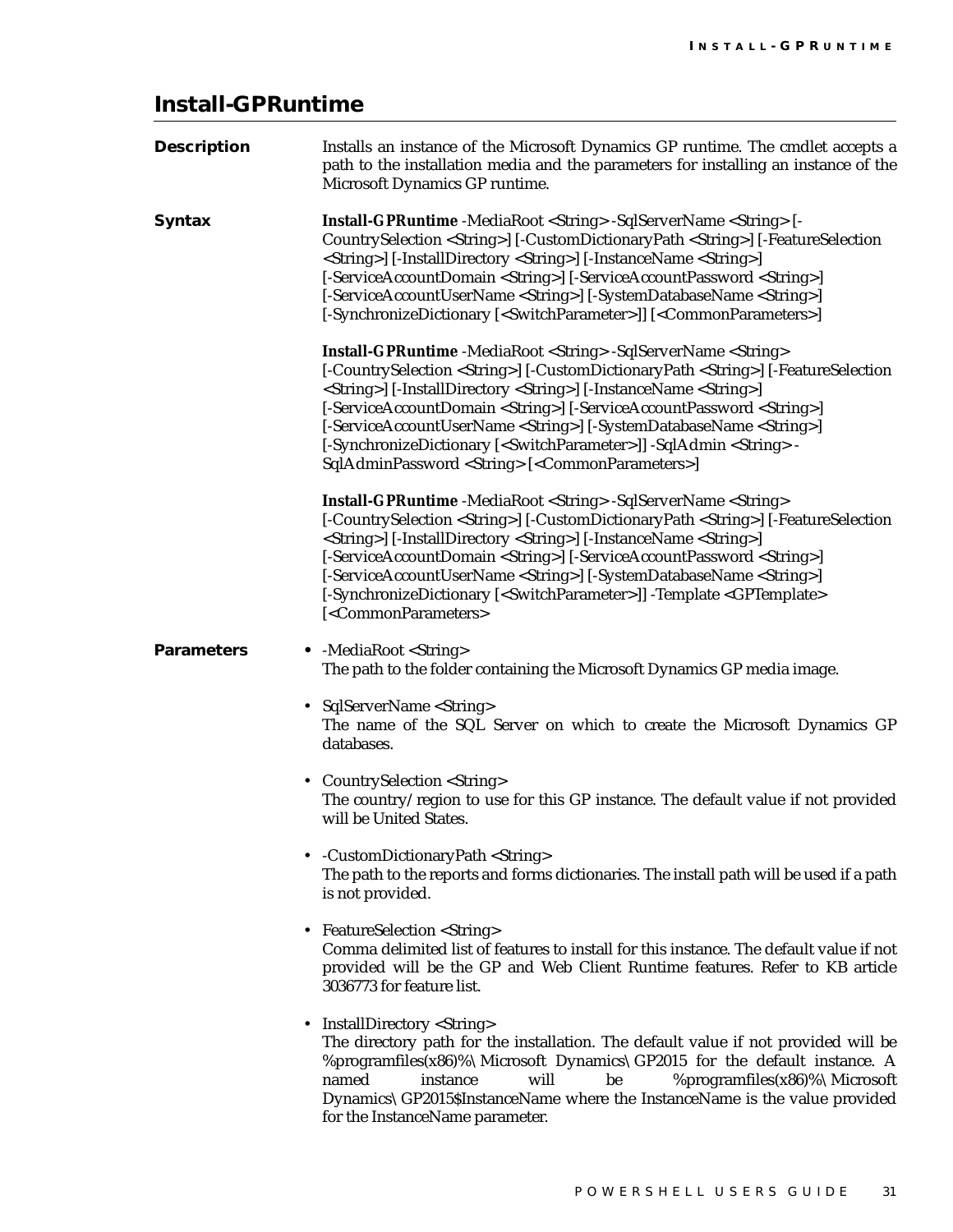# Install-GPRuntime

**Description**

Installs an instance of the Microsoft Dynamics GP runtime. The cmdlet accepts a path to the installation media and the parameters for installing an instance of the Microsoft Dynamics GP runtime.

**Syntax**

**Install-GPRuntime** -MediaRoot <String> -SqlServerName <String> [-CountrySelection <String>] [-CustomDictionaryPath <String>] [-FeatureSelection <String>] [-InstallDirectory <String>] [-InstanceName <String>] [-ServiceAccountDomain <String>] [-ServiceAccountPassword <String>] [-ServiceAccountUserName <String>] [-SystemDatabaseName <String>] [-SynchronizeDictionary [<SwitchParameter>]] [<CommonParameters>]

**Install-GPRuntime** -MediaRoot <String> -SqlServerName <String> [-CountrySelection <String>] [-CustomDictionaryPath <String>] [-FeatureSelection <String>] [-InstallDirectory <String>] [-InstanceName <String>] [-ServiceAccountDomain <String>] [-ServiceAccountPassword <String>] [-ServiceAccountUserName <String>] [-SystemDatabaseName <String>] [-SynchronizeDictionary [<SwitchParameter>]] -SqlAdmin <String> -SqlAdminPassword <String> [<CommonParameters>]

**Install-GPRuntime** -MediaRoot <String> -SqlServerName <String> [-CountrySelection <String>] [-CustomDictionaryPath <String>] [-FeatureSelection <String>] [-InstallDirectory <String>] [-InstanceName <String>] [-ServiceAccountDomain <String>] [-ServiceAccountPassword <String>] [-ServiceAccountUserName <String>] [-SystemDatabaseName <String>] [-SynchronizeDictionary [<SwitchParameter>]] -Template <GPTemplate> [<CommonParameters>

**Parameters**

- -MediaRoot <String>
  The path to the folder containing the Microsoft Dynamics GP media image.

- SqlServerName <String>
  The name of the SQL Server on which to create the Microsoft Dynamics GP databases.

- CountrySelection <String>
  The country/region to use for this GP instance. The default value if not provided will be United States.

- -CustomDictionaryPath <String>
  The path to the reports and forms dictionaries. The install path will be used if a path is not provided.

- FeatureSelection <String>
  Comma delimited list of features to install for this instance. The default value if not provided will be the GP and Web Client Runtime features. Refer to KB article 3036773 for feature list.

- InstallDirectory <String>
  The directory path for the installation. The default value if not provided will be %programfiles(x86)%\Microsoft Dynamics\GP2015 for the default instance. A named instance will be %programfiles(x86)%\Microsoft Dynamics\GP2015$InstanceName where the InstanceName is the value provided for the InstanceName parameter.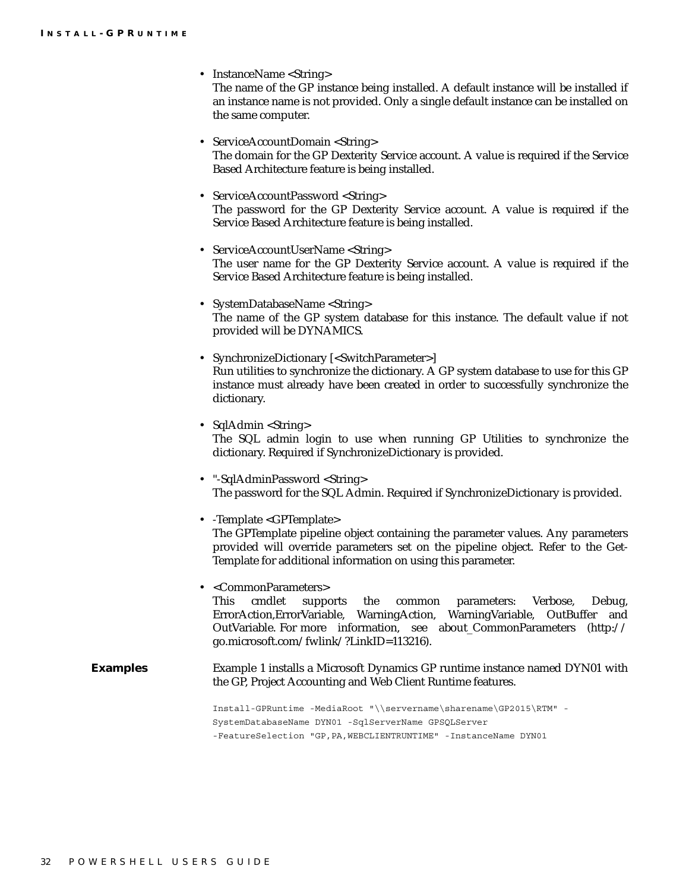- InstanceName <String>
  The name of the GP instance being installed. A default instance will be installed if an instance name is not provided. Only a single default instance can be installed on the same computer.

- ServiceAccountDomain <String>
  The domain for the GP Dexterity Service account. A value is required if the Service Based Architecture feature is being installed.

- ServiceAccountPassword <String>
  The password for the GP Dexterity Service account. A value is required if the Service Based Architecture feature is being installed.

- ServiceAccountUserName <String>
  The user name for the GP Dexterity Service account. A value is required if the Service Based Architecture feature is being installed.

- SystemDatabaseName <String>
  The name of the GP system database for this instance. The default value if not provided will be DYNAMICS.

- SynchronizeDictionary [<SwitchParameter>]
  Run utilities to synchronize the dictionary. A GP system database to use for this GP instance must already have been created in order to successfully synchronize the dictionary.

- SqlAdmin <String>
  The SQL admin login to use when running GP Utilities to synchronize the dictionary. Required if SynchronizeDictionary is provided.

- "-SqlAdminPassword <String>
  The password for the SQL Admin. Required if SynchronizeDictionary is provided.

- -Template <GPTemplate>
  The GPTemplate pipeline object containing the parameter values. Any parameters provided will override parameters set on the pipeline object. Refer to the Get-Template for additional information on using this parameter.

- <CommonParameters>
  This cmdlet supports the common parameters: Verbose, Debug, ErrorAction,ErrorVariable, WarningAction, WarningVariable, OutBuffer and OutVariable. For more information, see about_CommonParameters (http://go.microsoft.com/fwlink/?LinkID=113216).

**Examples**

Example 1 installs a Microsoft Dynamics GP runtime instance named DYN01 with the GP, Project Accounting and Web Client Runtime features.

```
Install-GPRuntime -MediaRoot "\\servername\sharename\GP2015\RTM" -
SystemDatabaseName DYN01 -SqlServerName GPSQLServer
-FeatureSelection "GP,PA,WEBCLIENTRUNTIME" -InstanceName DYN01
```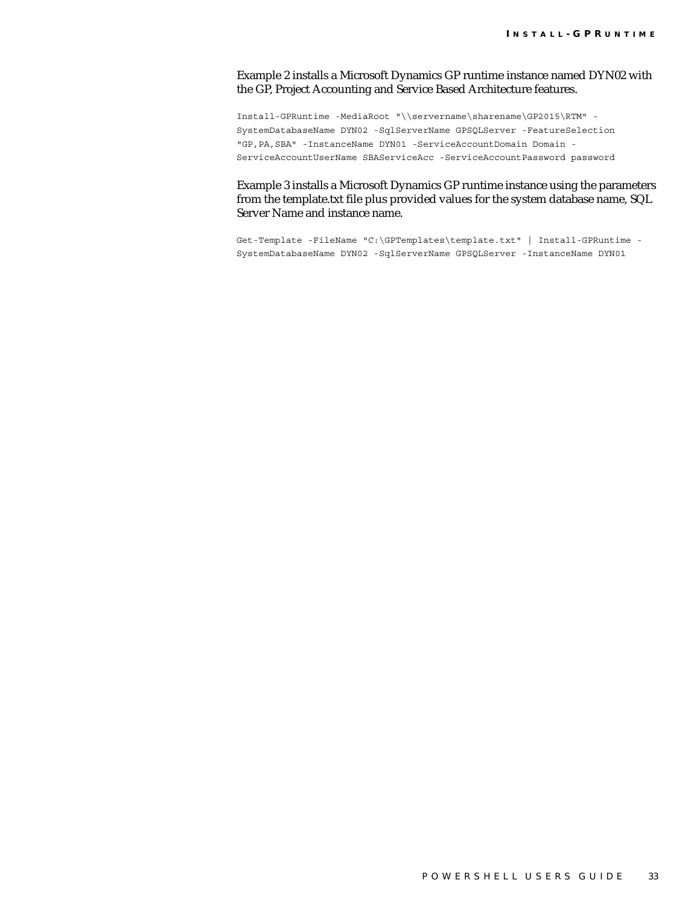Example 2 installs a Microsoft Dynamics GP runtime instance named DYN02 with the GP, Project Accounting and Service Based Architecture features.

```
Install-GPRuntime -MediaRoot "\\servername\sharename\GP2015\RTM" -
SystemDatabaseName DYN02 -SqlServerName GPSQLServer -FeatureSelection
"GP,PA,SBA" -InstanceName DYN01 -ServiceAccountDomain Domain -
ServiceAccountUserName SBAServiceAcc -ServiceAccountPassword password
```

Example 3 installs a Microsoft Dynamics GP runtime instance using the parameters from the template.txt file plus provided values for the system database name, SQL Server Name and instance name.

```
Get-Template -FileName "C:\GPTemplates\template.txt" | Install-GPRuntime -
SystemDatabaseName DYN02 -SqlServerName GPSQLServer -InstanceName DYN01
```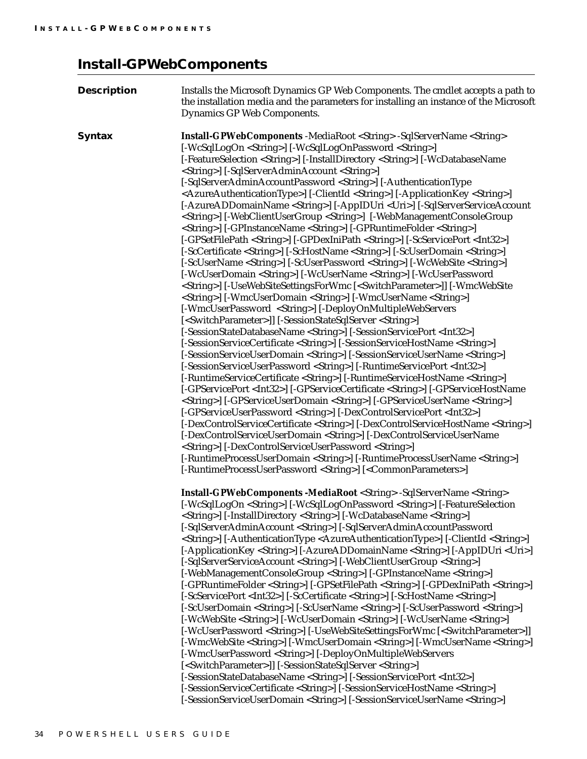## Install-GPWebComponents

**Description**

Installs the Microsoft Dynamics GP Web Components. The cmdlet accepts a path to the installation media and the parameters for installing an instance of the Microsoft Dynamics GP Web Components.

**Syntax**

**Install-GPWebComponents** -MediaRoot <String> -SqlServerName <String> [-WcSqlLogOn <String>] [-WcSqlLogOnPassword <String>] [-FeatureSelection <String>] [-InstallDirectory <String>] [-WcDatabaseName <String>] [-SqlServerAdminAccount <String>] [-SqlServerAdminAccountPassword <String>] [-AuthenticationType <AzureAuthenticationType>] [-ClientId <String>] [-ApplicationKey <String>] [-AzureADDomainName <String>] [-AppIDUri <Uri>] [-SqlServerServiceAccount <String>] [-WebClientUserGroup <String>] [-WebManagementConsoleGroup <String>] [-GPInstanceName <String>] [-GPRuntimeFolder <String>] [-GPSetFilePath <String>] [-GPDexIniPath <String>] [-ScServicePort <Int32>] [-ScCertificate <String>] [-ScHostName <String>] [-ScUserDomain <String>] [-ScUserName <String>] [-ScUserPassword <String>] [-WcWebSite <String>] [-WcUserDomain <String>] [-WcUserName <String>] [-WcUserPassword <String>] [-UseWebSiteSettingsForWmc [<SwitchParameter>]] [-WmcWebSite <String>] [-WmcUserDomain <String>] [-WmcUserName <String>] [-WmcUserPassword <String>] [-DeployOnMultipleWebServers [<SwitchParameter>]] [-SessionStateSqlServer <String>] [-SessionStateDatabaseName <String>] [-SessionServicePort <Int32>] [-SessionServiceCertificate <String>] [-SessionServiceHostName <String>] [-SessionServiceUserDomain <String>] [-SessionServiceUserName <String>] [-SessionServiceUserPassword <String>] [-RuntimeServicePort <Int32>] [-RuntimeServiceCertificate <String>] [-RuntimeServiceHostName <String>] [-GPServicePort <Int32>] [-GPServiceCertificate <String>] [-GPServiceHostName <String>] [-GPServiceUserDomain <String>] [-GPServiceUserName <String>] [-GPServiceUserPassword <String>] [-DexControlServicePort <Int32>] [-DexControlServiceCertificate <String>] [-DexControlServiceHostName <String>] [-DexControlServiceUserDomain <String>] [-DexControlServiceUserName <String>] [-DexControlServiceUserPassword <String>] [-RuntimeProcessUserDomain <String>] [-RuntimeProcessUserName <String>] [-RuntimeProcessUserPassword <String>] [<CommonParameters>]

**Install-GPWebComponents -MediaRoot** <String> -SqlServerName <String> [-WcSqlLogOn <String>] [-WcSqlLogOnPassword <String>] [-FeatureSelection <String>] [-InstallDirectory <String>] [-WcDatabaseName <String>] [-SqlServerAdminAccount <String>] [-SqlServerAdminAccountPassword <String>] [-AuthenticationType <AzureAuthenticationType>] [-ClientId <String>] [-ApplicationKey <String>] [-AzureADDomainName <String>] [-AppIDUri <Uri>] [-SqlServerServiceAccount <String>] [-WebClientUserGroup <String>] [-WebManagementConsoleGroup <String>] [-GPInstanceName <String>] [-GPRuntimeFolder <String>] [-GPSetFilePath <String>] [-GPDexIniPath <String>] [-ScServicePort <Int32>] [-ScCertificate <String>] [-ScHostName <String>] [-ScUserDomain <String>] [-ScUserName <String>] [-ScUserPassword <String>] [-WcWebSite <String>] [-WcUserDomain <String>] [-WcUserName <String>] [-WcUserPassword <String>] [-UseWebSiteSettingsForWmc [<SwitchParameter>]] [-WmcWebSite <String>] [-WmcUserDomain <String>] [-WmcUserName <String>] [-WmcUserPassword <String>] [-DeployOnMultipleWebServers [<SwitchParameter>]] [-SessionStateSqlServer <String>] [-SessionStateDatabaseName <String>] [-SessionServicePort <Int32>] [-SessionServiceCertificate <String>] [-SessionServiceHostName <String>] [-SessionServiceUserDomain <String>] [-SessionServiceUserName <String>]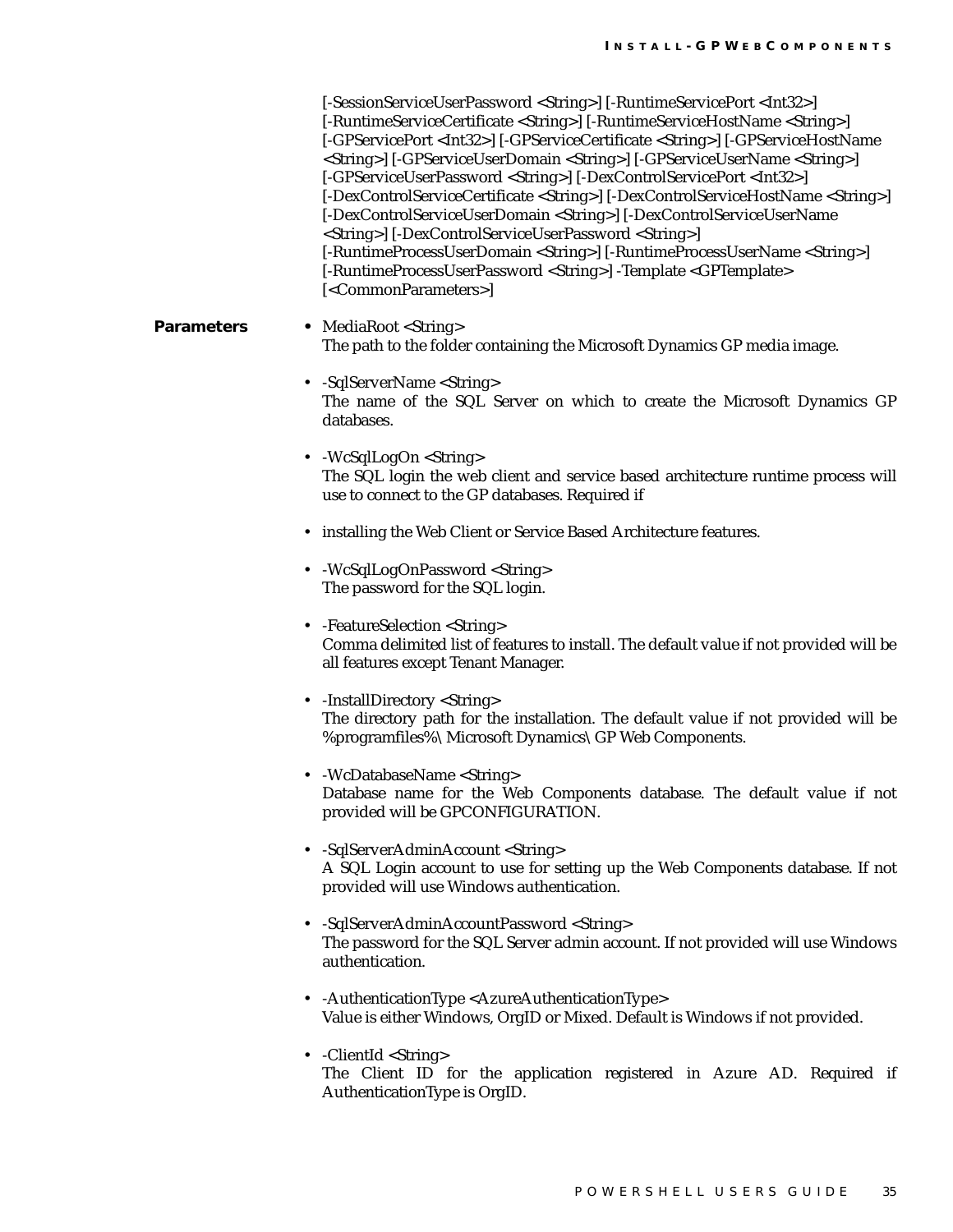[-SessionServiceUserPassword <String>] [-RuntimeServicePort <Int32>] [-RuntimeServiceCertificate <String>] [-RuntimeServiceHostName <String>] [-GPServicePort <Int32>] [-GPServiceCertificate <String>] [-GPServiceHostName <String>] [-GPServiceUserDomain <String>] [-GPServiceUserName <String>] [-GPServiceUserPassword <String>] [-DexControlServicePort <Int32>] [-DexControlServiceCertificate <String>] [-DexControlServiceHostName <String>] [-DexControlServiceUserDomain <String>] [-DexControlServiceUserName <String>] [-DexControlServiceUserPassword <String>] [-RuntimeProcessUserDomain <String>] [-RuntimeProcessUserName <String>] [-RuntimeProcessUserPassword <String>] -Template <GPTemplate> [<CommonParameters>]

**Parameters**

- MediaRoot <String>
  The path to the folder containing the Microsoft Dynamics GP media image.

- -SqlServerName <String>
  The name of the SQL Server on which to create the Microsoft Dynamics GP databases.

- -WcSqlLogOn <String>
  The SQL login the web client and service based architecture runtime process will use to connect to the GP databases. Required if

- installing the Web Client or Service Based Architecture features.

- -WcSqlLogOnPassword <String>
  The password for the SQL login.

- -FeatureSelection <String>
  Comma delimited list of features to install. The default value if not provided will be all features except Tenant Manager.

- -InstallDirectory <String>
  The directory path for the installation. The default value if not provided will be %programfiles%\ Microsoft Dynamics\ GP Web Components.

- -WcDatabaseName <String>
  Database name for the Web Components database. The default value if not provided will be GPCONFIGURATION.

- -SqlServerAdminAccount <String>
  A SQL Login account to use for setting up the Web Components database. If not provided will use Windows authentication.

- -SqlServerAdminAccountPassword <String>
  The password for the SQL Server admin account. If not provided will use Windows authentication.

- -AuthenticationType <AzureAuthenticationType>
  Value is either Windows, OrgID or Mixed. Default is Windows if not provided.

- -ClientId <String>
  The Client ID for the application registered in Azure AD. Required if AuthenticationType is OrgID.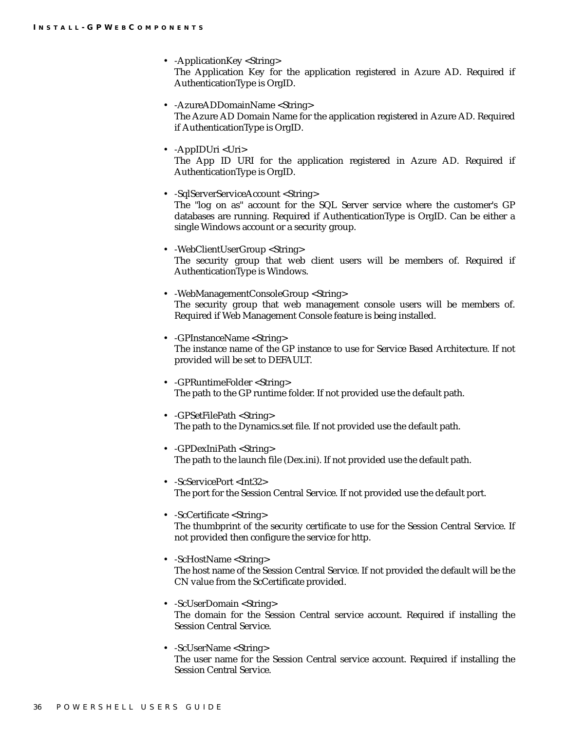- -ApplicationKey <String>
  The Application Key for the application registered in Azure AD. Required if AuthenticationType is OrgID.

- -AzureADDomainName <String>
  The Azure AD Domain Name for the application registered in Azure AD. Required if AuthenticationType is OrgID.

- -AppIDUri <Uri>
  The App ID URI for the application registered in Azure AD. Required if AuthenticationType is OrgID.

- -SqlServerServiceAccount <String>
  The "log on as" account for the SQL Server service where the customer's GP databases are running. Required if AuthenticationType is OrgID. Can be either a single Windows account or a security group.

- -WebClientUserGroup <String>
  The security group that web client users will be members of. Required if AuthenticationType is Windows.

- -WebManagementConsoleGroup <String>
  The security group that web management console users will be members of. Required if Web Management Console feature is being installed.

- -GPInstanceName <String>
  The instance name of the GP instance to use for Service Based Architecture. If not provided will be set to DEFAULT.

- -GPRuntimeFolder <String>
  The path to the GP runtime folder. If not provided use the default path.

- -GPSetFilePath <String>
  The path to the Dynamics.set file. If not provided use the default path.

- -GPDexIniPath <String>
  The path to the launch file (Dex.ini). If not provided use the default path.

- -ScServicePort <Int32>
  The port for the Session Central Service. If not provided use the default port.

- -ScCertificate <String>
  The thumbprint of the security certificate to use for the Session Central Service. If not provided then configure the service for http.

- -ScHostName <String>
  The host name of the Session Central Service. If not provided the default will be the CN value from the ScCertificate provided.

- -ScUserDomain <String>
  The domain for the Session Central service account. Required if installing the Session Central Service.

- -ScUserName <String>
  The user name for the Session Central service account. Required if installing the Session Central Service.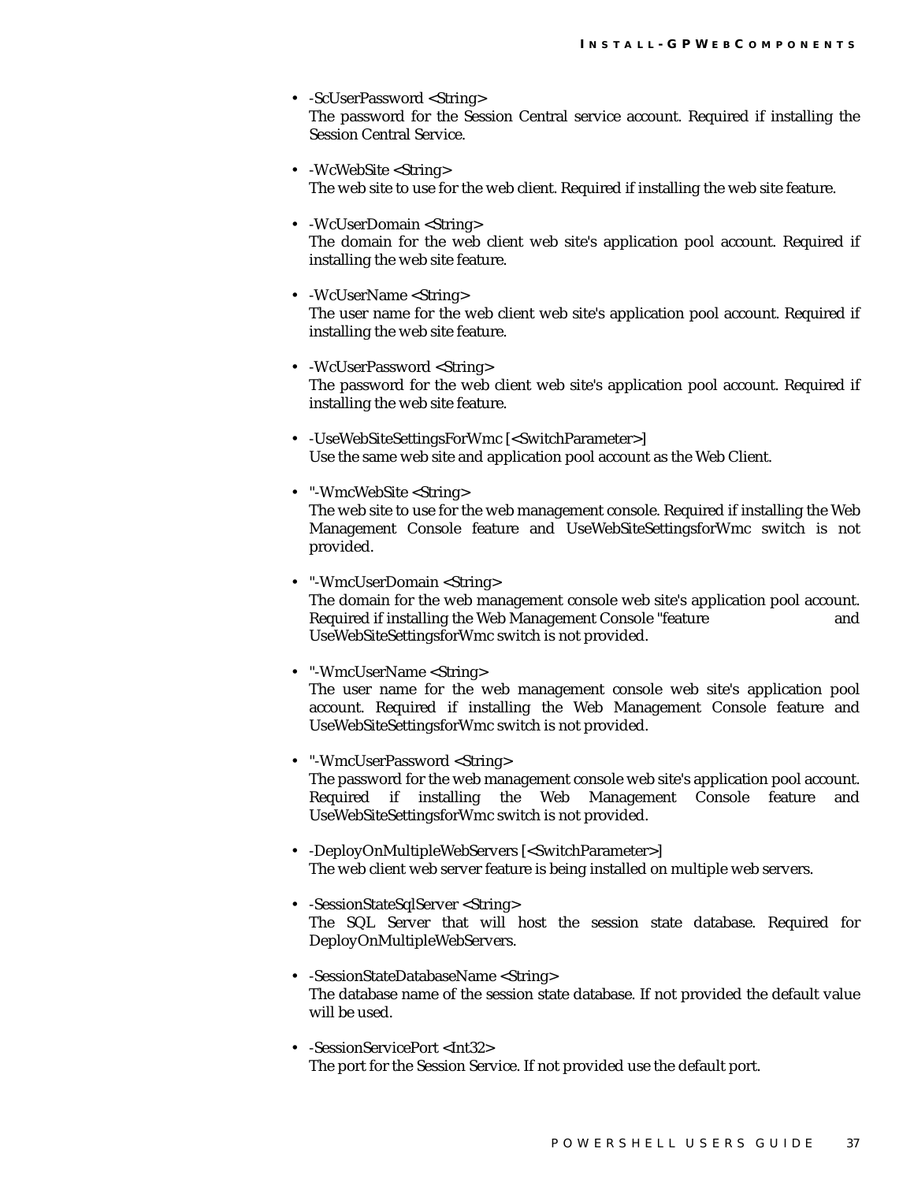- -ScUserPassword <String>
  The password for the Session Central service account. Required if installing the Session Central Service.

- -WcWebSite <String>
  The web site to use for the web client. Required if installing the web site feature.

- -WcUserDomain <String>
  The domain for the web client web site's application pool account. Required if installing the web site feature.

- -WcUserName <String>
  The user name for the web client web site's application pool account. Required if installing the web site feature.

- -WcUserPassword <String>
  The password for the web client web site's application pool account. Required if installing the web site feature.

- -UseWebSiteSettingsForWmc [<SwitchParameter>]
  Use the same web site and application pool account as the Web Client.

- "-WmcWebSite <String>
  The web site to use for the web management console. Required if installing the Web Management Console feature and UseWebSiteSettingsforWmc switch is not provided.

- "-WmcUserDomain <String>
  The domain for the web management console web site's application pool account. Required if installing the Web Management Console "feature and UseWebSiteSettingsforWmc switch is not provided.

- "-WmcUserName <String>
  The user name for the web management console web site's application pool account. Required if installing the Web Management Console feature and UseWebSiteSettingsforWmc switch is not provided.

- "-WmcUserPassword <String>
  The password for the web management console web site's application pool account. Required if installing the Web Management Console feature and UseWebSiteSettingsforWmc switch is not provided.

- -DeployOnMultipleWebServers [<SwitchParameter>]
  The web client web server feature is being installed on multiple web servers.

- -SessionStateSqlServer <String>
  The SQL Server that will host the session state database. Required for DeployOnMultipleWebServers.

- -SessionStateDatabaseName <String>
  The database name of the session state database. If not provided the default value will be used.

- -SessionServicePort <Int32>
  The port for the Session Service. If not provided use the default port.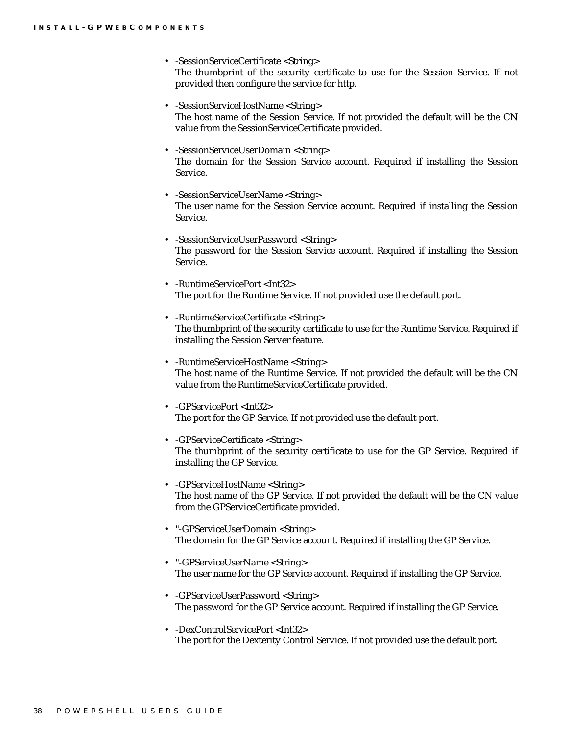- -SessionServiceCertificate <String>
  The thumbprint of the security certificate to use for the Session Service. If not provided then configure the service for http.

- -SessionServiceHostName <String>
  The host name of the Session Service. If not provided the default will be the CN value from the SessionServiceCertificate provided.

- -SessionServiceUserDomain <String>
  The domain for the Session Service account. Required if installing the Session Service.

- -SessionServiceUserName <String>
  The user name for the Session Service account. Required if installing the Session Service.

- -SessionServiceUserPassword <String>
  The password for the Session Service account. Required if installing the Session Service.

- -RuntimeServicePort <Int32>
  The port for the Runtime Service. If not provided use the default port.

- -RuntimeServiceCertificate <String>
  The thumbprint of the security certificate to use for the Runtime Service. Required if installing the Session Server feature.

- -RuntimeServiceHostName <String>
  The host name of the Runtime Service. If not provided the default will be the CN value from the RuntimeServiceCertificate provided.

- -GPServicePort <Int32>
  The port for the GP Service. If not provided use the default port.

- -GPServiceCertificate <String>
  The thumbprint of the security certificate to use for the GP Service. Required if installing the GP Service.

- -GPServiceHostName <String>
  The host name of the GP Service. If not provided the default will be the CN value from the GPServiceCertificate provided.

- "-GPServiceUserDomain <String>
  The domain for the GP Service account. Required if installing the GP Service.

- "-GPServiceUserName <String>
  The user name for the GP Service account. Required if installing the GP Service.

- -GPServiceUserPassword <String>
  The password for the GP Service account. Required if installing the GP Service.

- -DexControlServicePort <Int32>
  The port for the Dexterity Control Service. If not provided use the default port.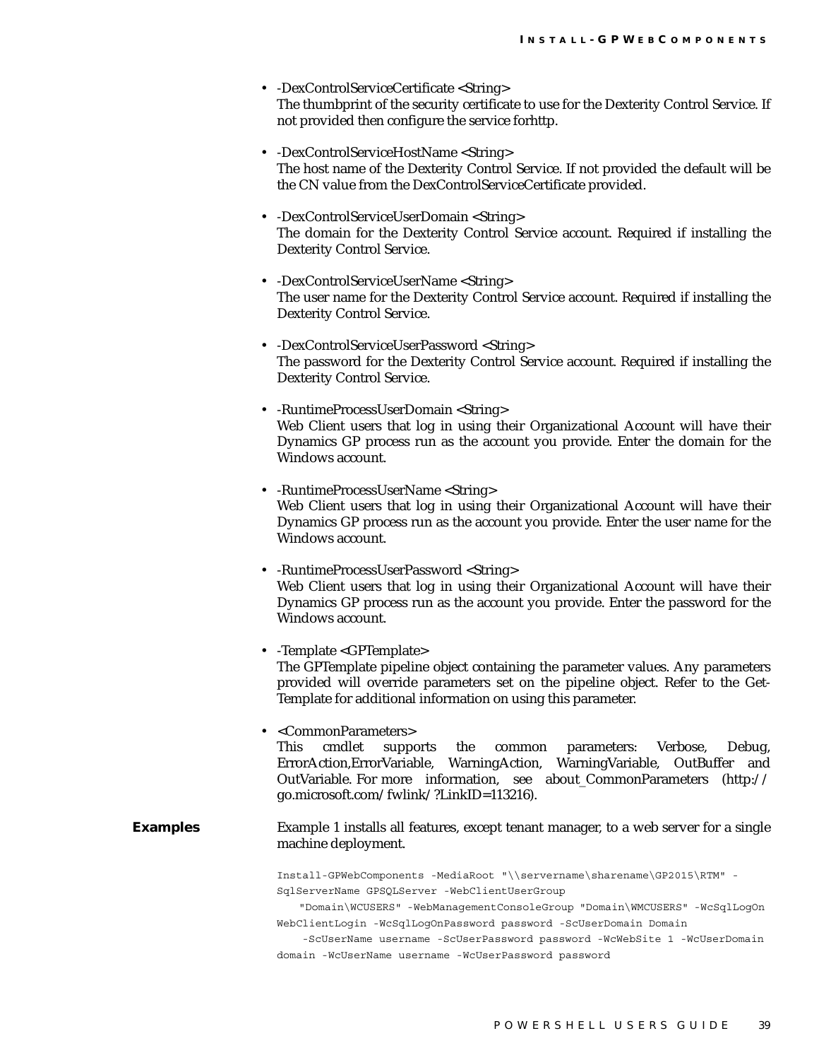- -DexControlServiceCertificate <String>
  The thumbprint of the security certificate to use for the Dexterity Control Service. If not provided then configure the service forhttp.

- -DexControlServiceHostName <String>
  The host name of the Dexterity Control Service. If not provided the default will be the CN value from the DexControlServiceCertificate provided.

- -DexControlServiceUserDomain <String>
  The domain for the Dexterity Control Service account. Required if installing the Dexterity Control Service.

- -DexControlServiceUserName <String>
  The user name for the Dexterity Control Service account. Required if installing the Dexterity Control Service.

- -DexControlServiceUserPassword <String>
  The password for the Dexterity Control Service account. Required if installing the Dexterity Control Service.

- -RuntimeProcessUserDomain <String>
  Web Client users that log in using their Organizational Account will have their Dynamics GP process run as the account you provide. Enter the domain for the Windows account.

- -RuntimeProcessUserName <String>
  Web Client users that log in using their Organizational Account will have their Dynamics GP process run as the account you provide. Enter the user name for the Windows account.

- -RuntimeProcessUserPassword <String>
  Web Client users that log in using their Organizational Account will have their Dynamics GP process run as the account you provide. Enter the password for the Windows account.

- -Template <GPTemplate>
  The GPTemplate pipeline object containing the parameter values. Any parameters provided will override parameters set on the pipeline object. Refer to the Get-Template for additional information on using this parameter.

- <CommonParameters>
  This cmdlet supports the common parameters: Verbose, Debug, ErrorAction,ErrorVariable, WarningAction, WarningVariable, OutBuffer and OutVariable. For more information, see about_CommonParameters (http://go.microsoft.com/fwlink/?LinkID=113216).

**Examples**

Example 1 installs all features, except tenant manager, to a web server for a single machine deployment.

```
Install-GPWebComponents -MediaRoot "\\servername\sharename\GP2015\RTM" -
SqlServerName GPSQLServer -WebClientUserGroup
    "Domain\WCUSERS" -WebManagementConsoleGroup "Domain\WMCUSERS" -WcSqlLogOn
WebClientLogin -WcSqlLogOnPassword password -ScUserDomain Domain
    -ScUserName username -ScUserPassword password -WcWebSite 1 -WcUserDomain
domain -WcUserName username -WcUserPassword password
```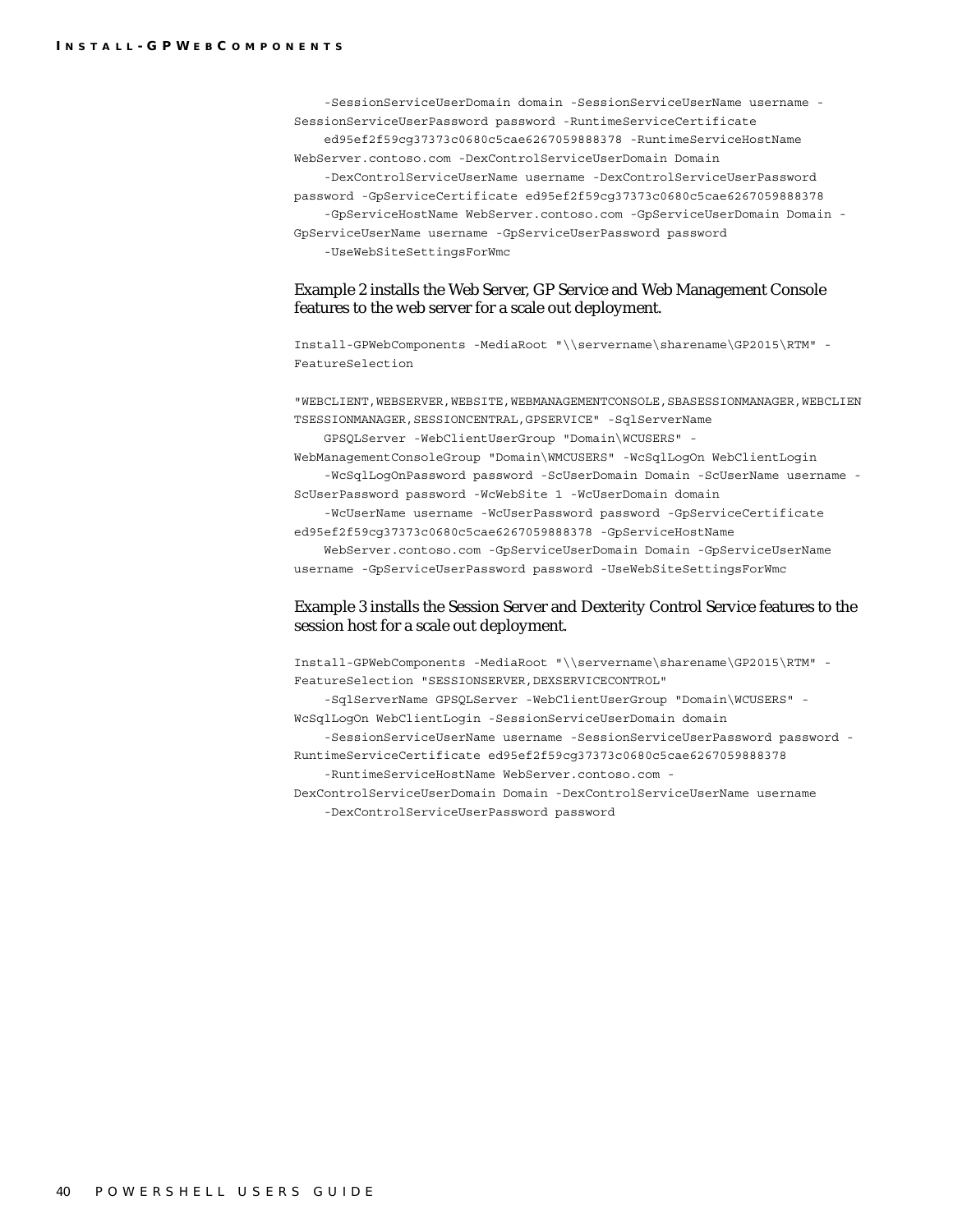```
    -SessionServiceUserDomain domain -SessionServiceUserName username -
SessionServiceUserPassword password -RuntimeServiceCertificate
    ed95ef2f59cg37373c0680c5cae6267059888378 -RuntimeServiceHostName
WebServer.contoso.com -DexControlServiceUserDomain Domain
    -DexControlServiceUserName username -DexControlServiceUserPassword
password -GpServiceCertificate ed95ef2f59cg37373c0680c5cae6267059888378
    -GpServiceHostName WebServer.contoso.com -GpServiceUserDomain Domain -
GpServiceUserName username -GpServiceUserPassword password
    -UseWebSiteSettingsForWmc
```

Example 2 installs the Web Server, GP Service and Web Management Console features to the web server for a scale out deployment.

```
Install-GPWebComponents -MediaRoot "\\servername\sharename\GP2015\RTM" -
FeatureSelection

"WEBCLIENT,WEBSERVER,WEBSITE,WEBMANAGEMENTCONSOLE,SBASESSIONMANAGER,WEBCLIEN
TSESSIONMANAGER,SESSIONCENTRAL,GPSERVICE" -SqlServerName
    GPSQLServer -WebClientUserGroup "Domain\WCUSERS" -
WebManagementConsoleGroup "Domain\WMCUSERS" -WcSqlLogOn WebClientLogin
    -WcSqlLogOnPassword password -ScUserDomain Domain -ScUserName username -
ScUserPassword password -WcWebSite 1 -WcUserDomain domain
    -WcUserName username -WcUserPassword password -GpServiceCertificate
ed95ef2f59cg37373c0680c5cae6267059888378 -GpServiceHostName
    WebServer.contoso.com -GpServiceUserDomain Domain -GpServiceUserName
username -GpServiceUserPassword password -UseWebSiteSettingsForWmc
```

Example 3 installs the Session Server and Dexterity Control Service features to the session host for a scale out deployment.

```
Install-GPWebComponents -MediaRoot "\\servername\sharename\GP2015\RTM" -
FeatureSelection "SESSIONSERVER,DEXSERVICECONTROL"
    -SqlServerName GPSQLServer -WebClientUserGroup "Domain\WCUSERS" -
WcSqlLogOn WebClientLogin -SessionServiceUserDomain domain
    -SessionServiceUserName username -SessionServiceUserPassword password -
RuntimeServiceCertificate ed95ef2f59cg37373c0680c5cae6267059888378
    -RuntimeServiceHostName WebServer.contoso.com -
DexControlServiceUserDomain Domain -DexControlServiceUserName username
    -DexControlServiceUserPassword password
```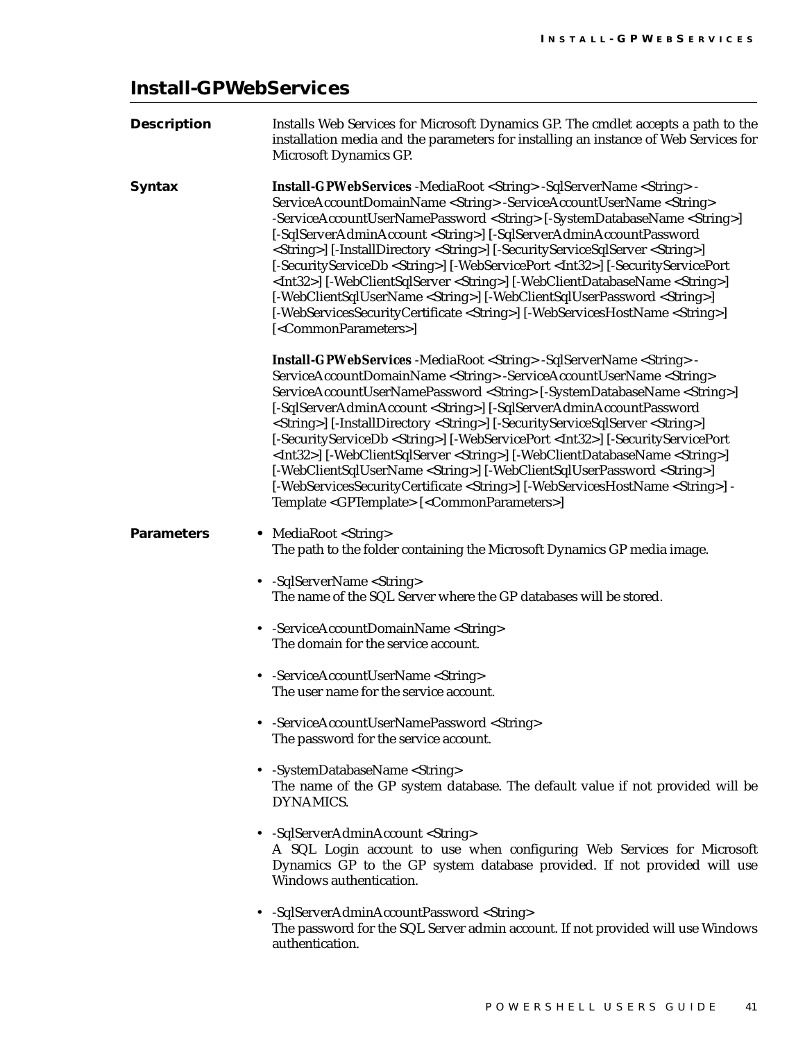## Install-GPWebServices

**Description**

Installs Web Services for Microsoft Dynamics GP. The cmdlet accepts a path to the installation media and the parameters for installing an instance of Web Services for Microsoft Dynamics GP.

**Syntax**

**Install-GPWebServices** -MediaRoot <String> -SqlServerName <String> -ServiceAccountDomainName <String> -ServiceAccountUserName <String> -ServiceAccountUserNamePassword <String> [-SystemDatabaseName <String>] [-SqlServerAdminAccount <String>] [-SqlServerAdminAccountPassword <String>] [-InstallDirectory <String>] [-SecurityServiceSqlServer <String>] [-SecurityServiceDb <String>] [-WebServicePort <Int32>] [-SecurityServicePort <Int32>] [-WebClientSqlServer <String>] [-WebClientDatabaseName <String>] [-WebClientSqlUserName <String>] [-WebClientSqlUserPassword <String>] [-WebServicesSecurityCertificate <String>] [-WebServicesHostName <String>] [<CommonParameters>]

**Install-GPWebServices** -MediaRoot <String> -SqlServerName <String> -ServiceAccountDomainName <String> -ServiceAccountUserName <String> ServiceAccountUserNamePassword <String> [-SystemDatabaseName <String>] [-SqlServerAdminAccount <String>] [-SqlServerAdminAccountPassword <String>] [-InstallDirectory <String>] [-SecurityServiceSqlServer <String>] [-SecurityServiceDb <String>] [-WebServicePort <Int32>] [-SecurityServicePort <Int32>] [-WebClientSqlServer <String>] [-WebClientDatabaseName <String>] [-WebClientSqlUserName <String>] [-WebClientSqlUserPassword <String>] [-WebServicesSecurityCertificate <String>] [-WebServicesHostName <String>] -Template <GPTemplate> [<CommonParameters>]

**Parameters**

- MediaRoot <String>
  The path to the folder containing the Microsoft Dynamics GP media image.

- -SqlServerName <String>
  The name of the SQL Server where the GP databases will be stored.

- -ServiceAccountDomainName <String>
  The domain for the service account.

- -ServiceAccountUserName <String>
  The user name for the service account.

- -ServiceAccountUserNamePassword <String>
  The password for the service account.

- -SystemDatabaseName <String>
  The name of the GP system database. The default value if not provided will be DYNAMICS.

- -SqlServerAdminAccount <String>
  A SQL Login account to use when configuring Web Services for Microsoft Dynamics GP to the GP system database provided. If not provided will use Windows authentication.

- -SqlServerAdminAccountPassword <String>
  The password for the SQL Server admin account. If not provided will use Windows authentication.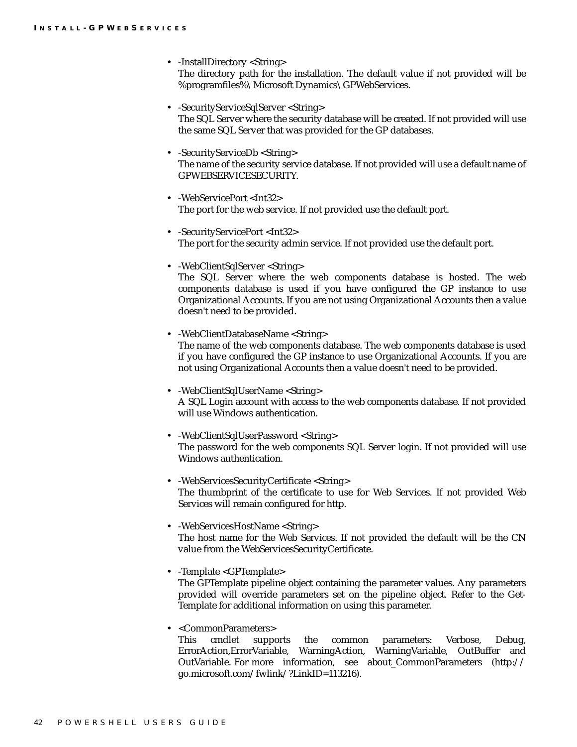- -InstallDirectory <String>
  The directory path for the installation. The default value if not provided will be %programfiles%\ Microsoft Dynamics\ GPWebServices.

- -SecurityServiceSqlServer <String>
  The SQL Server where the security database will be created. If not provided will use the same SQL Server that was provided for the GP databases.

- -SecurityServiceDb <String>
  The name of the security service database. If not provided will use a default name of GPWEBSERVICESECURITY.

- -WebServicePort <Int32>
  The port for the web service. If not provided use the default port.

- -SecurityServicePort <Int32>
  The port for the security admin service. If not provided use the default port.

- -WebClientSqlServer <String>
  The SQL Server where the web components database is hosted. The web components database is used if you have configured the GP instance to use Organizational Accounts. If you are not using Organizational Accounts then a value doesn't need to be provided.

- -WebClientDatabaseName <String>
  The name of the web components database. The web components database is used if you have configured the GP instance to use Organizational Accounts. If you are not using Organizational Accounts then a value doesn't need to be provided.

- -WebClientSqlUserName <String>
  A SQL Login account with access to the web components database. If not provided will use Windows authentication.

- -WebClientSqlUserPassword <String>
  The password for the web components SQL Server login. If not provided will use Windows authentication.

- -WebServicesSecurityCertificate <String>
  The thumbprint of the certificate to use for Web Services. If not provided Web Services will remain configured for http.

- -WebServicesHostName <String>
  The host name for the Web Services. If not provided the default will be the CN value from the WebServicesSecurityCertificate.

- -Template <GPTemplate>
  The GPTemplate pipeline object containing the parameter values. Any parameters provided will override parameters set on the pipeline object. Refer to the Get-Template for additional information on using this parameter.

- <CommonParameters>
  This cmdlet supports the common parameters: Verbose, Debug, ErrorAction,ErrorVariable, WarningAction, WarningVariable, OutBuffer and OutVariable. For more information, see about_CommonParameters (http://go.microsoft.com/fwlink/?LinkID=113216).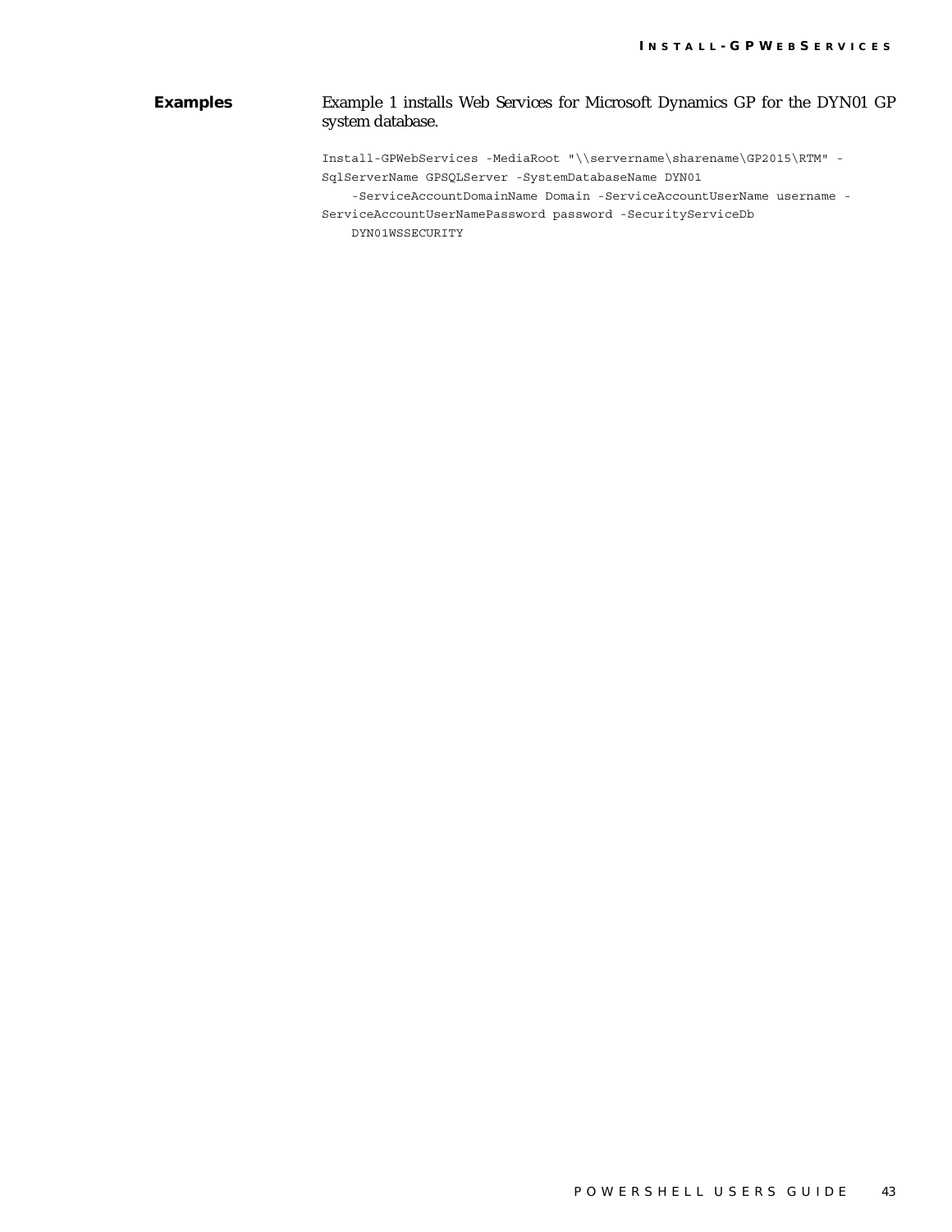**Examples**

Example 1 installs Web Services for Microsoft Dynamics GP for the DYN01 GP system database.

```
Install-GPWebServices -MediaRoot "\\servername\sharename\GP2015\RTM" -
SqlServerName GPSQLServer -SystemDatabaseName DYN01
    -ServiceAccountDomainName Domain -ServiceAccountUserName username -
ServiceAccountUserNamePassword password -SecurityServiceDb
    DYN01WSSECURITY
```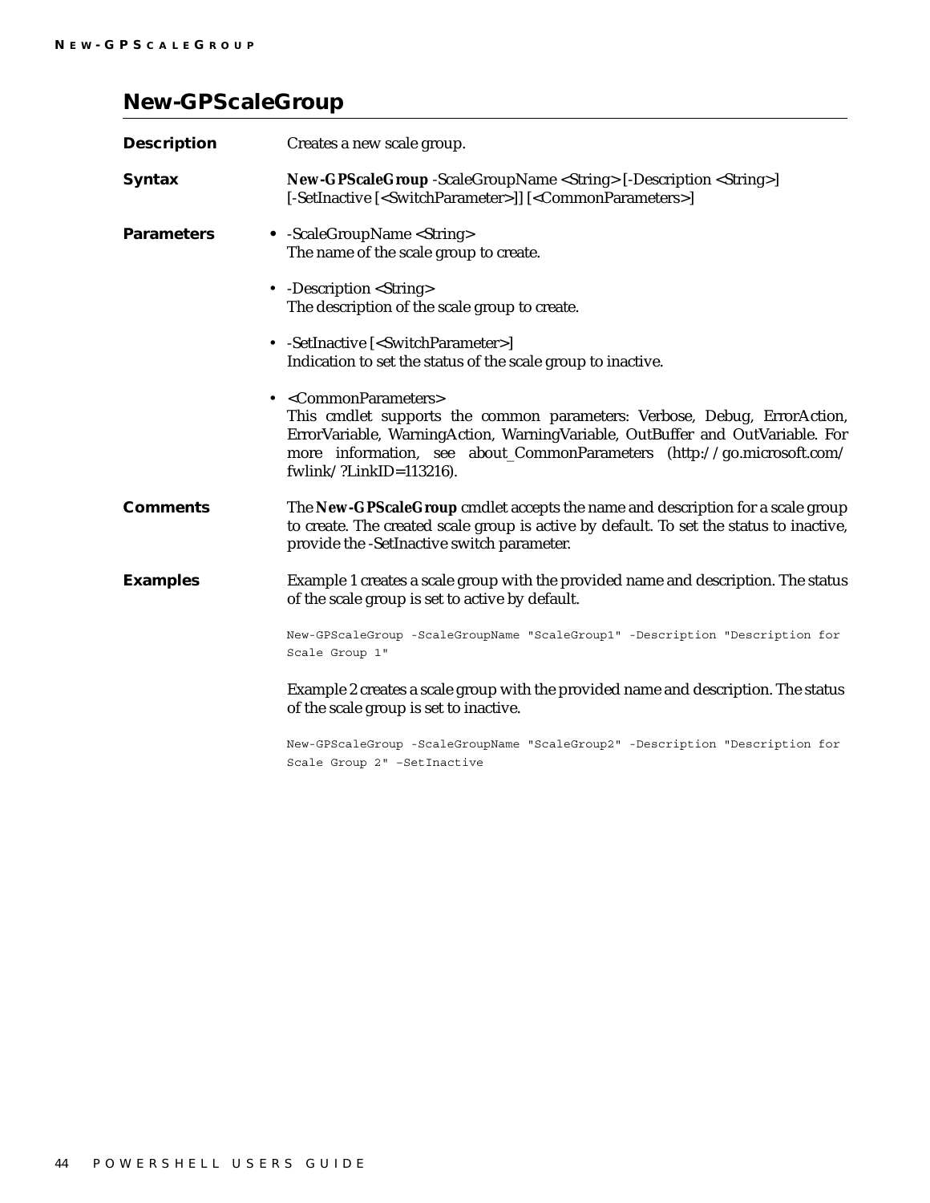## New-GPScaleGroup

**Description**

Creates a new scale group.

**Syntax**

**New-GPScaleGroup** -ScaleGroupName <String> [-Description <String>] [-SetInactive [<SwitchParameter>]] [<CommonParameters>]

**Parameters**

- -ScaleGroupName <String>
  The name of the scale group to create.
- -Description <String>
  The description of the scale group to create.
- -SetInactive [<SwitchParameter>]
  Indication to set the status of the scale group to inactive.
- <CommonParameters>
  This cmdlet supports the common parameters: Verbose, Debug, ErrorAction, ErrorVariable, WarningAction, WarningVariable, OutBuffer and OutVariable. For more information, see about_CommonParameters (http://go.microsoft.com/fwlink/?LinkID=113216).

**Comments**

The **New-GPScaleGroup** cmdlet accepts the name and description for a scale group to create. The created scale group is active by default. To set the status to inactive, provide the -SetInactive switch parameter.

**Examples**

Example 1 creates a scale group with the provided name and description. The status of the scale group is set to active by default.

```
New-GPScaleGroup -ScaleGroupName "ScaleGroup1" -Description "Description for Scale Group 1"
```

Example 2 creates a scale group with the provided name and description. The status of the scale group is set to inactive.

```
New-GPScaleGroup -ScaleGroupName "ScaleGroup2" -Description "Description for Scale Group 2" –SetInactive
```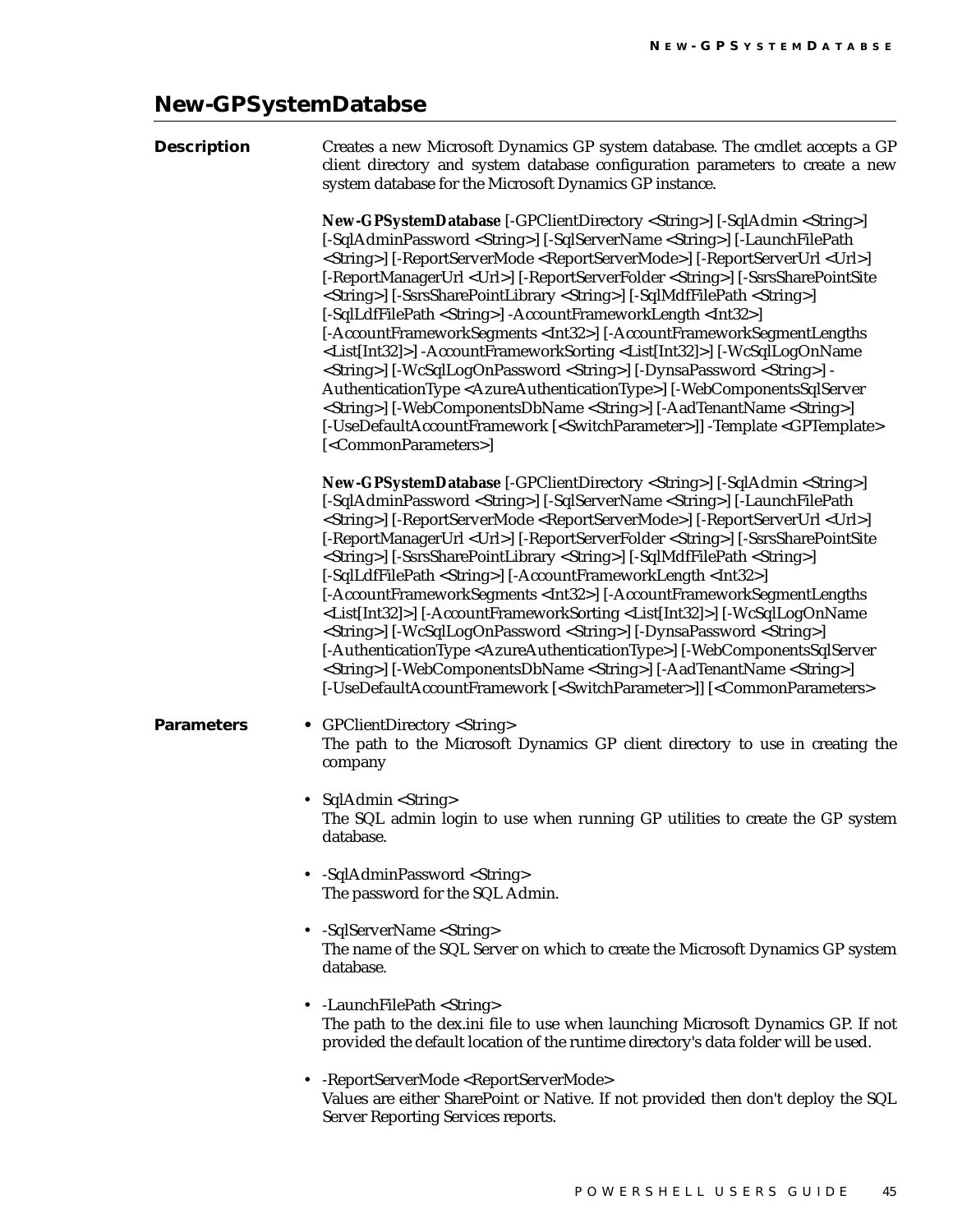## New-GPSystemDatabse

**Description**

Creates a new Microsoft Dynamics GP system database. The cmdlet accepts a GP client directory and system database configuration parameters to create a new system database for the Microsoft Dynamics GP instance.

**New-GPSystemDatabase** [-GPClientDirectory <String>] [-SqlAdmin <String>] [-SqlAdminPassword <String>] [-SqlServerName <String>] [-LaunchFilePath <String>] [-ReportServerMode <ReportServerMode>] [-ReportServerUrl <Url>] [-ReportManagerUrl <Url>] [-ReportServerFolder <String>] [-SsrsSharePointSite <String>] [-SsrsSharePointLibrary <String>] [-SqlMdfFilePath <String>] [-SqlLdfFilePath <String>] -AccountFrameworkLength <Int32>] [-AccountFrameworkSegments <Int32>] [-AccountFrameworkSegmentLengths <List[Int32]>] -AccountFrameworkSorting <List[Int32]>] [-WcSqlLogOnName <String>] [-WcSqlLogOnPassword <String>] [-DynsaPassword <String>] -AuthenticationType <AzureAuthenticationType>] [-WebComponentsSqlServer <String>] [-WebComponentsDbName <String>] [-AadTenantName <String>] [-UseDefaultAccountFramework [<SwitchParameter>]] -Template <GPTemplate> [<CommonParameters>]

**New-GPSystemDatabase** [-GPClientDirectory <String>] [-SqlAdmin <String>] [-SqlAdminPassword <String>] [-SqlServerName <String>] [-LaunchFilePath <String>] [-ReportServerMode <ReportServerMode>] [-ReportServerUrl <Url>] [-ReportManagerUrl <Url>] [-ReportServerFolder <String>] [-SsrsSharePointSite <String>] [-SsrsSharePointLibrary <String>] [-SqlMdfFilePath <String>] [-SqlLdfFilePath <String>] [-AccountFrameworkLength <Int32>] [-AccountFrameworkSegments <Int32>] [-AccountFrameworkSegmentLengths <List[Int32]>] [-AccountFrameworkSorting <List[Int32]>] [-WcSqlLogOnName <String>] [-WcSqlLogOnPassword <String>] [-DynsaPassword <String>] [-AuthenticationType <AzureAuthenticationType>] [-WebComponentsSqlServer <String>] [-WebComponentsDbName <String>] [-AadTenantName <String>] [-UseDefaultAccountFramework [<SwitchParameter>]] [<CommonParameters>

**Parameters**

- GPClientDirectory <String>
  The path to the Microsoft Dynamics GP client directory to use in creating the company
- SqlAdmin <String>
  The SQL admin login to use when running GP utilities to create the GP system database.
- -SqlAdminPassword <String>
  The password for the SQL Admin.
- -SqlServerName <String>
  The name of the SQL Server on which to create the Microsoft Dynamics GP system database.
- -LaunchFilePath <String>
  The path to the dex.ini file to use when launching Microsoft Dynamics GP. If not provided the default location of the runtime directory's data folder will be used.
- -ReportServerMode <ReportServerMode>
  Values are either SharePoint or Native. If not provided then don't deploy the SQL Server Reporting Services reports.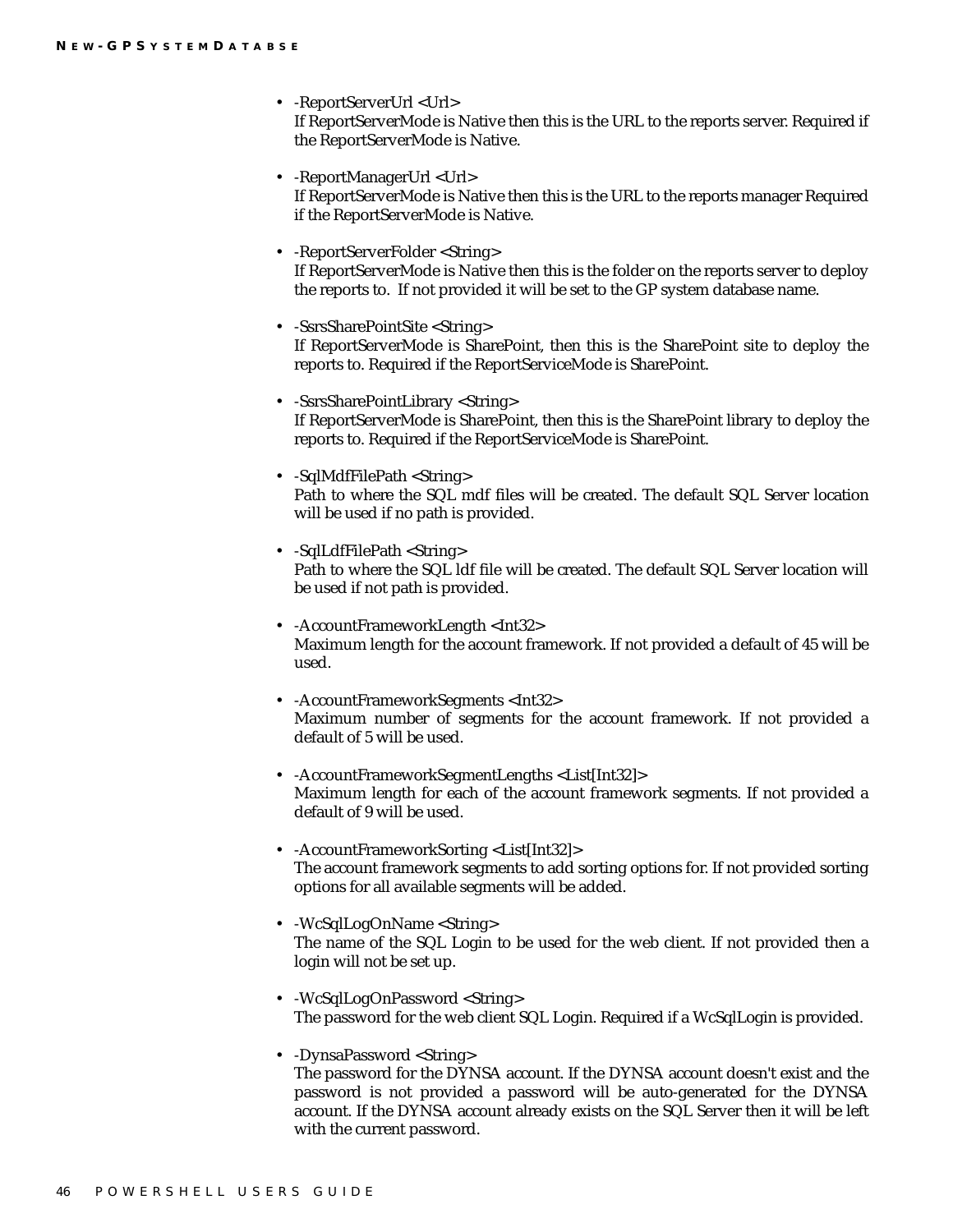- -ReportServerUrl <Url>
  If ReportServerMode is Native then this is the URL to the reports server. Required if the ReportServerMode is Native.

- -ReportManagerUrl <Url>
  If ReportServerMode is Native then this is the URL to the reports manager Required if the ReportServerMode is Native.

- -ReportServerFolder <String>
  If ReportServerMode is Native then this is the folder on the reports server to deploy the reports to. If not provided it will be set to the GP system database name.

- -SsrsSharePointSite <String>
  If ReportServerMode is SharePoint, then this is the SharePoint site to deploy the reports to. Required if the ReportServiceMode is SharePoint.

- -SsrsSharePointLibrary <String>
  If ReportServerMode is SharePoint, then this is the SharePoint library to deploy the reports to. Required if the ReportServiceMode is SharePoint.

- -SqlMdfFilePath <String>
  Path to where the SQL mdf files will be created. The default SQL Server location will be used if no path is provided.

- -SqlLdfFilePath <String>
  Path to where the SQL ldf file will be created. The default SQL Server location will be used if not path is provided.

- -AccountFrameworkLength <Int32>
  Maximum length for the account framework. If not provided a default of 45 will be used.

- -AccountFrameworkSegments <Int32>
  Maximum number of segments for the account framework. If not provided a default of 5 will be used.

- -AccountFrameworkSegmentLengths <List[Int32]>
  Maximum length for each of the account framework segments. If not provided a default of 9 will be used.

- -AccountFrameworkSorting <List[Int32]>
  The account framework segments to add sorting options for. If not provided sorting options for all available segments will be added.

- -WcSqlLogOnName <String>
  The name of the SQL Login to be used for the web client. If not provided then a login will not be set up.

- -WcSqlLogOnPassword <String>
  The password for the web client SQL Login. Required if a WcSqlLogin is provided.

- -DynsaPassword <String>
  The password for the DYNSA account. If the DYNSA account doesn't exist and the password is not provided a password will be auto-generated for the DYNSA account. If the DYNSA account already exists on the SQL Server then it will be left with the current password.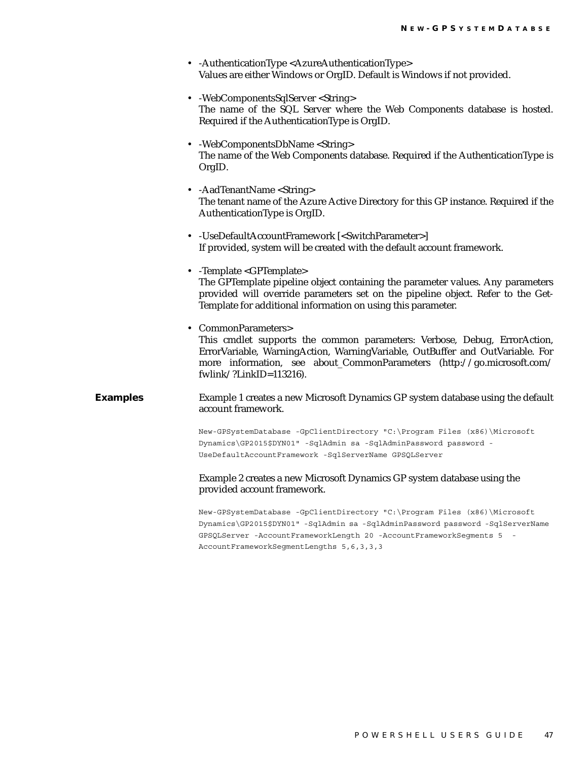- -AuthenticationType <AzureAuthenticationType>
  Values are either Windows or OrgID. Default is Windows if not provided.

- -WebComponentsSqlServer <String>
  The name of the SQL Server where the Web Components database is hosted. Required if the AuthenticationType is OrgID.

- -WebComponentsDbName <String>
  The name of the Web Components database. Required if the AuthenticationType is OrgID.

- -AadTenantName <String>
  The tenant name of the Azure Active Directory for this GP instance. Required if the AuthenticationType is OrgID.

- -UseDefaultAccountFramework [<SwitchParameter>]
  If provided, system will be created with the default account framework.

- -Template <GPTemplate>
  The GPTemplate pipeline object containing the parameter values. Any parameters provided will override parameters set on the pipeline object. Refer to the Get-Template for additional information on using this parameter.

- CommonParameters>
  This cmdlet supports the common parameters: Verbose, Debug, ErrorAction, ErrorVariable, WarningAction, WarningVariable, OutBuffer and OutVariable. For more information, see about_CommonParameters (http://go.microsoft.com/fwlink/?LinkID=113216).

**Examples**

Example 1 creates a new Microsoft Dynamics GP system database using the default account framework.

```
New-GPSystemDatabase -GpClientDirectory "C:\Program Files (x86)\Microsoft 
Dynamics\GP2015$DYN01" -SqlAdmin sa -SqlAdminPassword password -
UseDefaultAccountFramework -SqlServerName GPSQLServer
```

Example 2 creates a new Microsoft Dynamics GP system database using the provided account framework.

```
New-GPSystemDatabase -GpClientDirectory "C:\Program Files (x86)\Microsoft 
Dynamics\GP2015$DYN01" -SqlAdmin sa -SqlAdminPassword password -SqlServerName 
GPSQLServer -AccountFrameworkLength 20 -AccountFrameworkSegments 5  -
AccountFrameworkSegmentLengths 5,6,3,3,3
```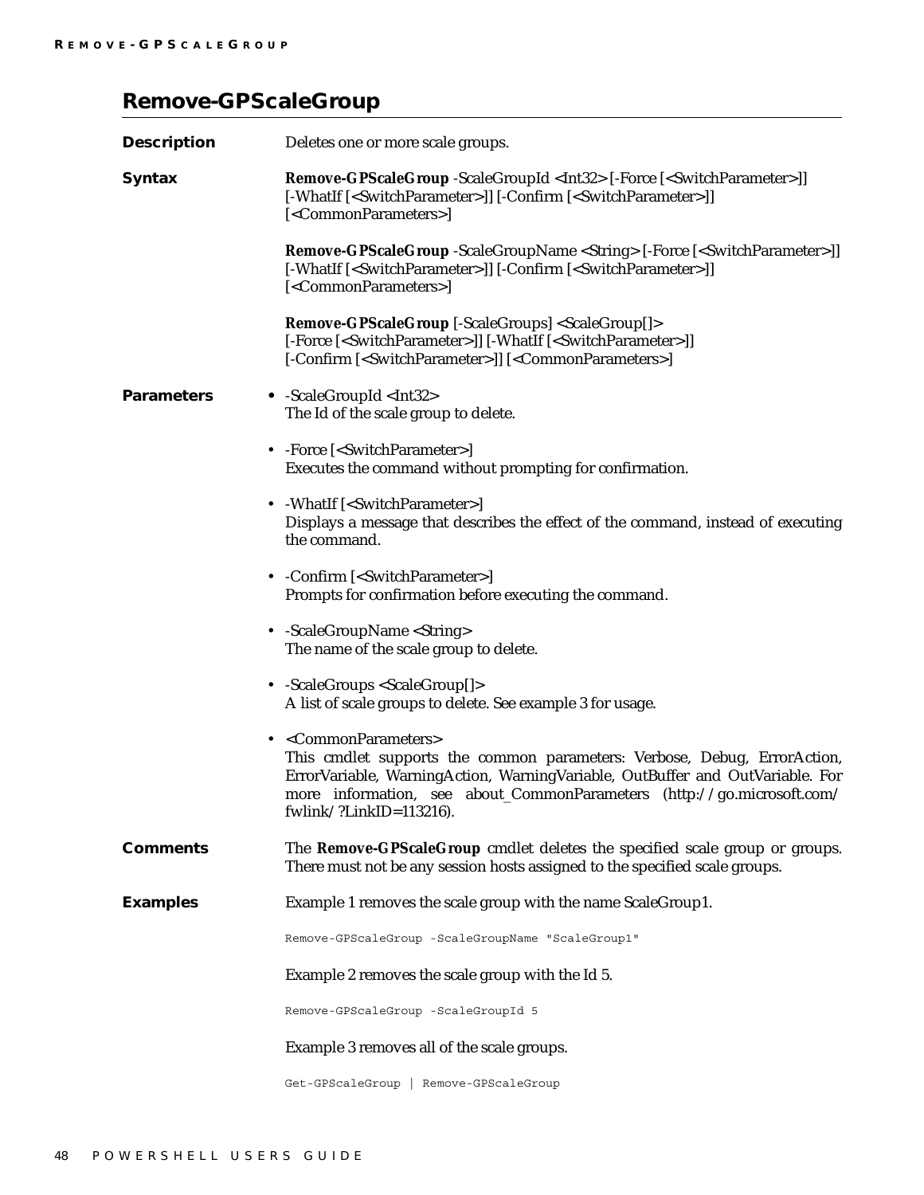## Remove-GPScaleGroup

**Description**

Deletes one or more scale groups.

**Syntax**

**Remove-GPScaleGroup** -ScaleGroupId <Int32> [-Force [<SwitchParameter>]] [-WhatIf [<SwitchParameter>]] [-Confirm [<SwitchParameter>]] [<CommonParameters>]

**Remove-GPScaleGroup** -ScaleGroupName <String> [-Force [<SwitchParameter>]] [-WhatIf [<SwitchParameter>]] [-Confirm [<SwitchParameter>]] [<CommonParameters>]

**Remove-GPScaleGroup** [-ScaleGroups] <ScaleGroup[]> [-Force [<SwitchParameter>]] [-WhatIf [<SwitchParameter>]] [-Confirm [<SwitchParameter>]] [<CommonParameters>]

**Parameters**

- -ScaleGroupId <Int32>
  The Id of the scale group to delete.
- -Force [<SwitchParameter>]
  Executes the command without prompting for confirmation.
- -WhatIf [<SwitchParameter>]
  Displays a message that describes the effect of the command, instead of executing the command.
- -Confirm [<SwitchParameter>]
  Prompts for confirmation before executing the command.
- -ScaleGroupName <String>
  The name of the scale group to delete.
- -ScaleGroups <ScaleGroup[]>
  A list of scale groups to delete. See example 3 for usage.
- <CommonParameters>
  This cmdlet supports the common parameters: Verbose, Debug, ErrorAction, ErrorVariable, WarningAction, WarningVariable, OutBuffer and OutVariable. For more information, see about_CommonParameters (http://go.microsoft.com/fwlink/?LinkID=113216).

**Comments**

The **Remove-GPScaleGroup** cmdlet deletes the specified scale group or groups. There must not be any session hosts assigned to the specified scale groups.

**Examples**

Example 1 removes the scale group with the name ScaleGroup1.

```
Remove-GPScaleGroup -ScaleGroupName "ScaleGroup1"
```

Example 2 removes the scale group with the Id 5.

```
Remove-GPScaleGroup -ScaleGroupId 5
```

Example 3 removes all of the scale groups.

```
Get-GPScaleGroup | Remove-GPScaleGroup
```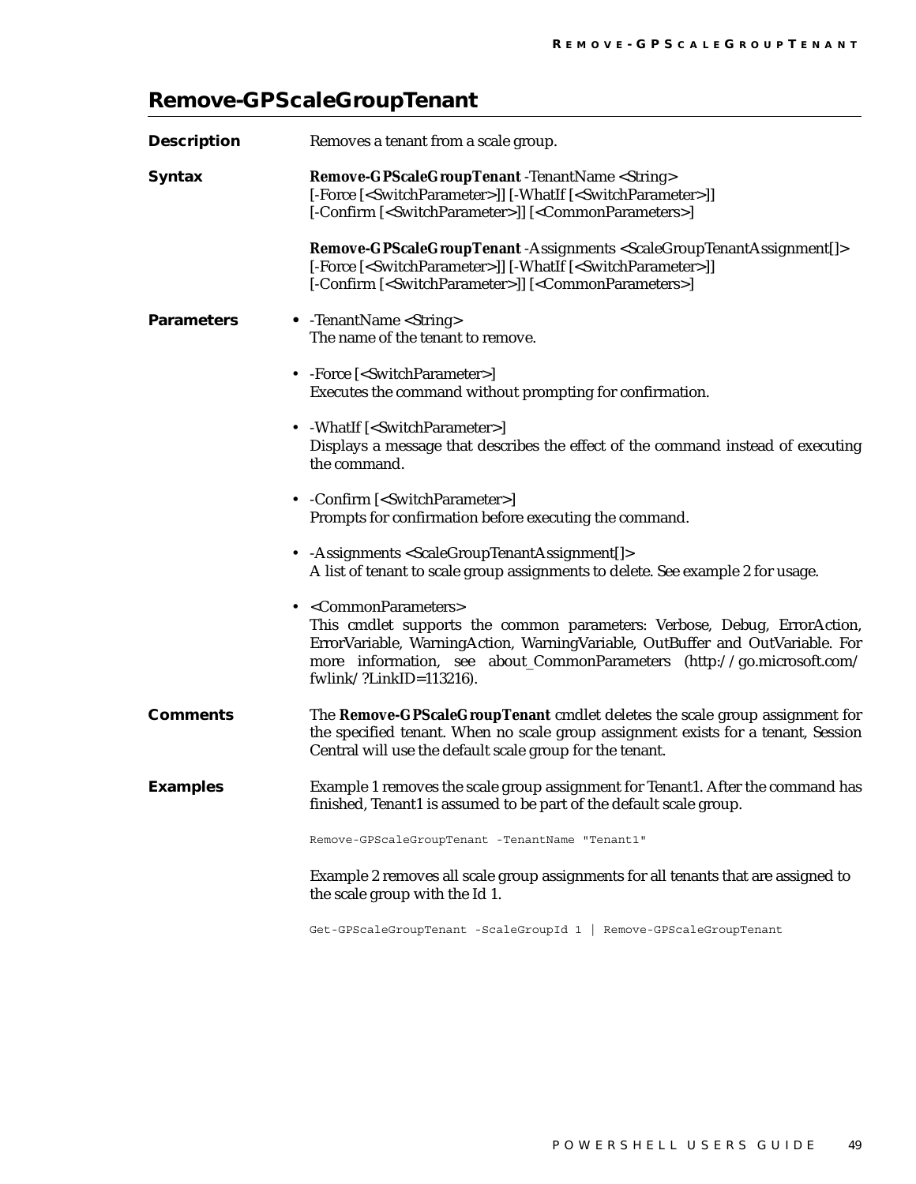## Remove-GPScaleGroupTenant

**Description**

Removes a tenant from a scale group.

**Syntax**

**Remove-GPScaleGroupTenant** -TenantName <String> [-Force [<SwitchParameter>]] [-WhatIf [<SwitchParameter>]] [-Confirm [<SwitchParameter>]] [<CommonParameters>]

**Remove-GPScaleGroupTenant** -Assignments <ScaleGroupTenantAssignment[]> [-Force [<SwitchParameter>]] [-WhatIf [<SwitchParameter>]] [-Confirm [<SwitchParameter>]] [<CommonParameters>]

**Parameters**

- -TenantName <String>
  The name of the tenant to remove.
- -Force [<SwitchParameter>]
  Executes the command without prompting for confirmation.
- -WhatIf [<SwitchParameter>]
  Displays a message that describes the effect of the command instead of executing the command.
- -Confirm [<SwitchParameter>]
  Prompts for confirmation before executing the command.
- -Assignments <ScaleGroupTenantAssignment[]>
  A list of tenant to scale group assignments to delete. See example 2 for usage.
- <CommonParameters>
  This cmdlet supports the common parameters: Verbose, Debug, ErrorAction, ErrorVariable, WarningAction, WarningVariable, OutBuffer and OutVariable. For more information, see about_CommonParameters (http://go.microsoft.com/fwlink/?LinkID=113216).

**Comments**

The **Remove-GPScaleGroupTenant** cmdlet deletes the scale group assignment for the specified tenant. When no scale group assignment exists for a tenant, Session Central will use the default scale group for the tenant.

**Examples**

Example 1 removes the scale group assignment for Tenant1. After the command has finished, Tenant1 is assumed to be part of the default scale group.

```
Remove-GPScaleGroupTenant -TenantName "Tenant1"
```

Example 2 removes all scale group assignments for all tenants that are assigned to the scale group with the Id 1.

```
Get-GPScaleGroupTenant -ScaleGroupId 1 | Remove-GPScaleGroupTenant
```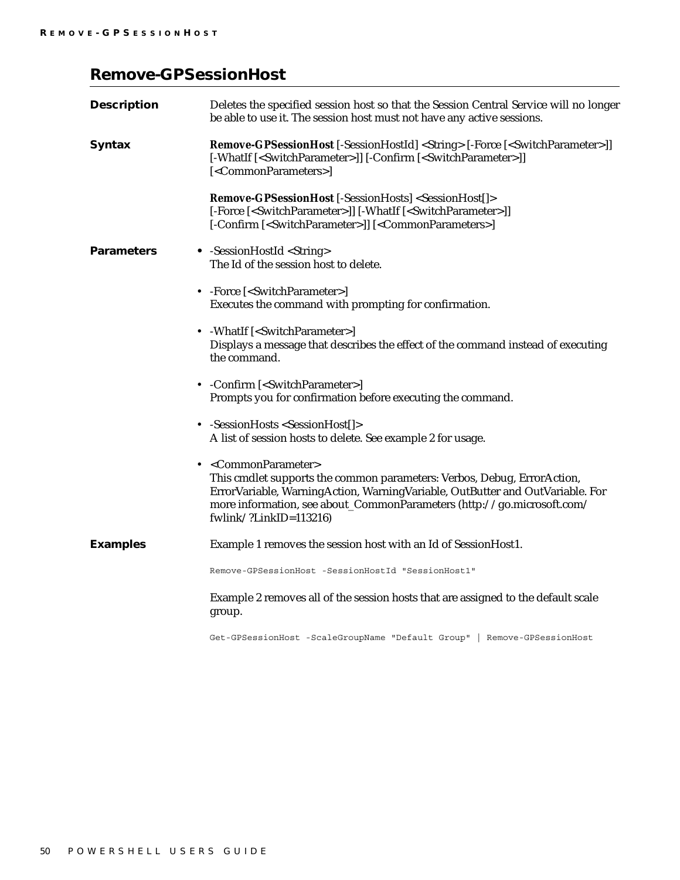# Remove-GPSessionHost

**Description**

Deletes the specified session host so that the Session Central Service will no longer be able to use it. The session host must not have any active sessions.

**Syntax**

**Remove-GPSessionHost** [-SessionHostId] <String> [-Force [<SwitchParameter>]] [-WhatIf [<SwitchParameter>]] [-Confirm [<SwitchParameter>]] [<CommonParameters>]

**Remove-GPSessionHost** [-SessionHosts] <SessionHost[]> [-Force [<SwitchParameter>]] [-WhatIf [<SwitchParameter>]] [-Confirm [<SwitchParameter>]] [<CommonParameters>]

**Parameters**

- -SessionHostId <String>
  The Id of the session host to delete.
- -Force [<SwitchParameter>]
  Executes the command with prompting for confirmation.
- -WhatIf [<SwitchParameter>]
  Displays a message that describes the effect of the command instead of executing the command.
- -Confirm [<SwitchParameter>]
  Prompts you for confirmation before executing the command.
- -SessionHosts <SessionHost[]>
  A list of session hosts to delete. See example 2 for usage.
- <CommonParameter>
  This cmdlet supports the common parameters: Verbos, Debug, ErrorAction, ErrorVariable, WarningAction, WarningVariable, OutButter and OutVariable. For more information, see about_CommonParameters (http://go.microsoft.com/fwlink/?LinkID=113216)

**Examples**

Example 1 removes the session host with an Id of SessionHost1.

```
Remove-GPSessionHost -SessionHostId "SessionHost1"
```

Example 2 removes all of the session hosts that are assigned to the default scale group.

```
Get-GPSessionHost -ScaleGroupName "Default Group" | Remove-GPSessionHost
```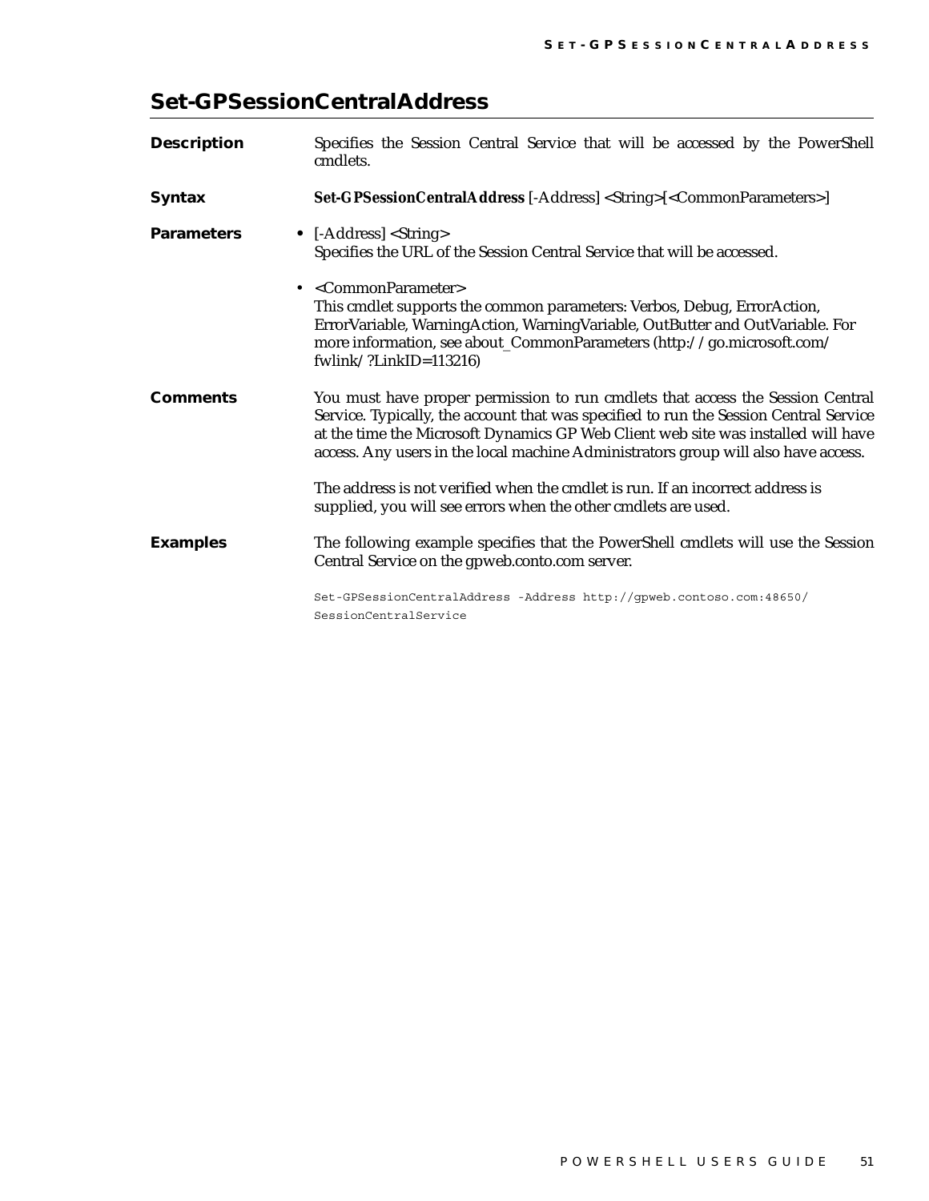## Set-GPSessionCentralAddress

**Description**

Specifies the Session Central Service that will be accessed by the PowerShell cmdlets.

**Syntax**

**Set-GPSessionCentralAddress** [-Address] <String>[<CommonParameters>]

**Parameters**

- [-Address] <String>
  Specifies the URL of the Session Central Service that will be accessed.
- <CommonParameter>
  This cmdlet supports the common parameters: Verbos, Debug, ErrorAction, ErrorVariable, WarningAction, WarningVariable, OutButter and OutVariable. For more information, see about_CommonParameters (http://go.microsoft.com/fwlink/?LinkID=113216)

**Comments**

You must have proper permission to run cmdlets that access the Session Central Service. Typically, the account that was specified to run the Session Central Service at the time the Microsoft Dynamics GP Web Client web site was installed will have access. Any users in the local machine Administrators group will also have access.

The address is not verified when the cmdlet is run. If an incorrect address is supplied, you will see errors when the other cmdlets are used.

**Examples**

The following example specifies that the PowerShell cmdlets will use the Session Central Service on the gpweb.conto.com server.

```
Set-GPSessionCentralAddress -Address http://gpweb.contoso.com:48650/
SessionCentralService
```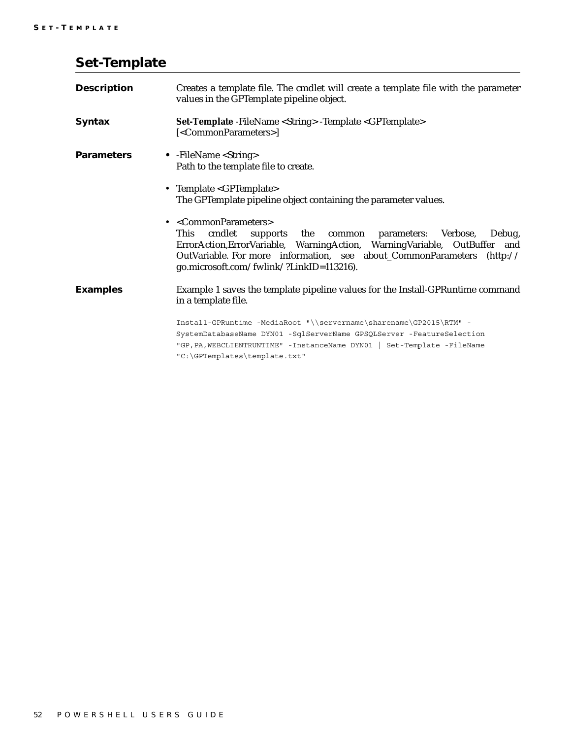## Set-Template

**Description**

Creates a template file. The cmdlet will create a template file with the parameter values in the GPTemplate pipeline object.

**Syntax**

**Set-Template** -FileName <String> -Template <GPTemplate> [<CommonParameters>]

**Parameters**

- -FileName <String>
  Path to the template file to create.

- Template <GPTemplate>
  The GPTemplate pipeline object containing the parameter values.

- <CommonParameters>
  This cmdlet supports the common parameters: Verbose, Debug, ErrorAction,ErrorVariable, WarningAction, WarningVariable, OutBuffer and OutVariable. For more information, see about_CommonParameters (http://go.microsoft.com/fwlink/?LinkID=113216).

**Examples**

Example 1 saves the template pipeline values for the Install-GPRuntime command in a template file.

```
Install-GPRuntime -MediaRoot "\\servername\sharename\GP2015\RTM" -
SystemDatabaseName DYN01 -SqlServerName GPSQLServer -FeatureSelection
"GP,PA,WEBCLIENTRUNTIME" -InstanceName DYN01 | Set-Template -FileName
"C:\GPTemplates\template.txt"
```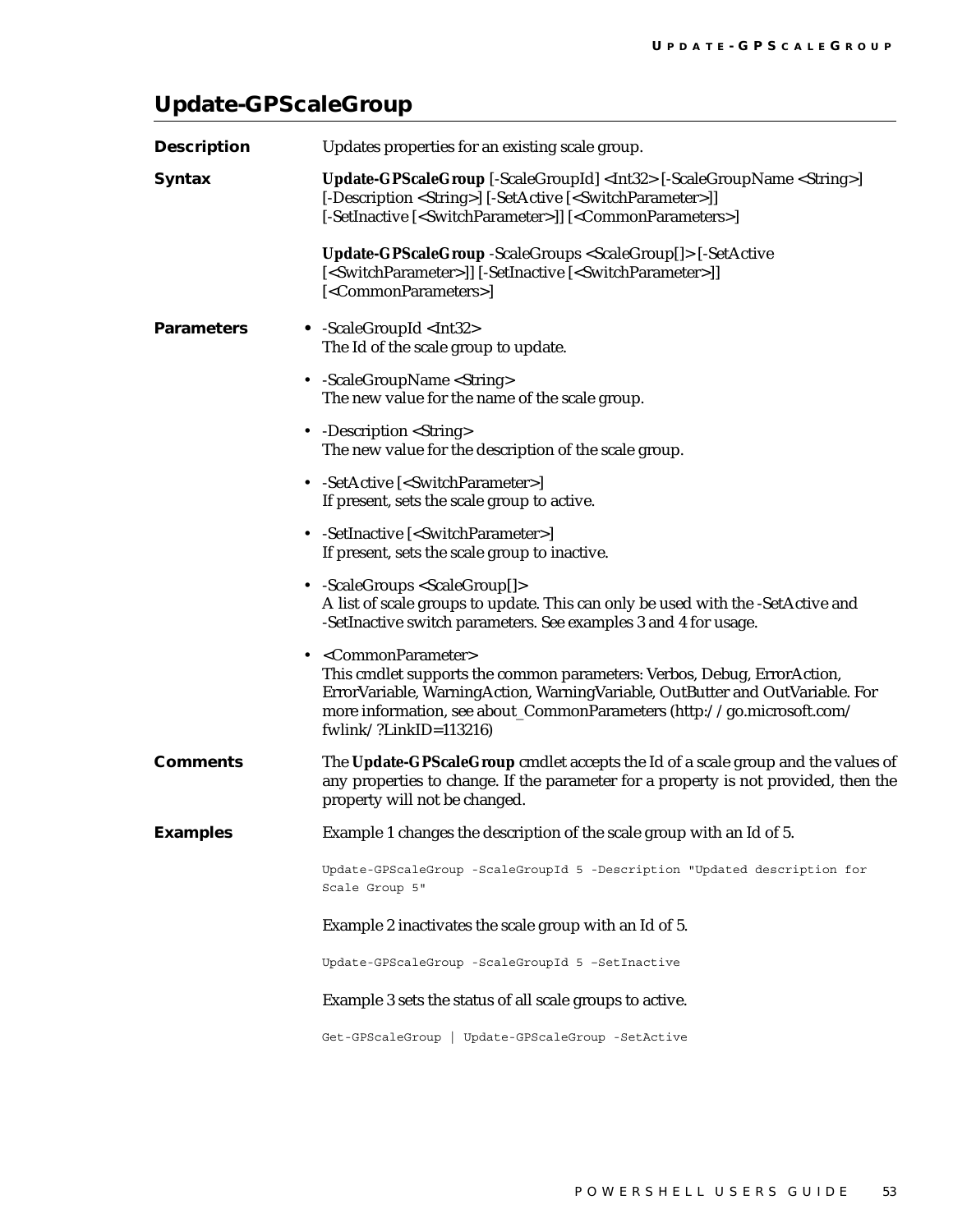## Update-GPScaleGroup

**Description**

Updates properties for an existing scale group.

**Syntax**

**Update-GPScaleGroup** [-ScaleGroupId] <Int32> [-ScaleGroupName <String>] [-Description <String>] [-SetActive [<SwitchParameter>]] [-SetInactive [<SwitchParameter>]] [<CommonParameters>]

**Update-GPScaleGroup** -ScaleGroups <ScaleGroup[]> [-SetActive [<SwitchParameter>]] [-SetInactive [<SwitchParameter>]] [<CommonParameters>]

**Parameters**

- -ScaleGroupId <Int32>
  The Id of the scale group to update.
- -ScaleGroupName <String>
  The new value for the name of the scale group.
- -Description <String>
  The new value for the description of the scale group.
- -SetActive [<SwitchParameter>]
  If present, sets the scale group to active.
- -SetInactive [<SwitchParameter>]
  If present, sets the scale group to inactive.
- -ScaleGroups <ScaleGroup[]>
  A list of scale groups to update. This can only be used with the -SetActive and -SetInactive switch parameters. See examples 3 and 4 for usage.
- <CommonParameter>
  This cmdlet supports the common parameters: Verbos, Debug, ErrorAction, ErrorVariable, WarningAction, WarningVariable, OutButter and OutVariable. For more information, see about_CommonParameters (http://go.microsoft.com/fwlink/?LinkID=113216)

**Comments**

The **Update-GPScaleGroup** cmdlet accepts the Id of a scale group and the values of any properties to change. If the parameter for a property is not provided, then the property will not be changed.

**Examples**

Example 1 changes the description of the scale group with an Id of 5.

```
Update-GPScaleGroup -ScaleGroupId 5 -Description "Updated description for Scale Group 5"
```

Example 2 inactivates the scale group with an Id of 5.

```
Update-GPScaleGroup -ScaleGroupId 5 –SetInactive
```

Example 3 sets the status of all scale groups to active.

```
Get-GPScaleGroup | Update-GPScaleGroup -SetActive
```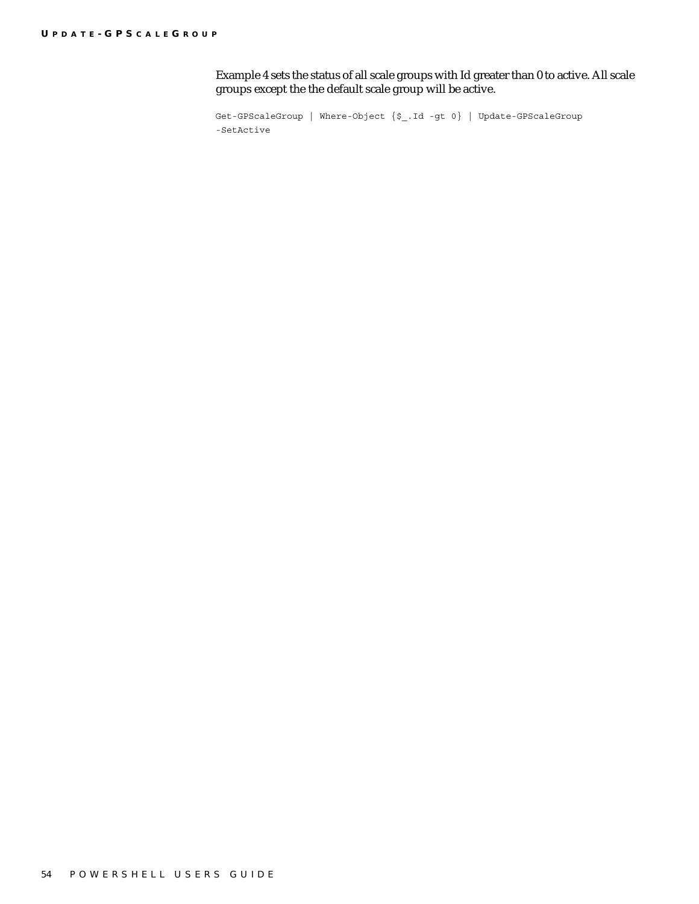Example 4 sets the status of all scale groups with Id greater than 0 to active. All scale groups except the the default scale group will be active.

```
Get-GPScaleGroup | Where-Object {$_.Id -gt 0} | Update-GPScaleGroup
-SetActive
```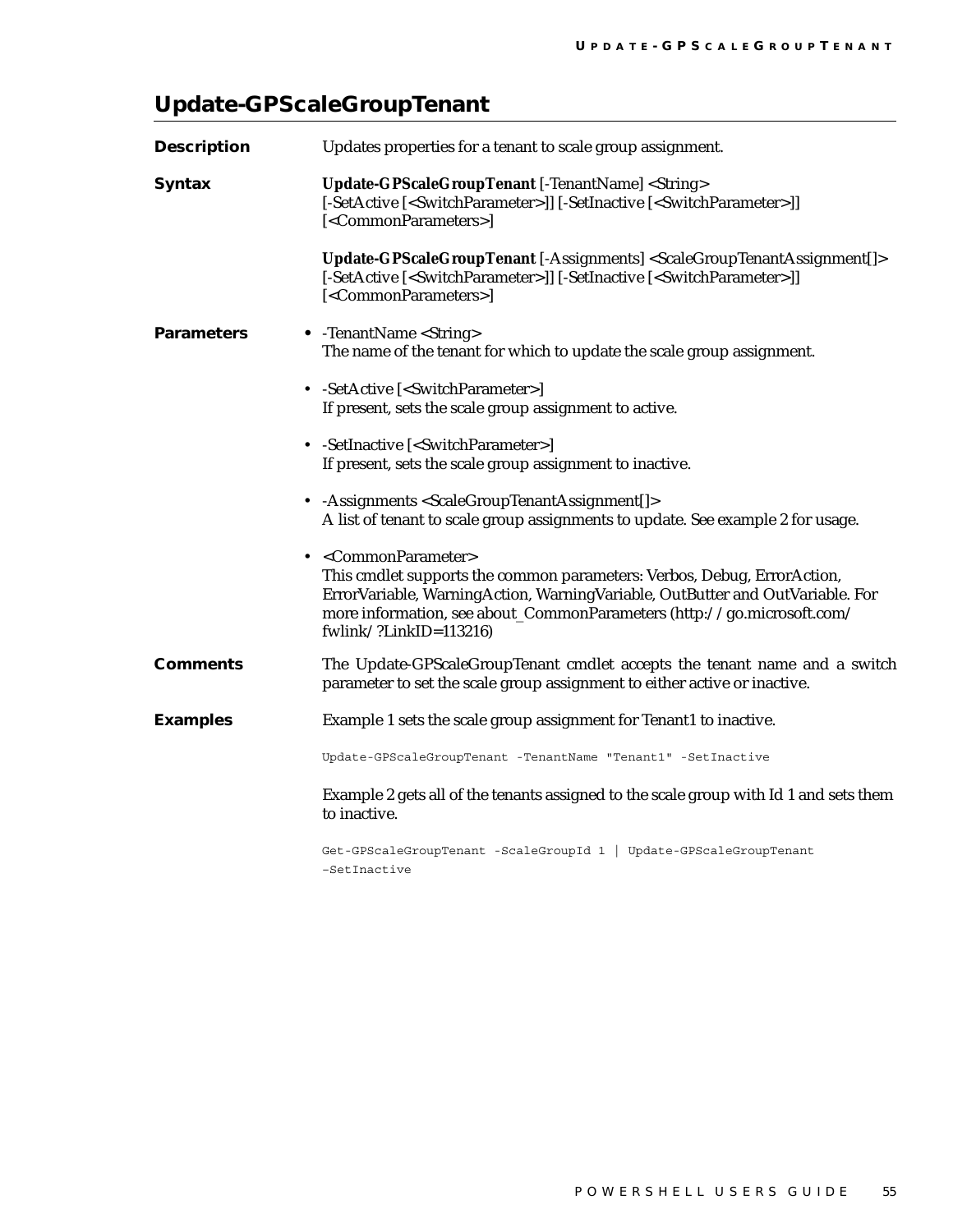## Update-GPScaleGroupTenant

**Description**

Updates properties for a tenant to scale group assignment.

**Syntax**

**Update-GPScaleGroupTenant** [-TenantName] <String> [-SetActive [<SwitchParameter>]] [-SetInactive [<SwitchParameter>]] [<CommonParameters>]

**Update-GPScaleGroupTenant** [-Assignments] <ScaleGroupTenantAssignment[]> [-SetActive [<SwitchParameter>]] [-SetInactive [<SwitchParameter>]] [<CommonParameters>]

**Parameters**

- -TenantName <String>
  The name of the tenant for which to update the scale group assignment.
- -SetActive [<SwitchParameter>]
  If present, sets the scale group assignment to active.
- -SetInactive [<SwitchParameter>]
  If present, sets the scale group assignment to inactive.
- -Assignments <ScaleGroupTenantAssignment[]>
  A list of tenant to scale group assignments to update. See example 2 for usage.
- <CommonParameter>
  This cmdlet supports the common parameters: Verbos, Debug, ErrorAction, ErrorVariable, WarningAction, WarningVariable, OutButter and OutVariable. For more information, see about_CommonParameters (http://go.microsoft.com/fwlink/?LinkID=113216)

**Comments**

The Update-GPScaleGroupTenant cmdlet accepts the tenant name and a switch parameter to set the scale group assignment to either active or inactive.

**Examples**

Example 1 sets the scale group assignment for Tenant1 to inactive.

```
Update-GPScaleGroupTenant -TenantName "Tenant1" -SetInactive
```

Example 2 gets all of the tenants assigned to the scale group with Id 1 and sets them to inactive.

```
Get-GPScaleGroupTenant -ScaleGroupId 1 | Update-GPScaleGroupTenant
–SetInactive
```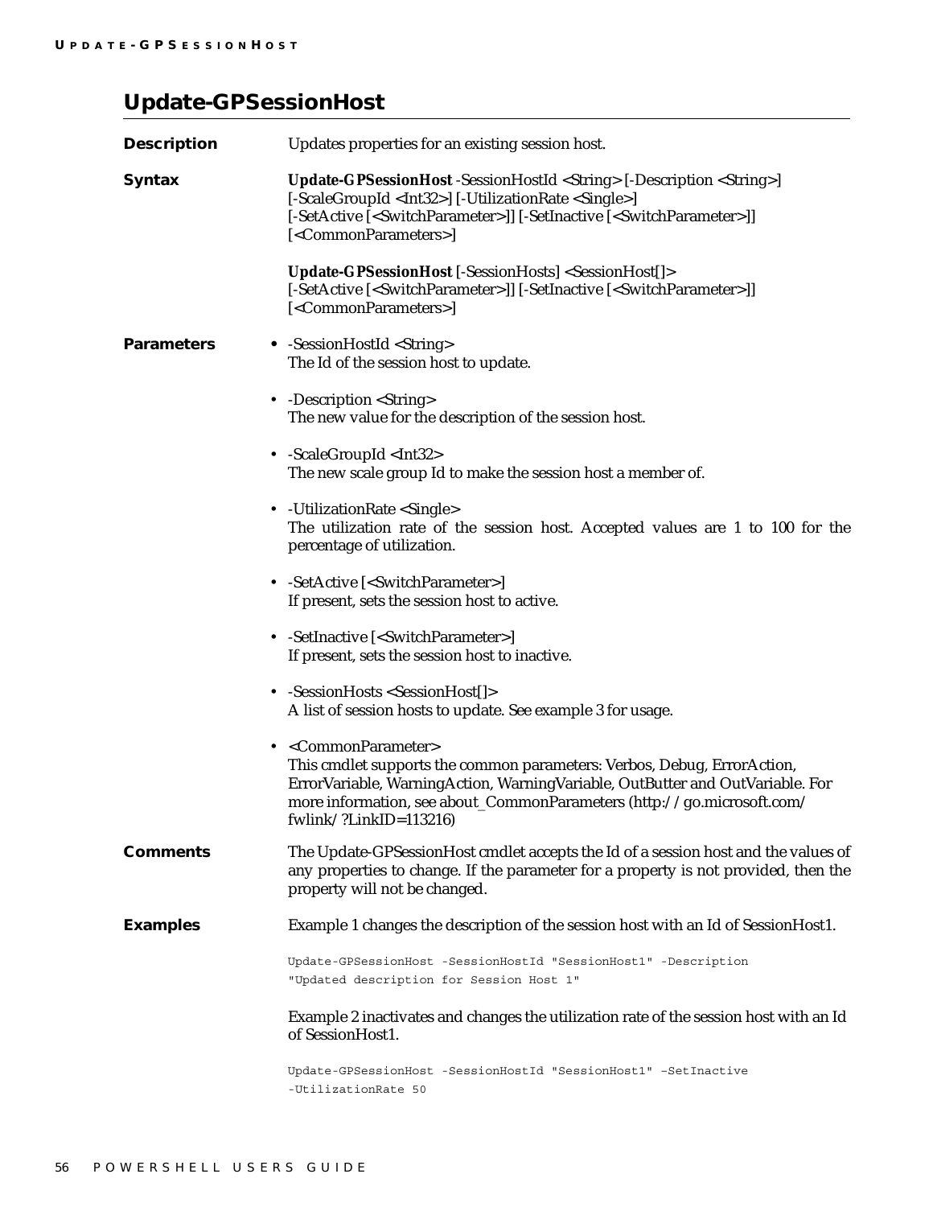## Update-GPSessionHost

**Description**

Updates properties for an existing session host.

**Syntax**

**Update-GPSessionHost** -SessionHostId <String> [-Description <String>] [-ScaleGroupId <Int32>] [-UtilizationRate <Single>] [-SetActive [<SwitchParameter>]] [-SetInactive [<SwitchParameter>]] [<CommonParameters>]

**Update-GPSessionHost** [-SessionHosts] <SessionHost[]> [-SetActive [<SwitchParameter>]] [-SetInactive [<SwitchParameter>]] [<CommonParameters>]

**Parameters**

- -SessionHostId <String>
  The Id of the session host to update.
- -Description <String>
  The new value for the description of the session host.
- -ScaleGroupId <Int32>
  The new scale group Id to make the session host a member of.
- -UtilizationRate <Single>
  The utilization rate of the session host. Accepted values are 1 to 100 for the percentage of utilization.
- -SetActive [<SwitchParameter>]
  If present, sets the session host to active.
- -SetInactive [<SwitchParameter>]
  If present, sets the session host to inactive.
- -SessionHosts <SessionHost[]>
  A list of session hosts to update. See example 3 for usage.
- <CommonParameter>
  This cmdlet supports the common parameters: Verbos, Debug, ErrorAction, ErrorVariable, WarningAction, WarningVariable, OutButter and OutVariable. For more information, see about_CommonParameters (http://go.microsoft.com/fwlink/?LinkID=113216)

**Comments**

The Update-GPSessionHost cmdlet accepts the Id of a session host and the values of any properties to change. If the parameter for a property is not provided, then the property will not be changed.

**Examples**

Example 1 changes the description of the session host with an Id of SessionHost1.

```
Update-GPSessionHost -SessionHostId "SessionHost1" -Description
"Updated description for Session Host 1"
```

Example 2 inactivates and changes the utilization rate of the session host with an Id of SessionHost1.

```
Update-GPSessionHost -SessionHostId "SessionHost1" –SetInactive
-UtilizationRate 50
```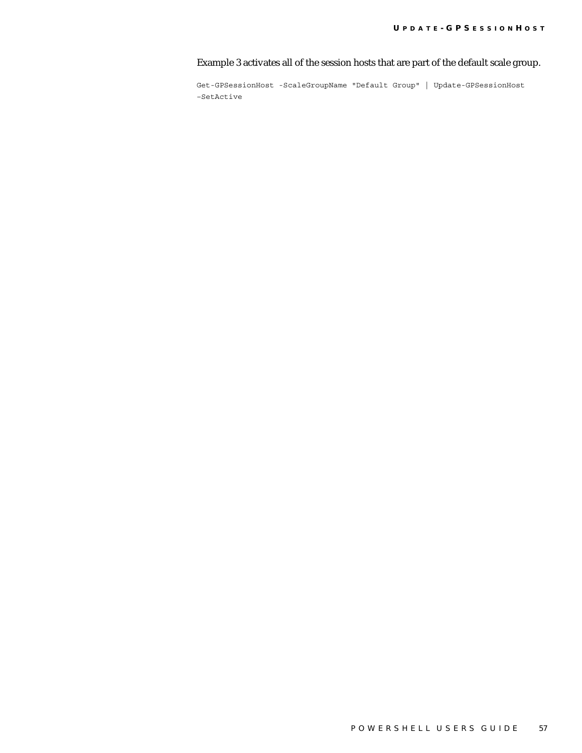Example 3 activates all of the session hosts that are part of the default scale group.

```
Get-GPSessionHost -ScaleGroupName "Default Group" | Update-GPSessionHost
–SetActive
```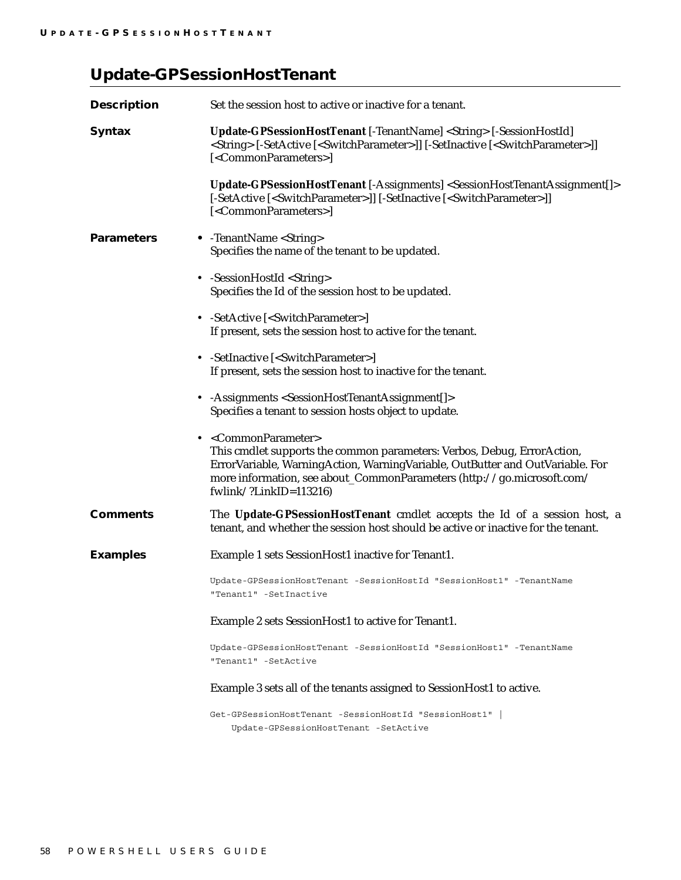## Update-GPSessionHostTenant

**Description**

Set the session host to active or inactive for a tenant.

**Syntax**

**Update-GPSessionHostTenant** [-TenantName] <String> [-SessionHostId] <String> [-SetActive [<SwitchParameter>]] [-SetInactive [<SwitchParameter>]] [<CommonParameters>]

**Update-GPSessionHostTenant** [-Assignments] <SessionHostTenantAssignment[]> [-SetActive [<SwitchParameter>]] [-SetInactive [<SwitchParameter>]] [<CommonParameters>]

**Parameters**

- -TenantName <String>
  Specifies the name of the tenant to be updated.
- -SessionHostId <String>
  Specifies the Id of the session host to be updated.
- -SetActive [<SwitchParameter>]
  If present, sets the session host to active for the tenant.
- -SetInactive [<SwitchParameter>]
  If present, sets the session host to inactive for the tenant.
- -Assignments <SessionHostTenantAssignment[]>
  Specifies a tenant to session hosts object to update.
- <CommonParameter>
  This cmdlet supports the common parameters: Verbos, Debug, ErrorAction, ErrorVariable, WarningAction, WarningVariable, OutButter and OutVariable. For more information, see about_CommonParameters (http://go.microsoft.com/fwlink/?LinkID=113216)

**Comments**

The **Update-GPSessionHostTenant** cmdlet accepts the Id of a session host, a tenant, and whether the session host should be active or inactive for the tenant.

**Examples**

Example 1 sets SessionHost1 inactive for Tenant1.

```
Update-GPSessionHostTenant -SessionHostId "SessionHost1" -TenantName
"Tenant1" -SetInactive
```

Example 2 sets SessionHost1 to active for Tenant1.

```
Update-GPSessionHostTenant -SessionHostId "SessionHost1" -TenantName
"Tenant1" -SetActive
```

Example 3 sets all of the tenants assigned to SessionHost1 to active.

```
Get-GPSessionHostTenant -SessionHostId "SessionHost1" |
    Update-GPSessionHostTenant -SetActive
```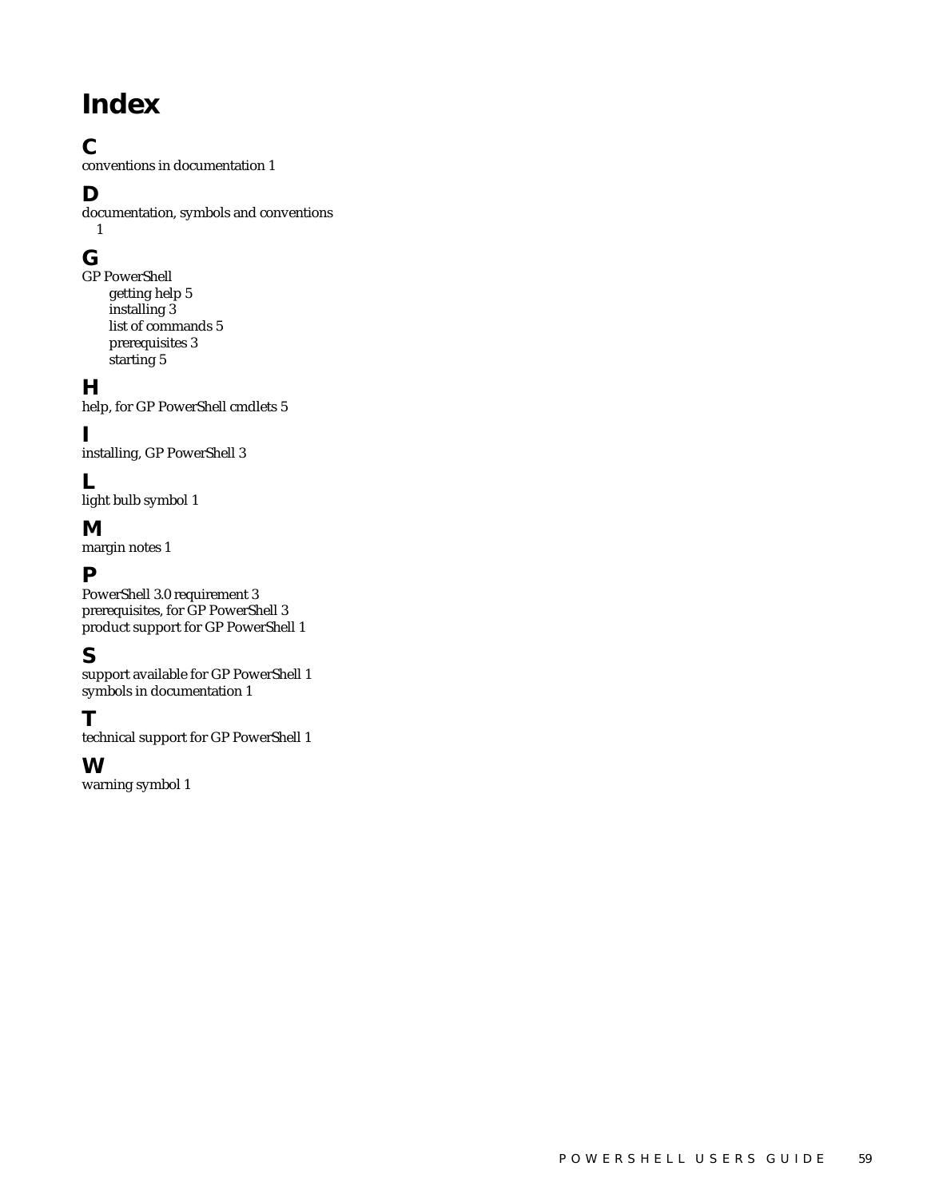# Index

## C

conventions in documentation 1

## D

documentation, symbols and conventions 1

## G

GP PowerShell
- getting help 5
- installing 3
- list of commands 5
- prerequisites 3
- starting 5

## H

help, for GP PowerShell cmdlets 5

## I

installing, GP PowerShell 3

## L

light bulb symbol 1

## M

margin notes 1

## P

PowerShell 3.0 requirement 3
prerequisites, for GP PowerShell 3
product support for GP PowerShell 1

## S

support available for GP PowerShell 1
symbols in documentation 1

## T

technical support for GP PowerShell 1

## W

warning symbol 1